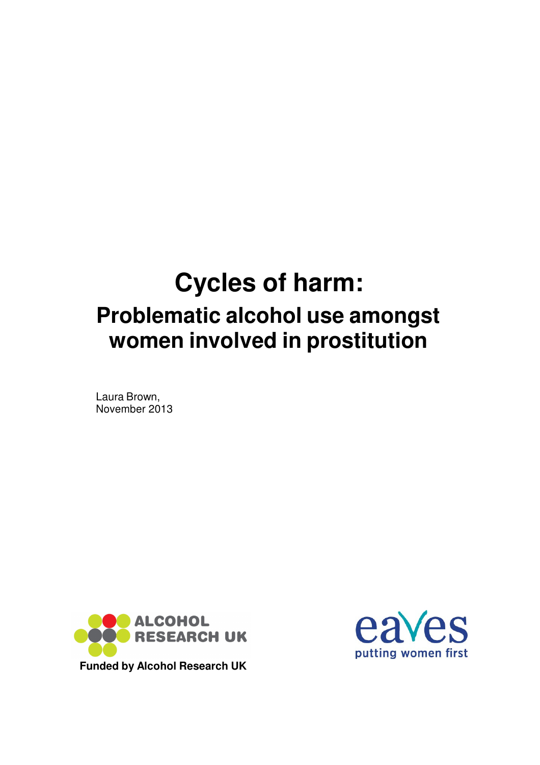# Cycles of harm:

## Problematic alcohol use amongst women involved in prostitution

Laura Brown,
November 2013

ALCOHOL RESEARCH UK

**Funded by Alcohol Research UK**

eaves
putting women first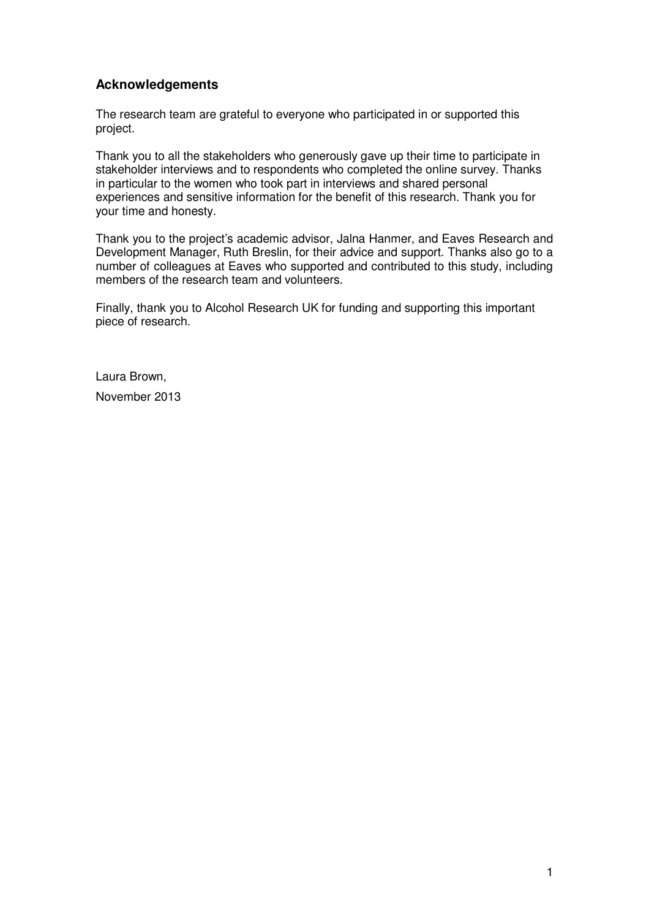## Acknowledgements

The research team are grateful to everyone who participated in or supported this project.

Thank you to all the stakeholders who generously gave up their time to participate in stakeholder interviews and to respondents who completed the online survey. Thanks in particular to the women who took part in interviews and shared personal experiences and sensitive information for the benefit of this research. Thank you for your time and honesty.

Thank you to the project's academic advisor, Jalna Hanmer, and Eaves Research and Development Manager, Ruth Breslin, for their advice and support. Thanks also go to a number of colleagues at Eaves who supported and contributed to this study, including members of the research team and volunteers.

Finally, thank you to Alcohol Research UK for funding and supporting this important piece of research.

Laura Brown,

November 2013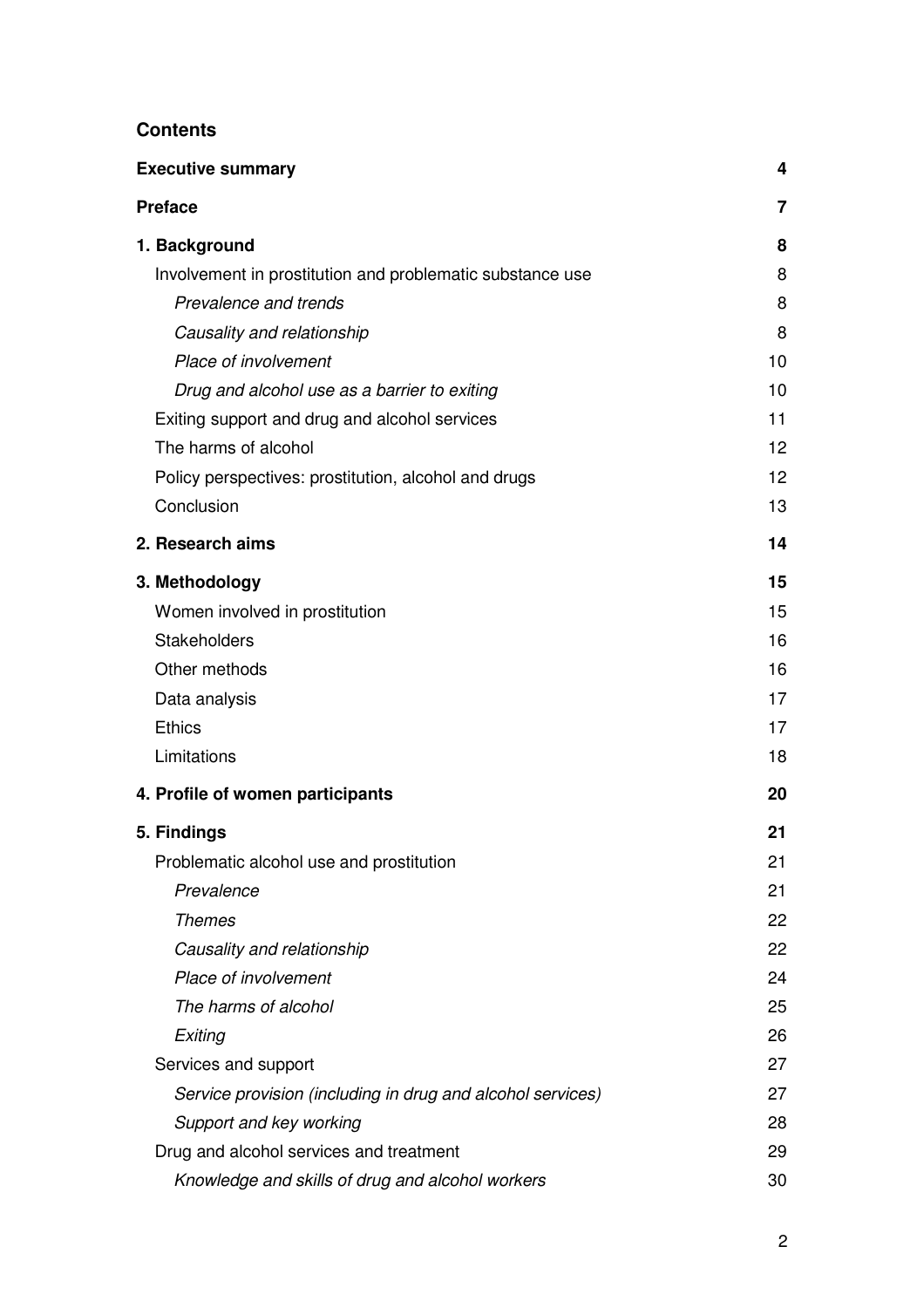## Contents

| | |
|---|---|
| **Executive summary** | **4** |
| **Preface** | **7** |
| **1. Background** | **8** |
| Involvement in prostitution and problematic substance use | 8 |
| *Prevalence and trends* | 8 |
| *Causality and relationship* | 8 |
| *Place of involvement* | 10 |
| *Drug and alcohol use as a barrier to exiting* | 10 |
| Exiting support and drug and alcohol services | 11 |
| The harms of alcohol | 12 |
| Policy perspectives: prostitution, alcohol and drugs | 12 |
| Conclusion | 13 |
| **2. Research aims** | **14** |
| **3. Methodology** | **15** |
| Women involved in prostitution | 15 |
| Stakeholders | 16 |
| Other methods | 16 |
| Data analysis | 17 |
| Ethics | 17 |
| Limitations | 18 |
| **4. Profile of women participants** | **20** |
| **5. Findings** | **21** |
| Problematic alcohol use and prostitution | 21 |
| *Prevalence* | 21 |
| *Themes* | 22 |
| *Causality and relationship* | 22 |
| *Place of involvement* | 24 |
| *The harms of alcohol* | 25 |
| *Exiting* | 26 |
| Services and support | 27 |
| *Service provision (including in drug and alcohol services)* | 27 |
| *Support and key working* | 28 |
| Drug and alcohol services and treatment | 29 |
| *Knowledge and skills of drug and alcohol workers* | 30 |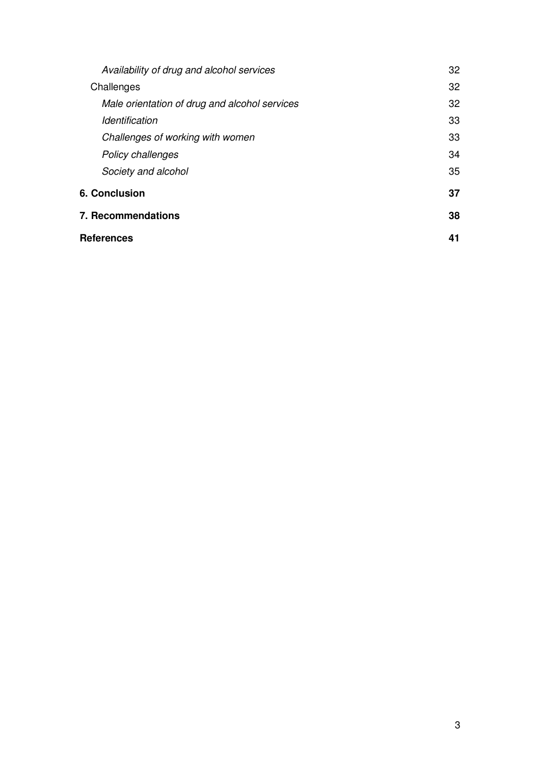*Availability of drug and alcohol services* 32

Challenges 32

*Male orientation of drug and alcohol services* 32

*Identification* 33

*Challenges of working with women* 33

*Policy challenges* 34

*Society and alcohol* 35

**6. Conclusion** **37**

**7. Recommendations** **38**

**References** **41**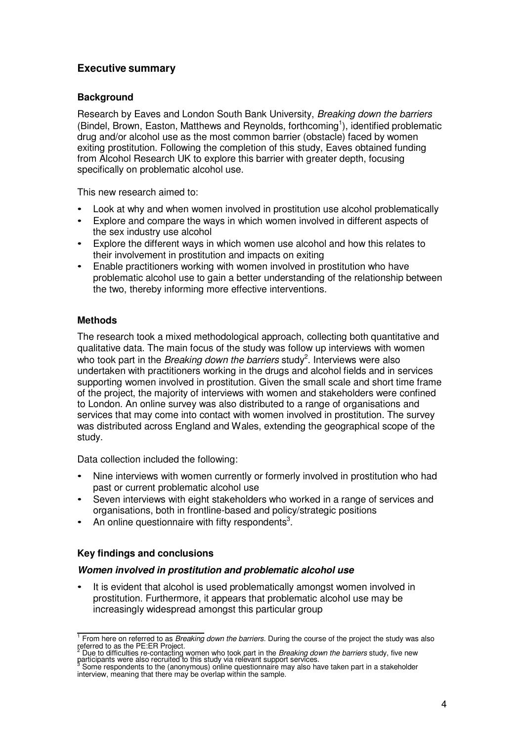## Executive summary

### Background

Research by Eaves and London South Bank University, *Breaking down the barriers* (Bindel, Brown, Easton, Matthews and Reynolds, forthcoming[1]), identified problematic drug and/or alcohol use as the most common barrier (obstacle) faced by women exiting prostitution. Following the completion of this study, Eaves obtained funding from Alcohol Research UK to explore this barrier with greater depth, focusing specifically on problematic alcohol use.

This new research aimed to:

- Look at why and when women involved in prostitution use alcohol problematically
- Explore and compare the ways in which women involved in different aspects of the sex industry use alcohol
- Explore the different ways in which women use alcohol and how this relates to their involvement in prostitution and impacts on exiting
- Enable practitioners working with women involved in prostitution who have problematic alcohol use to gain a better understanding of the relationship between the two, thereby informing more effective interventions.

### Methods

The research took a mixed methodological approach, collecting both quantitative and qualitative data. The main focus of the study was follow up interviews with women who took part in the *Breaking down the barriers* study[2]. Interviews were also undertaken with practitioners working in the drugs and alcohol fields and in services supporting women involved in prostitution. Given the small scale and short time frame of the project, the majority of interviews with women and stakeholders were confined to London. An online survey was also distributed to a range of organisations and services that may come into contact with women involved in prostitution. The survey was distributed across England and Wales, extending the geographical scope of the study.

Data collection included the following:

- Nine interviews with women currently or formerly involved in prostitution who had past or current problematic alcohol use
- Seven interviews with eight stakeholders who worked in a range of services and organisations, both in frontline-based and policy/strategic positions
- An online questionnaire with fifty respondents[3].

### Key findings and conclusions

#### *Women involved in prostitution and problematic alcohol use*

- It is evident that alcohol is used problematically amongst women involved in prostitution. Furthermore, it appears that problematic alcohol use may be increasingly widespread amongst this particular group

---

[1] From here on referred to as *Breaking down the barriers*. During the course of the project the study was also referred to as the PE:ER Project.

[2] Due to difficulties re-contacting women who took part in the *Breaking down the barriers* study, five new participants were also recruited to this study via relevant support services.

[3] Some respondents to the (anonymous) online questionnaire may also have taken part in a stakeholder interview, meaning that there may be overlap within the sample.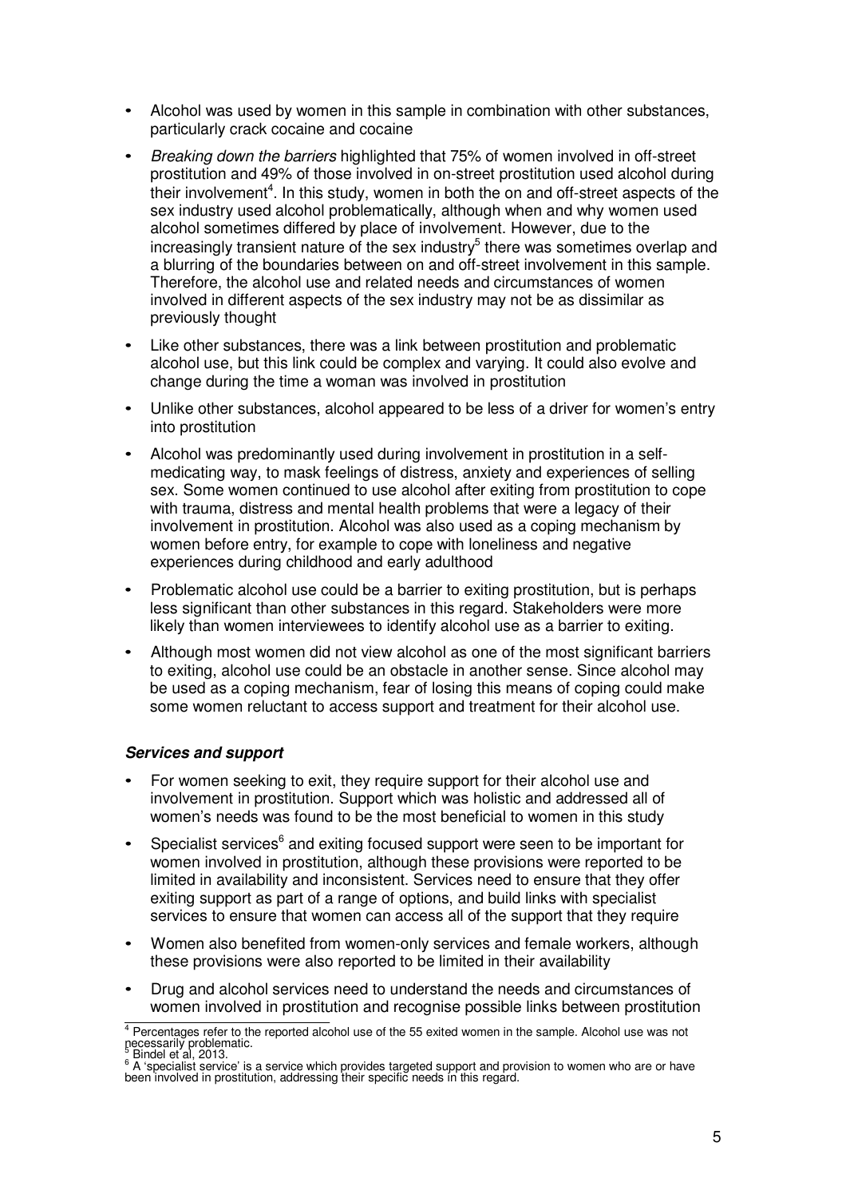- Alcohol was used by women in this sample in combination with other substances, particularly crack cocaine and cocaine
- *Breaking down the barriers* highlighted that 75% of women involved in off-street prostitution and 49% of those involved in on-street prostitution used alcohol during their involvement[4]. In this study, women in both the on and off-street aspects of the sex industry used alcohol problematically, although when and why women used alcohol sometimes differed by place of involvement. However, due to the increasingly transient nature of the sex industry[5] there was sometimes overlap and a blurring of the boundaries between on and off-street involvement in this sample. Therefore, the alcohol use and related needs and circumstances of women involved in different aspects of the sex industry may not be as dissimilar as previously thought
- Like other substances, there was a link between prostitution and problematic alcohol use, but this link could be complex and varying. It could also evolve and change during the time a woman was involved in prostitution
- Unlike other substances, alcohol appeared to be less of a driver for women's entry into prostitution
- Alcohol was predominantly used during involvement in prostitution in a self-medicating way, to mask feelings of distress, anxiety and experiences of selling sex. Some women continued to use alcohol after exiting from prostitution to cope with trauma, distress and mental health problems that were a legacy of their involvement in prostitution. Alcohol was also used as a coping mechanism by women before entry, for example to cope with loneliness and negative experiences during childhood and early adulthood
- Problematic alcohol use could be a barrier to exiting prostitution, but is perhaps less significant than other substances in this regard. Stakeholders were more likely than women interviewees to identify alcohol use as a barrier to exiting.
- Although most women did not view alcohol as one of the most significant barriers to exiting, alcohol use could be an obstacle in another sense. Since alcohol may be used as a coping mechanism, fear of losing this means of coping could make some women reluctant to access support and treatment for their alcohol use.

***Services and support***

- For women seeking to exit, they require support for their alcohol use and involvement in prostitution. Support which was holistic and addressed all of women's needs was found to be the most beneficial to women in this study
- Specialist services[6] and exiting focused support were seen to be important for women involved in prostitution, although these provisions were reported to be limited in availability and inconsistent. Services need to ensure that they offer exiting support as part of a range of options, and build links with specialist services to ensure that women can access all of the support that they require
- Women also benefited from women-only services and female workers, although these provisions were also reported to be limited in their availability
- Drug and alcohol services need to understand the needs and circumstances of women involved in prostitution and recognise possible links between prostitution

[4] Percentages refer to the reported alcohol use of the 55 exited women in the sample. Alcohol use was not necessarily problematic.
[5] Bindel et al, 2013.
[6] A 'specialist service' is a service which provides targeted support and provision to women who are or have been involved in prostitution, addressing their specific needs in this regard.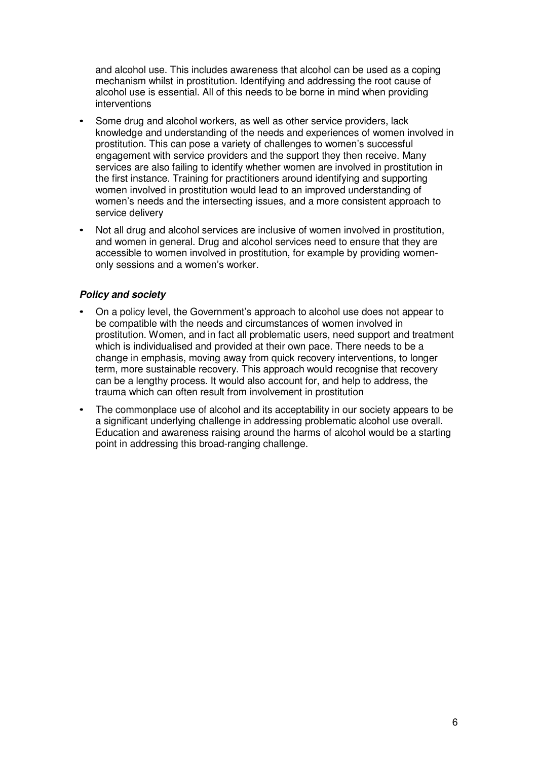and alcohol use. This includes awareness that alcohol can be used as a coping mechanism whilst in prostitution. Identifying and addressing the root cause of alcohol use is essential. All of this needs to be borne in mind when providing interventions

- Some drug and alcohol workers, as well as other service providers, lack knowledge and understanding of the needs and experiences of women involved in prostitution. This can pose a variety of challenges to women's successful engagement with service providers and the support they then receive. Many services are also failing to identify whether women are involved in prostitution in the first instance. Training for practitioners around identifying and supporting women involved in prostitution would lead to an improved understanding of women's needs and the intersecting issues, and a more consistent approach to service delivery
- Not all drug and alcohol services are inclusive of women involved in prostitution, and women in general. Drug and alcohol services need to ensure that they are accessible to women involved in prostitution, for example by providing women-only sessions and a women's worker.

***Policy and society***

- On a policy level, the Government's approach to alcohol use does not appear to be compatible with the needs and circumstances of women involved in prostitution. Women, and in fact all problematic users, need support and treatment which is individualised and provided at their own pace. There needs to be a change in emphasis, moving away from quick recovery interventions, to longer term, more sustainable recovery. This approach would recognise that recovery can be a lengthy process. It would also account for, and help to address, the trauma which can often result from involvement in prostitution
- The commonplace use of alcohol and its acceptability in our society appears to be a significant underlying challenge in addressing problematic alcohol use overall. Education and awareness raising around the harms of alcohol would be a starting point in addressing this broad-ranging challenge.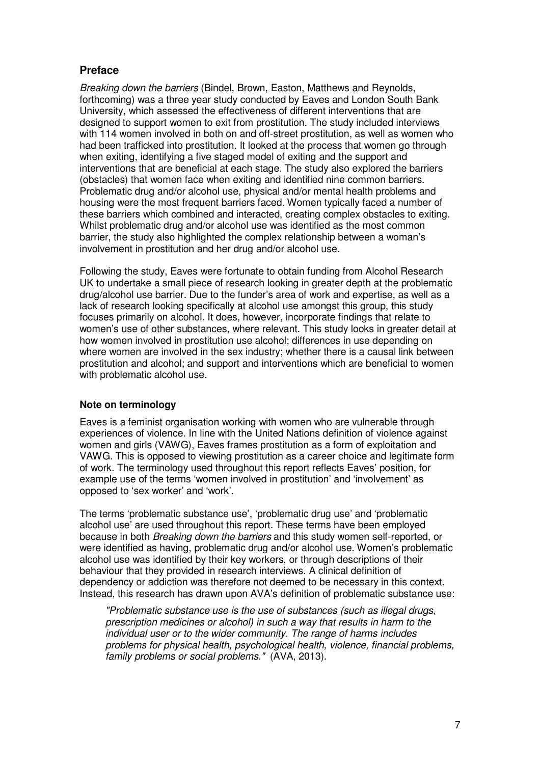## Preface

*Breaking down the barriers* (Bindel, Brown, Easton, Matthews and Reynolds, forthcoming) was a three year study conducted by Eaves and London South Bank University, which assessed the effectiveness of different interventions that are designed to support women to exit from prostitution. The study included interviews with 114 women involved in both on and off-street prostitution, as well as women who had been trafficked into prostitution. It looked at the process that women go through when exiting, identifying a five staged model of exiting and the support and interventions that are beneficial at each stage. The study also explored the barriers (obstacles) that women face when exiting and identified nine common barriers. Problematic drug and/or alcohol use, physical and/or mental health problems and housing were the most frequent barriers faced. Women typically faced a number of these barriers which combined and interacted, creating complex obstacles to exiting. Whilst problematic drug and/or alcohol use was identified as the most common barrier, the study also highlighted the complex relationship between a woman's involvement in prostitution and her drug and/or alcohol use.

Following the study, Eaves were fortunate to obtain funding from Alcohol Research UK to undertake a small piece of research looking in greater depth at the problematic drug/alcohol use barrier. Due to the funder's area of work and expertise, as well as a lack of research looking specifically at alcohol use amongst this group, this study focuses primarily on alcohol. It does, however, incorporate findings that relate to women's use of other substances, where relevant. This study looks in greater detail at how women involved in prostitution use alcohol; differences in use depending on where women are involved in the sex industry; whether there is a causal link between prostitution and alcohol; and support and interventions which are beneficial to women with problematic alcohol use.

### Note on terminology

Eaves is a feminist organisation working with women who are vulnerable through experiences of violence. In line with the United Nations definition of violence against women and girls (VAWG), Eaves frames prostitution as a form of exploitation and VAWG. This is opposed to viewing prostitution as a career choice and legitimate form of work. The terminology used throughout this report reflects Eaves' position, for example use of the terms 'women involved in prostitution' and 'involvement' as opposed to 'sex worker' and 'work'.

The terms 'problematic substance use', 'problematic drug use' and 'problematic alcohol use' are used throughout this report. These terms have been employed because in both *Breaking down the barriers* and this study women self-reported, or were identified as having, problematic drug and/or alcohol use. Women's problematic alcohol use was identified by their key workers, or through descriptions of their behaviour that they provided in research interviews. A clinical definition of dependency or addiction was therefore not deemed to be necessary in this context. Instead, this research has drawn upon AVA's definition of problematic substance use:

> *"Problematic substance use is the use of substances (such as illegal drugs, prescription medicines or alcohol) in such a way that results in harm to the individual user or to the wider community. The range of harms includes problems for physical health, psychological health, violence, financial problems, family problems or social problems."* (AVA, 2013).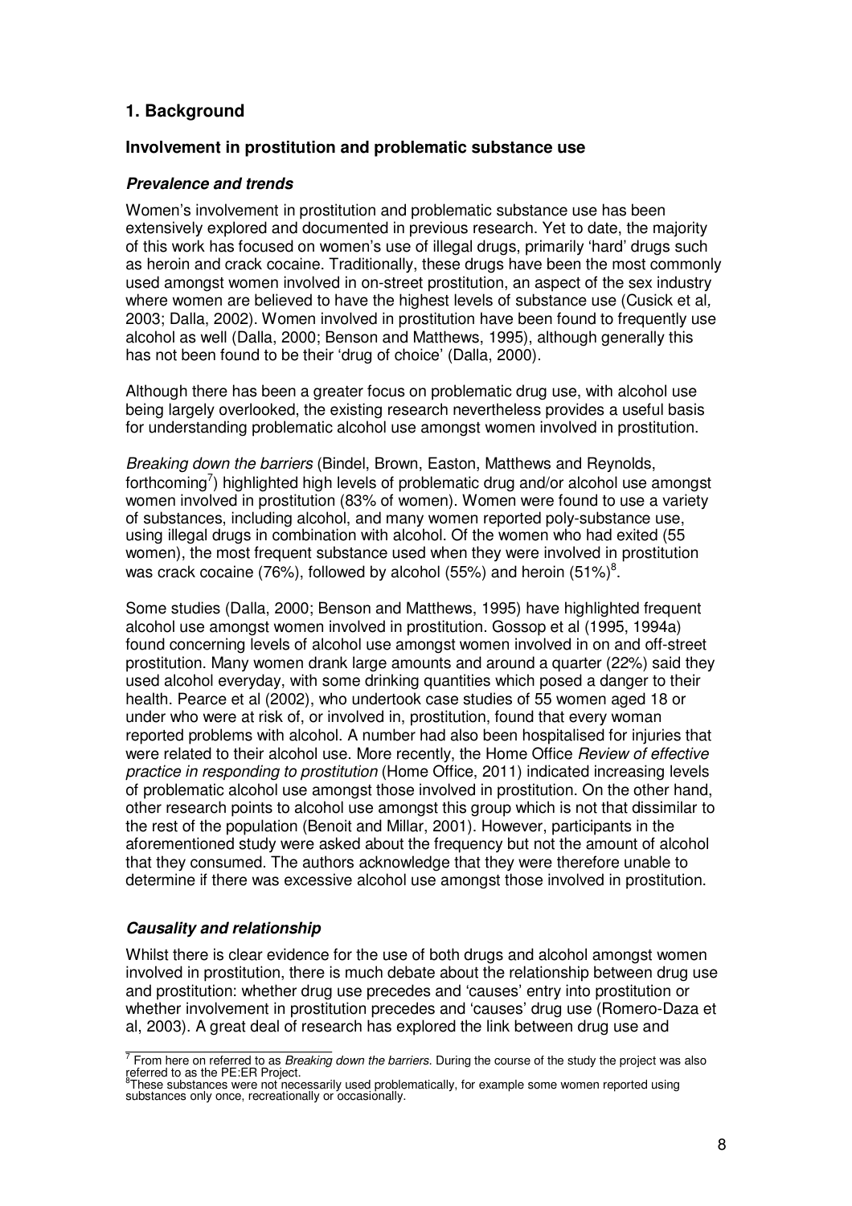## 1. Background

### Involvement in prostitution and problematic substance use

#### *Prevalence and trends*

Women's involvement in prostitution and problematic substance use has been extensively explored and documented in previous research. Yet to date, the majority of this work has focused on women's use of illegal drugs, primarily 'hard' drugs such as heroin and crack cocaine. Traditionally, these drugs have been the most commonly used amongst women involved in on-street prostitution, an aspect of the sex industry where women are believed to have the highest levels of substance use (Cusick et al, 2003; Dalla, 2002). Women involved in prostitution have been found to frequently use alcohol as well (Dalla, 2000; Benson and Matthews, 1995), although generally this has not been found to be their 'drug of choice' (Dalla, 2000).

Although there has been a greater focus on problematic drug use, with alcohol use being largely overlooked, the existing research nevertheless provides a useful basis for understanding problematic alcohol use amongst women involved in prostitution.

*Breaking down the barriers* (Bindel, Brown, Easton, Matthews and Reynolds, forthcoming[7]) highlighted high levels of problematic drug and/or alcohol use amongst women involved in prostitution (83% of women). Women were found to use a variety of substances, including alcohol, and many women reported poly-substance use, using illegal drugs in combination with alcohol. Of the women who had exited (55 women), the most frequent substance used when they were involved in prostitution was crack cocaine (76%), followed by alcohol (55%) and heroin (51%)[8].

Some studies (Dalla, 2000; Benson and Matthews, 1995) have highlighted frequent alcohol use amongst women involved in prostitution. Gossop et al (1995, 1994a) found concerning levels of alcohol use amongst women involved in on and off-street prostitution. Many women drank large amounts and around a quarter (22%) said they used alcohol everyday, with some drinking quantities which posed a danger to their health. Pearce et al (2002), who undertook case studies of 55 women aged 18 or under who were at risk of, or involved in, prostitution, found that every woman reported problems with alcohol. A number had also been hospitalised for injuries that were related to their alcohol use. More recently, the Home Office *Review of effective practice in responding to prostitution* (Home Office, 2011) indicated increasing levels of problematic alcohol use amongst those involved in prostitution. On the other hand, other research points to alcohol use amongst this group which is not that dissimilar to the rest of the population (Benoit and Millar, 2001). However, participants in the aforementioned study were asked about the frequency but not the amount of alcohol that they consumed. The authors acknowledge that they were therefore unable to determine if there was excessive alcohol use amongst those involved in prostitution.

#### *Causality and relationship*

Whilst there is clear evidence for the use of both drugs and alcohol amongst women involved in prostitution, there is much debate about the relationship between drug use and prostitution: whether drug use precedes and 'causes' entry into prostitution or whether involvement in prostitution precedes and 'causes' drug use (Romero-Daza et al, 2003). A great deal of research has explored the link between drug use and

---

[7] From here on referred to as *Breaking down the barriers*. During the course of the study the project was also referred to as the PE:ER Project.

[8] These substances were not necessarily used problematically, for example some women reported using substances only once, recreationally or occasionally.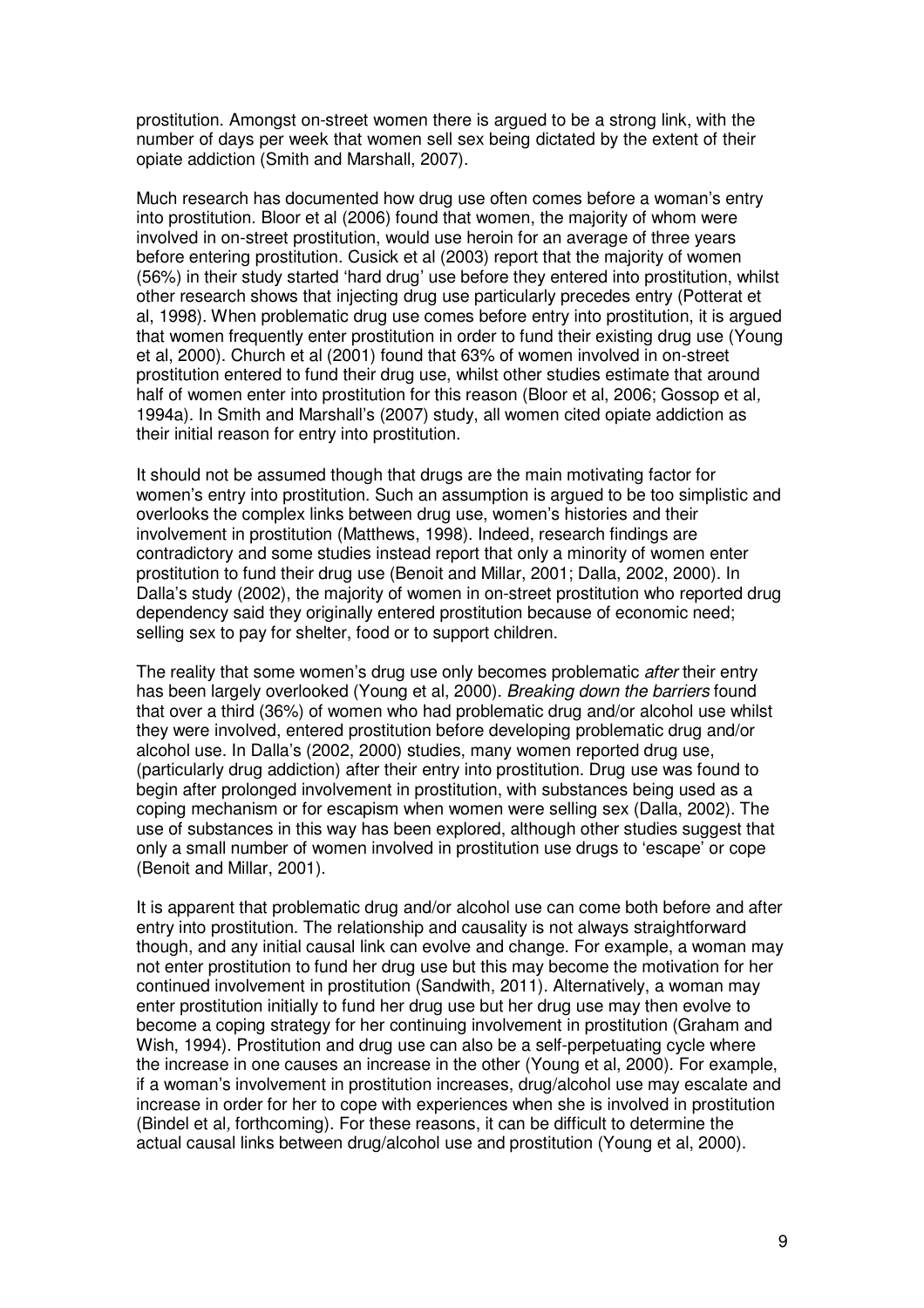prostitution. Amongst on-street women there is argued to be a strong link, with the number of days per week that women sell sex being dictated by the extent of their opiate addiction (Smith and Marshall, 2007).

Much research has documented how drug use often comes before a woman's entry into prostitution. Bloor et al (2006) found that women, the majority of whom were involved in on-street prostitution, would use heroin for an average of three years before entering prostitution. Cusick et al (2003) report that the majority of women (56%) in their study started 'hard drug' use before they entered into prostitution, whilst other research shows that injecting drug use particularly precedes entry (Potterat et al, 1998). When problematic drug use comes before entry into prostitution, it is argued that women frequently enter prostitution in order to fund their existing drug use (Young et al, 2000). Church et al (2001) found that 63% of women involved in on-street prostitution entered to fund their drug use, whilst other studies estimate that around half of women enter into prostitution for this reason (Bloor et al, 2006; Gossop et al, 1994a). In Smith and Marshall's (2007) study, all women cited opiate addiction as their initial reason for entry into prostitution.

It should not be assumed though that drugs are the main motivating factor for women's entry into prostitution. Such an assumption is argued to be too simplistic and overlooks the complex links between drug use, women's histories and their involvement in prostitution (Matthews, 1998). Indeed, research findings are contradictory and some studies instead report that only a minority of women enter prostitution to fund their drug use (Benoit and Millar, 2001; Dalla, 2002, 2000). In Dalla's study (2002), the majority of women in on-street prostitution who reported drug dependency said they originally entered prostitution because of economic need; selling sex to pay for shelter, food or to support children.

The reality that some women's drug use only becomes problematic *after* their entry has been largely overlooked (Young et al, 2000). *Breaking down the barriers* found that over a third (36%) of women who had problematic drug and/or alcohol use whilst they were involved, entered prostitution before developing problematic drug and/or alcohol use. In Dalla's (2002, 2000) studies, many women reported drug use, (particularly drug addiction) after their entry into prostitution. Drug use was found to begin after prolonged involvement in prostitution, with substances being used as a coping mechanism or for escapism when women were selling sex (Dalla, 2002). The use of substances in this way has been explored, although other studies suggest that only a small number of women involved in prostitution use drugs to 'escape' or cope (Benoit and Millar, 2001).

It is apparent that problematic drug and/or alcohol use can come both before and after entry into prostitution. The relationship and causality is not always straightforward though, and any initial causal link can evolve and change. For example, a woman may not enter prostitution to fund her drug use but this may become the motivation for her continued involvement in prostitution (Sandwith, 2011). Alternatively, a woman may enter prostitution initially to fund her drug use but her drug use may then evolve to become a coping strategy for her continuing involvement in prostitution (Graham and Wish, 1994). Prostitution and drug use can also be a self-perpetuating cycle where the increase in one causes an increase in the other (Young et al, 2000). For example, if a woman's involvement in prostitution increases, drug/alcohol use may escalate and increase in order for her to cope with experiences when she is involved in prostitution (Bindel et al, forthcoming). For these reasons, it can be difficult to determine the actual causal links between drug/alcohol use and prostitution (Young et al, 2000).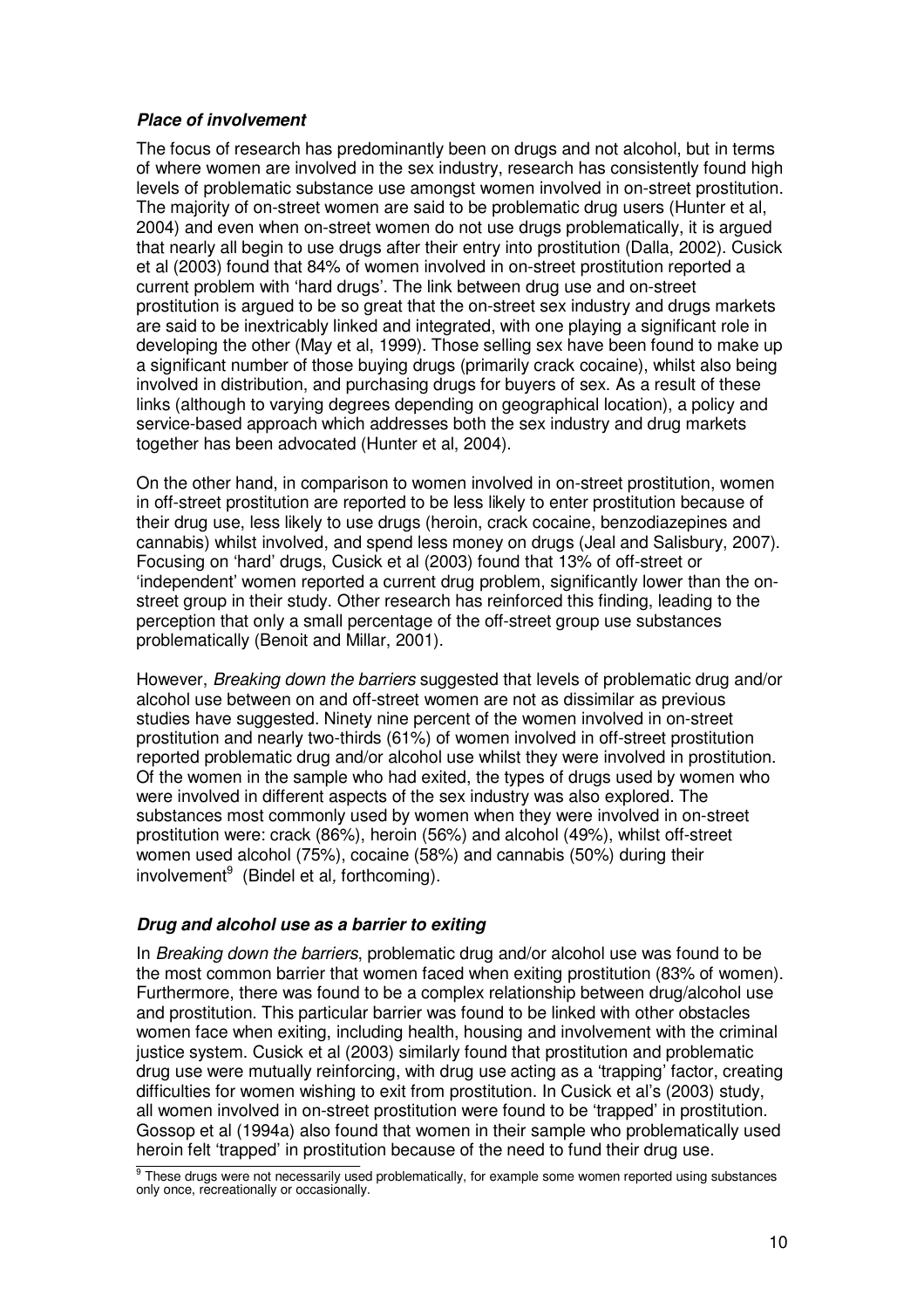### *Place of involvement*

The focus of research has predominantly been on drugs and not alcohol, but in terms of where women are involved in the sex industry, research has consistently found high levels of problematic substance use amongst women involved in on-street prostitution. The majority of on-street women are said to be problematic drug users (Hunter et al, 2004) and even when on-street women do not use drugs problematically, it is argued that nearly all begin to use drugs after their entry into prostitution (Dalla, 2002). Cusick et al (2003) found that 84% of women involved in on-street prostitution reported a current problem with 'hard drugs'. The link between drug use and on-street prostitution is argued to be so great that the on-street sex industry and drugs markets are said to be inextricably linked and integrated, with one playing a significant role in developing the other (May et al, 1999). Those selling sex have been found to make up a significant number of those buying drugs (primarily crack cocaine), whilst also being involved in distribution, and purchasing drugs for buyers of sex. As a result of these links (although to varying degrees depending on geographical location), a policy and service-based approach which addresses both the sex industry and drug markets together has been advocated (Hunter et al, 2004).

On the other hand, in comparison to women involved in on-street prostitution, women in off-street prostitution are reported to be less likely to enter prostitution because of their drug use, less likely to use drugs (heroin, crack cocaine, benzodiazepines and cannabis) whilst involved, and spend less money on drugs (Jeal and Salisbury, 2007). Focusing on 'hard' drugs, Cusick et al (2003) found that 13% of off-street or 'independent' women reported a current drug problem, significantly lower than the on-street group in their study. Other research has reinforced this finding, leading to the perception that only a small percentage of the off-street group use substances problematically (Benoit and Millar, 2001).

However, *Breaking down the barriers* suggested that levels of problematic drug and/or alcohol use between on and off-street women are not as dissimilar as previous studies have suggested. Ninety nine percent of the women involved in on-street prostitution and nearly two-thirds (61%) of women involved in off-street prostitution reported problematic drug and/or alcohol use whilst they were involved in prostitution. Of the women in the sample who had exited, the types of drugs used by women who were involved in different aspects of the sex industry was also explored. The substances most commonly used by women when they were involved in on-street prostitution were: crack (86%), heroin (56%) and alcohol (49%), whilst off-street women used alcohol (75%), cocaine (58%) and cannabis (50%) during their involvement[9] (Bindel et al, forthcoming).

### *Drug and alcohol use as a barrier to exiting*

In *Breaking down the barriers*, problematic drug and/or alcohol use was found to be the most common barrier that women faced when exiting prostitution (83% of women). Furthermore, there was found to be a complex relationship between drug/alcohol use and prostitution. This particular barrier was found to be linked with other obstacles women face when exiting, including health, housing and involvement with the criminal justice system. Cusick et al (2003) similarly found that prostitution and problematic drug use were mutually reinforcing, with drug use acting as a 'trapping' factor, creating difficulties for women wishing to exit from prostitution. In Cusick et al's (2003) study, all women involved in on-street prostitution were found to be 'trapped' in prostitution. Gossop et al (1994a) also found that women in their sample who problematically used heroin felt 'trapped' in prostitution because of the need to fund their drug use.

[9] These drugs were not necessarily used problematically, for example some women reported using substances only once, recreationally or occasionally.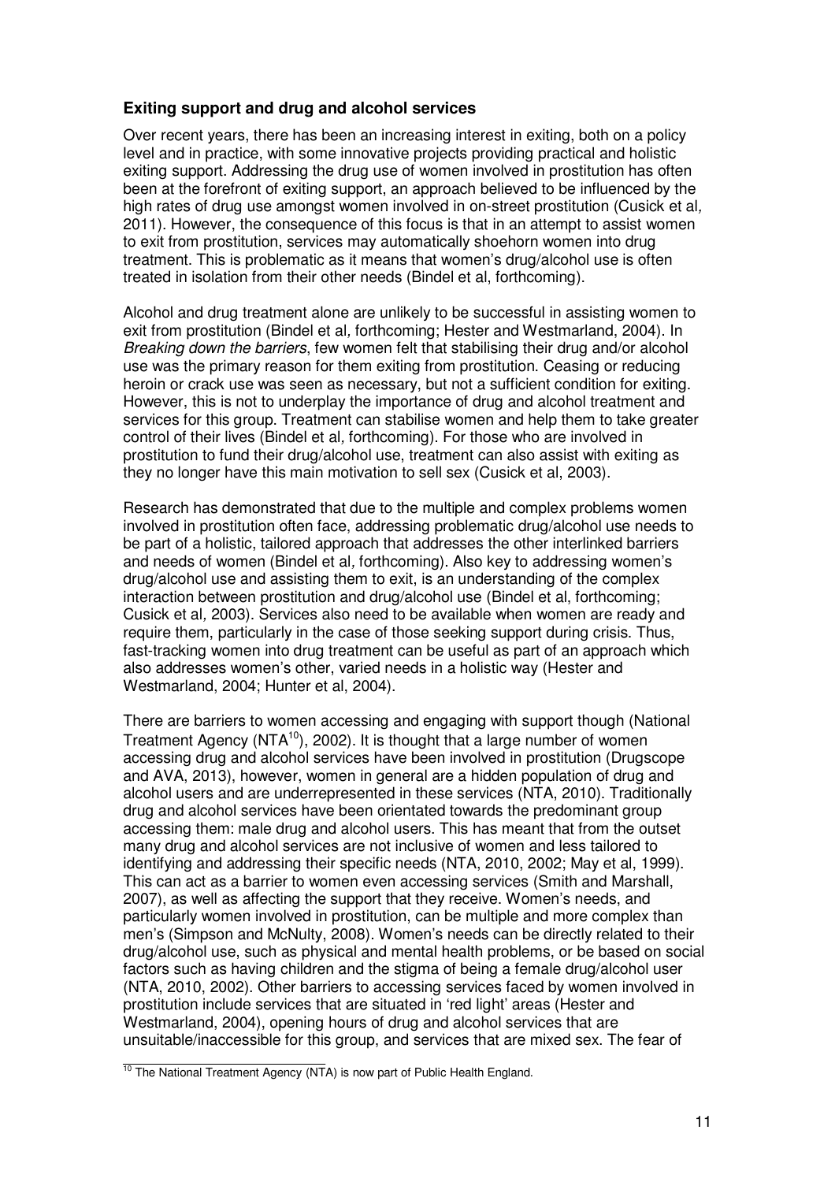### Exiting support and drug and alcohol services

Over recent years, there has been an increasing interest in exiting, both on a policy level and in practice, with some innovative projects providing practical and holistic exiting support. Addressing the drug use of women involved in prostitution has often been at the forefront of exiting support, an approach believed to be influenced by the high rates of drug use amongst women involved in on-street prostitution (Cusick et al, 2011). However, the consequence of this focus is that in an attempt to assist women to exit from prostitution, services may automatically shoehorn women into drug treatment. This is problematic as it means that women's drug/alcohol use is often treated in isolation from their other needs (Bindel et al, forthcoming).

Alcohol and drug treatment alone are unlikely to be successful in assisting women to exit from prostitution (Bindel et al, forthcoming; Hester and Westmarland, 2004). In *Breaking down the barriers*, few women felt that stabilising their drug and/or alcohol use was the primary reason for them exiting from prostitution. Ceasing or reducing heroin or crack use was seen as necessary, but not a sufficient condition for exiting. However, this is not to underplay the importance of drug and alcohol treatment and services for this group. Treatment can stabilise women and help them to take greater control of their lives (Bindel et al, forthcoming). For those who are involved in prostitution to fund their drug/alcohol use, treatment can also assist with exiting as they no longer have this main motivation to sell sex (Cusick et al, 2003).

Research has demonstrated that due to the multiple and complex problems women involved in prostitution often face, addressing problematic drug/alcohol use needs to be part of a holistic, tailored approach that addresses the other interlinked barriers and needs of women (Bindel et al, forthcoming). Also key to addressing women's drug/alcohol use and assisting them to exit, is an understanding of the complex interaction between prostitution and drug/alcohol use (Bindel et al, forthcoming; Cusick et al, 2003). Services also need to be available when women are ready and require them, particularly in the case of those seeking support during crisis. Thus, fast-tracking women into drug treatment can be useful as part of an approach which also addresses women's other, varied needs in a holistic way (Hester and Westmarland, 2004; Hunter et al, 2004).

There are barriers to women accessing and engaging with support though (National Treatment Agency (NTA[10]), 2002). It is thought that a large number of women accessing drug and alcohol services have been involved in prostitution (Drugscope and AVA, 2013), however, women in general are a hidden population of drug and alcohol users and are underrepresented in these services (NTA, 2010). Traditionally drug and alcohol services have been orientated towards the predominant group accessing them: male drug and alcohol users. This has meant that from the outset many drug and alcohol services are not inclusive of women and less tailored to identifying and addressing their specific needs (NTA, 2010, 2002; May et al, 1999). This can act as a barrier to women even accessing services (Smith and Marshall, 2007), as well as affecting the support that they receive. Women's needs, and particularly women involved in prostitution, can be multiple and more complex than men's (Simpson and McNulty, 2008). Women's needs can be directly related to their drug/alcohol use, such as physical and mental health problems, or be based on social factors such as having children and the stigma of being a female drug/alcohol user (NTA, 2010, 2002). Other barriers to accessing services faced by women involved in prostitution include services that are situated in 'red light' areas (Hester and Westmarland, 2004), opening hours of drug and alcohol services that are unsuitable/inaccessible for this group, and services that are mixed sex. The fear of

[10] The National Treatment Agency (NTA) is now part of Public Health England.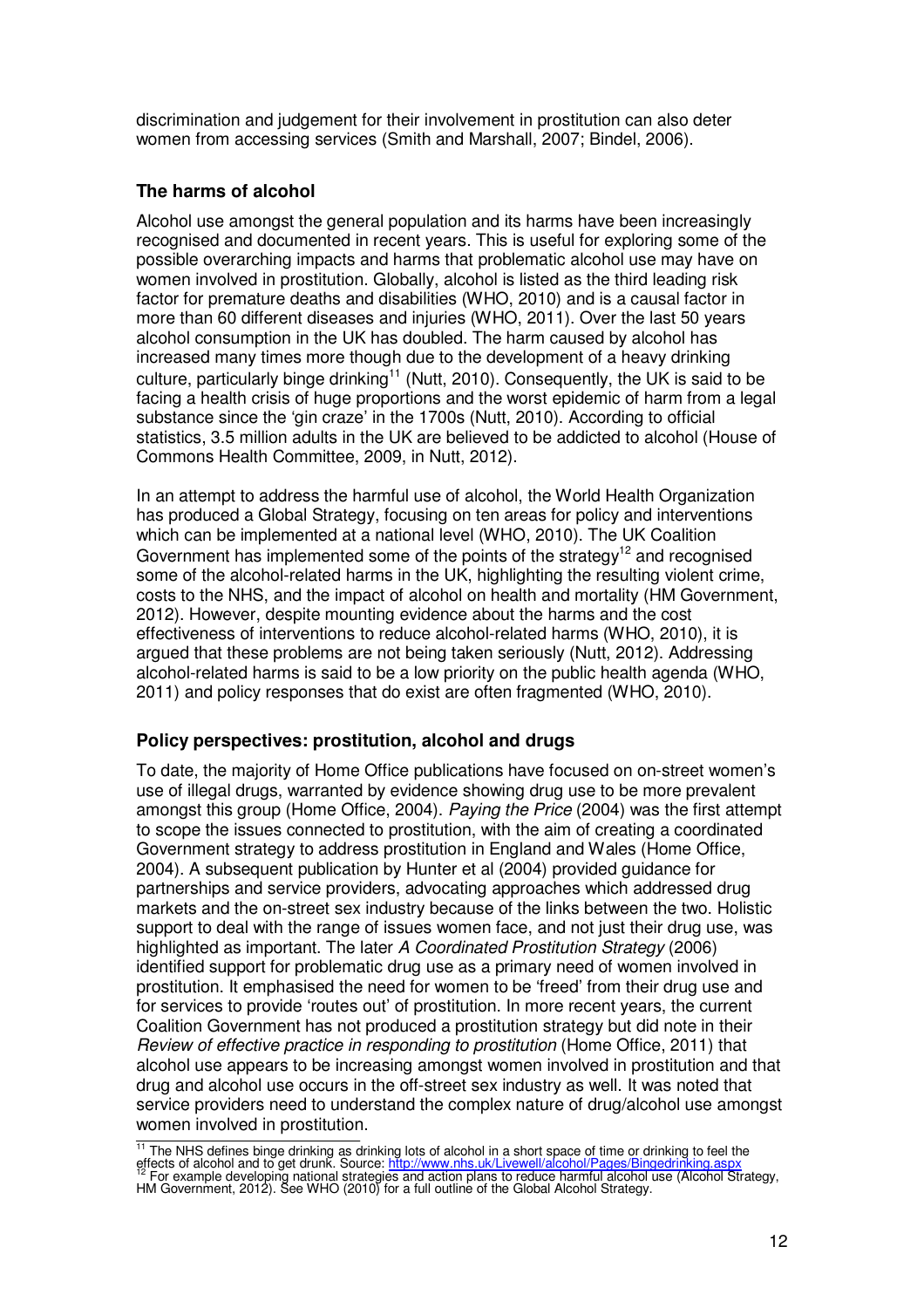discrimination and judgement for their involvement in prostitution can also deter women from accessing services (Smith and Marshall, 2007; Bindel, 2006).

### The harms of alcohol

Alcohol use amongst the general population and its harms have been increasingly recognised and documented in recent years. This is useful for exploring some of the possible overarching impacts and harms that problematic alcohol use may have on women involved in prostitution. Globally, alcohol is listed as the third leading risk factor for premature deaths and disabilities (WHO, 2010) and is a causal factor in more than 60 different diseases and injuries (WHO, 2011). Over the last 50 years alcohol consumption in the UK has doubled. The harm caused by alcohol has increased many times more though due to the development of a heavy drinking culture, particularly binge drinking[11] (Nutt, 2010). Consequently, the UK is said to be facing a health crisis of huge proportions and the worst epidemic of harm from a legal substance since the 'gin craze' in the 1700s (Nutt, 2010). According to official statistics, 3.5 million adults in the UK are believed to be addicted to alcohol (House of Commons Health Committee, 2009, in Nutt, 2012).

In an attempt to address the harmful use of alcohol, the World Health Organization has produced a Global Strategy, focusing on ten areas for policy and interventions which can be implemented at a national level (WHO, 2010). The UK Coalition Government has implemented some of the points of the strategy[12] and recognised some of the alcohol-related harms in the UK, highlighting the resulting violent crime, costs to the NHS, and the impact of alcohol on health and mortality (HM Government, 2012). However, despite mounting evidence about the harms and the cost effectiveness of interventions to reduce alcohol-related harms (WHO, 2010), it is argued that these problems are not being taken seriously (Nutt, 2012). Addressing alcohol-related harms is said to be a low priority on the public health agenda (WHO, 2011) and policy responses that do exist are often fragmented (WHO, 2010).

### Policy perspectives: prostitution, alcohol and drugs

To date, the majority of Home Office publications have focused on on-street women's use of illegal drugs, warranted by evidence showing drug use to be more prevalent amongst this group (Home Office, 2004). *Paying the Price* (2004) was the first attempt to scope the issues connected to prostitution, with the aim of creating a coordinated Government strategy to address prostitution in England and Wales (Home Office, 2004). A subsequent publication by Hunter et al (2004) provided guidance for partnerships and service providers, advocating approaches which addressed drug markets and the on-street sex industry because of the links between the two. Holistic support to deal with the range of issues women face, and not just their drug use, was highlighted as important. The later *A Coordinated Prostitution Strategy* (2006) identified support for problematic drug use as a primary need of women involved in prostitution. It emphasised the need for women to be 'freed' from their drug use and for services to provide 'routes out' of prostitution. In more recent years, the current Coalition Government has not produced a prostitution strategy but did note in their *Review of effective practice in responding to prostitution* (Home Office, 2011) that alcohol use appears to be increasing amongst women involved in prostitution and that drug and alcohol use occurs in the off-street sex industry as well. It was noted that service providers need to understand the complex nature of drug/alcohol use amongst women involved in prostitution.

---

[11] The NHS defines binge drinking as drinking lots of alcohol in a short space of time or drinking to feel the effects of alcohol and to get drunk. Source: http://www.nhs.uk/Livewell/alcohol/Pages/Bingedrinking.aspx

[12] For example developing national strategies and action plans to reduce harmful alcohol use (Alcohol Strategy, HM Government, 2012). See WHO (2010) for a full outline of the Global Alcohol Strategy.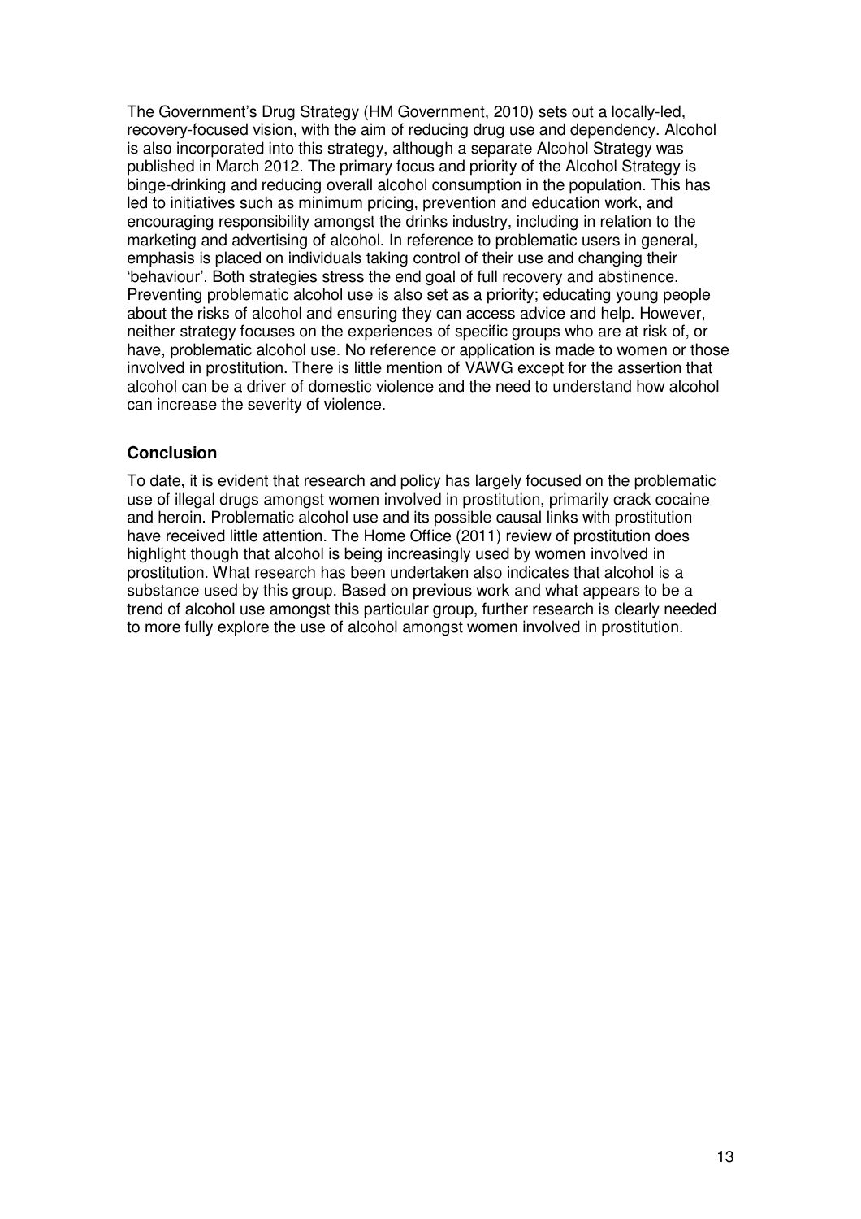The Government's Drug Strategy (HM Government, 2010) sets out a locally-led, recovery-focused vision, with the aim of reducing drug use and dependency. Alcohol is also incorporated into this strategy, although a separate Alcohol Strategy was published in March 2012. The primary focus and priority of the Alcohol Strategy is binge-drinking and reducing overall alcohol consumption in the population. This has led to initiatives such as minimum pricing, prevention and education work, and encouraging responsibility amongst the drinks industry, including in relation to the marketing and advertising of alcohol. In reference to problematic users in general, emphasis is placed on individuals taking control of their use and changing their 'behaviour'. Both strategies stress the end goal of full recovery and abstinence. Preventing problematic alcohol use is also set as a priority; educating young people about the risks of alcohol and ensuring they can access advice and help. However, neither strategy focuses on the experiences of specific groups who are at risk of, or have, problematic alcohol use. No reference or application is made to women or those involved in prostitution. There is little mention of VAWG except for the assertion that alcohol can be a driver of domestic violence and the need to understand how alcohol can increase the severity of violence.

### Conclusion

To date, it is evident that research and policy has largely focused on the problematic use of illegal drugs amongst women involved in prostitution, primarily crack cocaine and heroin. Problematic alcohol use and its possible causal links with prostitution have received little attention. The Home Office (2011) review of prostitution does highlight though that alcohol is being increasingly used by women involved in prostitution. What research has been undertaken also indicates that alcohol is a substance used by this group. Based on previous work and what appears to be a trend of alcohol use amongst this particular group, further research is clearly needed to more fully explore the use of alcohol amongst women involved in prostitution.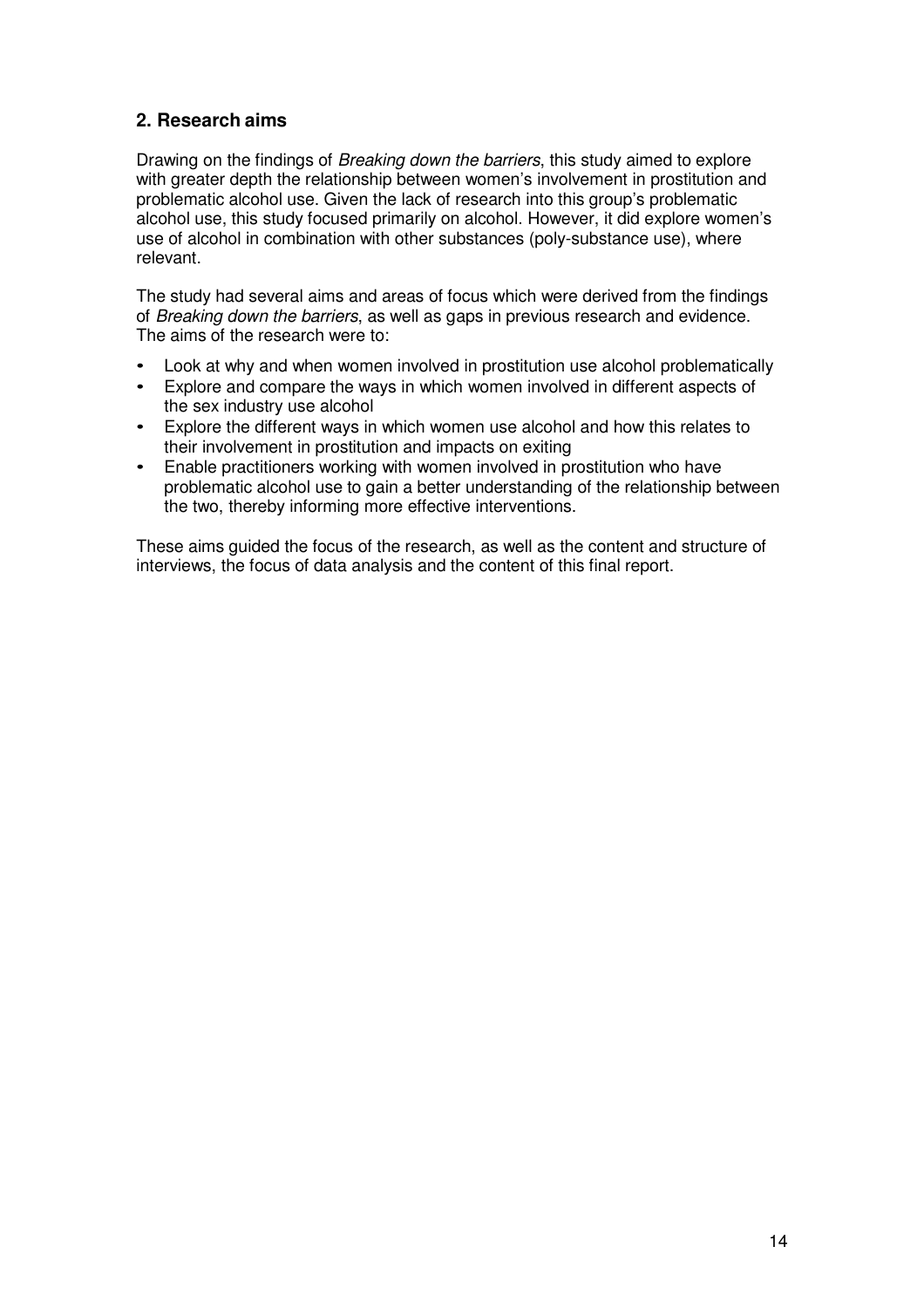## 2. Research aims

Drawing on the findings of *Breaking down the barriers*, this study aimed to explore with greater depth the relationship between women's involvement in prostitution and problematic alcohol use. Given the lack of research into this group's problematic alcohol use, this study focused primarily on alcohol. However, it did explore women's use of alcohol in combination with other substances (poly-substance use), where relevant.

The study had several aims and areas of focus which were derived from the findings of *Breaking down the barriers*, as well as gaps in previous research and evidence. The aims of the research were to:

- Look at why and when women involved in prostitution use alcohol problematically
- Explore and compare the ways in which women involved in different aspects of the sex industry use alcohol
- Explore the different ways in which women use alcohol and how this relates to their involvement in prostitution and impacts on exiting
- Enable practitioners working with women involved in prostitution who have problematic alcohol use to gain a better understanding of the relationship between the two, thereby informing more effective interventions.

These aims guided the focus of the research, as well as the content and structure of interviews, the focus of data analysis and the content of this final report.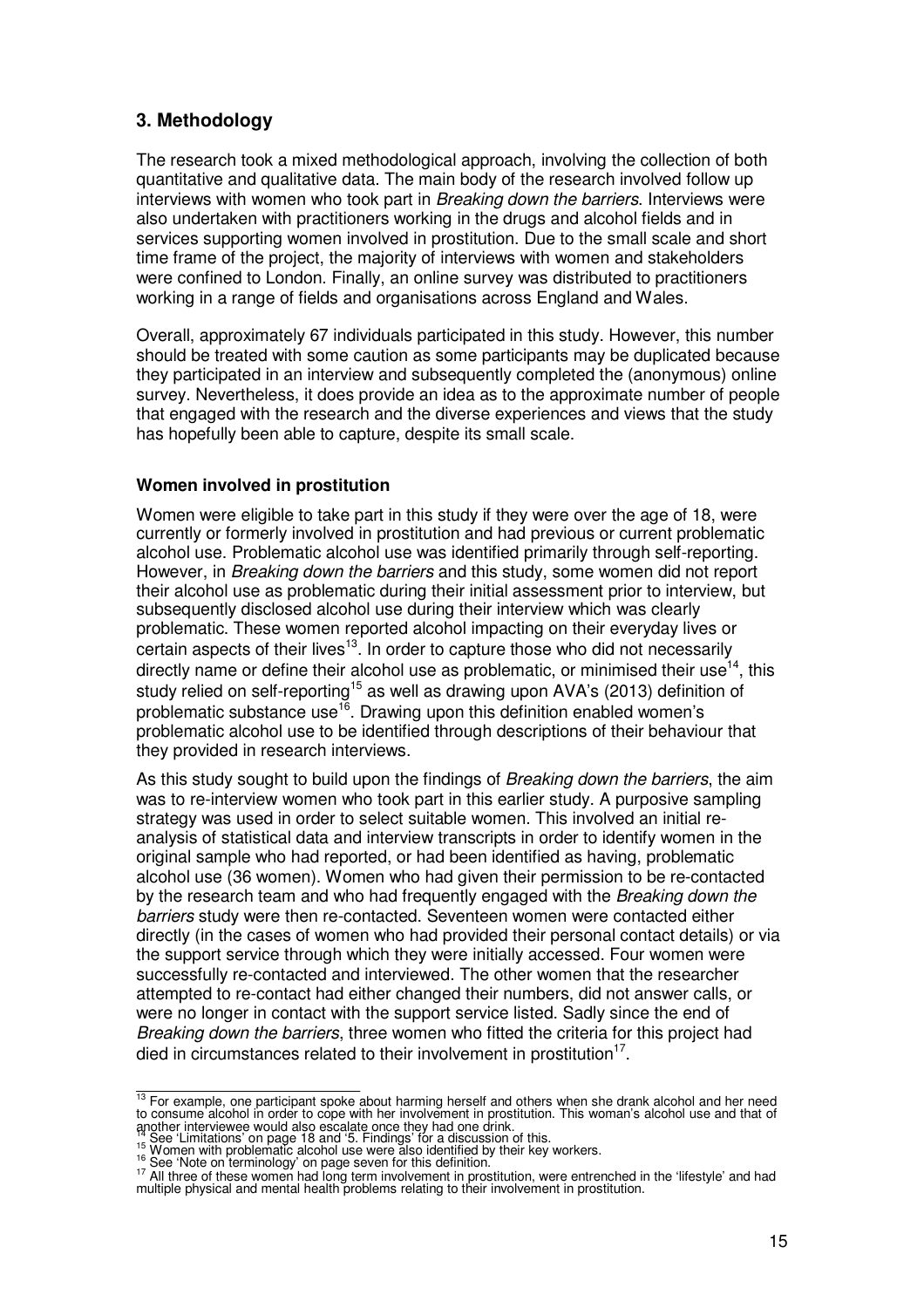## 3. Methodology

The research took a mixed methodological approach, involving the collection of both quantitative and qualitative data. The main body of the research involved follow up interviews with women who took part in *Breaking down the barriers*. Interviews were also undertaken with practitioners working in the drugs and alcohol fields and in services supporting women involved in prostitution. Due to the small scale and short time frame of the project, the majority of interviews with women and stakeholders were confined to London. Finally, an online survey was distributed to practitioners working in a range of fields and organisations across England and Wales.

Overall, approximately 67 individuals participated in this study. However, this number should be treated with some caution as some participants may be duplicated because they participated in an interview and subsequently completed the (anonymous) online survey. Nevertheless, it does provide an idea as to the approximate number of people that engaged with the research and the diverse experiences and views that the study has hopefully been able to capture, despite its small scale.

**Women involved in prostitution**

Women were eligible to take part in this study if they were over the age of 18, were currently or formerly involved in prostitution and had previous or current problematic alcohol use. Problematic alcohol use was identified primarily through self-reporting. However, in *Breaking down the barriers* and this study, some women did not report their alcohol use as problematic during their initial assessment prior to interview, but subsequently disclosed alcohol use during their interview which was clearly problematic. These women reported alcohol impacting on their everyday lives or certain aspects of their lives[13]. In order to capture those who did not necessarily directly name or define their alcohol use as problematic, or minimised their use[14], this study relied on self-reporting[15] as well as drawing upon AVA's (2013) definition of problematic substance use[16]. Drawing upon this definition enabled women's problematic alcohol use to be identified through descriptions of their behaviour that they provided in research interviews.

As this study sought to build upon the findings of *Breaking down the barriers*, the aim was to re-interview women who took part in this earlier study. A purposive sampling strategy was used in order to select suitable women. This involved an initial re-analysis of statistical data and interview transcripts in order to identify women in the original sample who had reported, or had been identified as having, problematic alcohol use (36 women). Women who had given their permission to be re-contacted by the research team and who had frequently engaged with the *Breaking down the barriers* study were then re-contacted. Seventeen women were contacted either directly (in the cases of women who had provided their personal contact details) or via the support service through which they were initially accessed. Four women were successfully re-contacted and interviewed. The other women that the researcher attempted to re-contact had either changed their numbers, did not answer calls, or were no longer in contact with the support service listed. Sadly since the end of *Breaking down the barriers*, three women who fitted the criteria for this project had died in circumstances related to their involvement in prostitution[17].

---

[13] For example, one participant spoke about harming herself and others when she drank alcohol and her need to consume alcohol in order to cope with her involvement in prostitution. This woman's alcohol use and that of another interviewee would also escalate once they had one drink.

[14] See 'Limitations' on page 18 and '5. Findings' for a discussion of this.

[15] Women with problematic alcohol use were also identified by their key workers.

[16] See 'Note on terminology' on page seven for this definition.

[17] All three of these women had long term involvement in prostitution, were entrenched in the 'lifestyle' and had multiple physical and mental health problems relating to their involvement in prostitution.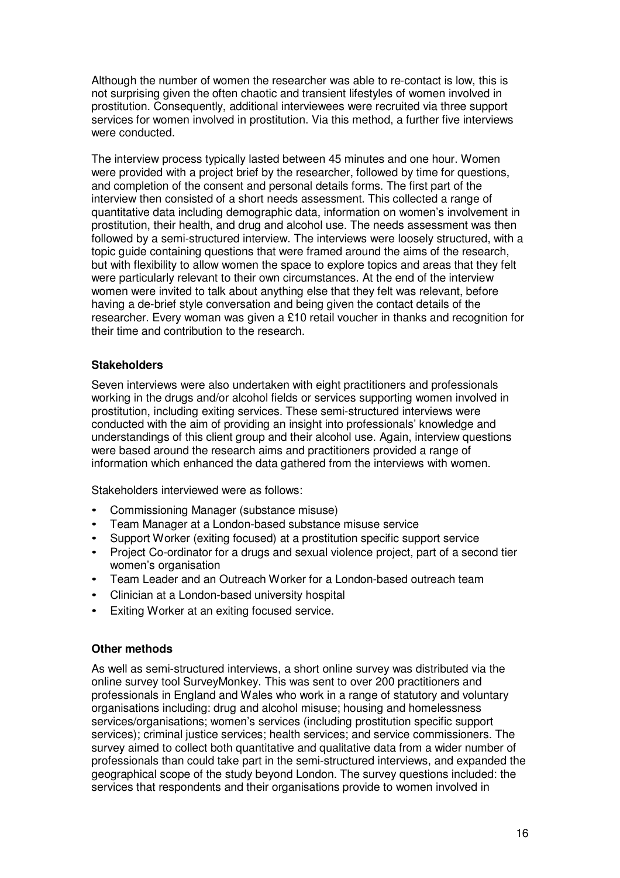Although the number of women the researcher was able to re-contact is low, this is not surprising given the often chaotic and transient lifestyles of women involved in prostitution. Consequently, additional interviewees were recruited via three support services for women involved in prostitution. Via this method, a further five interviews were conducted.

The interview process typically lasted between 45 minutes and one hour. Women were provided with a project brief by the researcher, followed by time for questions, and completion of the consent and personal details forms. The first part of the interview then consisted of a short needs assessment. This collected a range of quantitative data including demographic data, information on women's involvement in prostitution, their health, and drug and alcohol use. The needs assessment was then followed by a semi-structured interview. The interviews were loosely structured, with a topic guide containing questions that were framed around the aims of the research, but with flexibility to allow women the space to explore topics and areas that they felt were particularly relevant to their own circumstances. At the end of the interview women were invited to talk about anything else that they felt was relevant, before having a de-brief style conversation and being given the contact details of the researcher. Every woman was given a £10 retail voucher in thanks and recognition for their time and contribution to the research.

**Stakeholders**

Seven interviews were also undertaken with eight practitioners and professionals working in the drugs and/or alcohol fields or services supporting women involved in prostitution, including exiting services. These semi-structured interviews were conducted with the aim of providing an insight into professionals' knowledge and understandings of this client group and their alcohol use. Again, interview questions were based around the research aims and practitioners provided a range of information which enhanced the data gathered from the interviews with women.

Stakeholders interviewed were as follows:

- Commissioning Manager (substance misuse)
- Team Manager at a London-based substance misuse service
- Support Worker (exiting focused) at a prostitution specific support service
- Project Co-ordinator for a drugs and sexual violence project, part of a second tier women's organisation
- Team Leader and an Outreach Worker for a London-based outreach team
- Clinician at a London-based university hospital
- Exiting Worker at an exiting focused service.

**Other methods**

As well as semi-structured interviews, a short online survey was distributed via the online survey tool SurveyMonkey. This was sent to over 200 practitioners and professionals in England and Wales who work in a range of statutory and voluntary organisations including: drug and alcohol misuse; housing and homelessness services/organisations; women's services (including prostitution specific support services); criminal justice services; health services; and service commissioners. The survey aimed to collect both quantitative and qualitative data from a wider number of professionals than could take part in the semi-structured interviews, and expanded the geographical scope of the study beyond London. The survey questions included: the services that respondents and their organisations provide to women involved in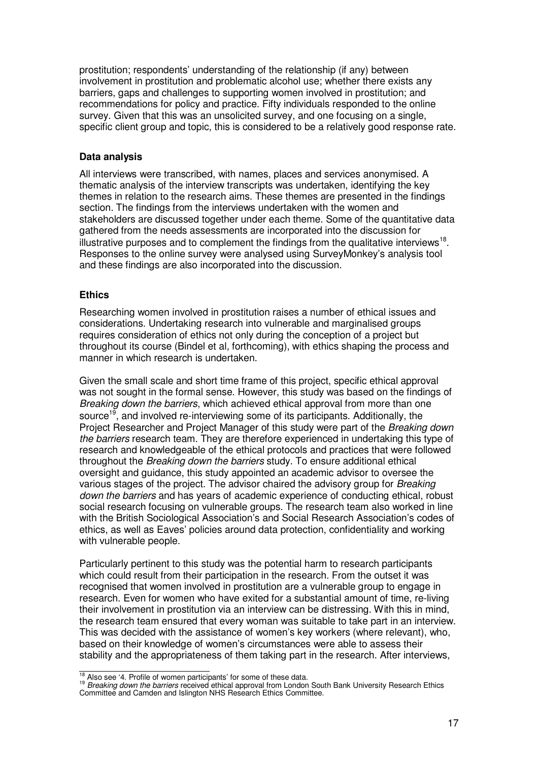prostitution; respondents' understanding of the relationship (if any) between involvement in prostitution and problematic alcohol use; whether there exists any barriers, gaps and challenges to supporting women involved in prostitution; and recommendations for policy and practice. Fifty individuals responded to the online survey. Given that this was an unsolicited survey, and one focusing on a single, specific client group and topic, this is considered to be a relatively good response rate.

**Data analysis**

All interviews were transcribed, with names, places and services anonymised. A thematic analysis of the interview transcripts was undertaken, identifying the key themes in relation to the research aims. These themes are presented in the findings section. The findings from the interviews undertaken with the women and stakeholders are discussed together under each theme. Some of the quantitative data gathered from the needs assessments are incorporated into the discussion for illustrative purposes and to complement the findings from the qualitative interviews[18]. Responses to the online survey were analysed using SurveyMonkey's analysis tool and these findings are also incorporated into the discussion.

**Ethics**

Researching women involved in prostitution raises a number of ethical issues and considerations. Undertaking research into vulnerable and marginalised groups requires consideration of ethics not only during the conception of a project but throughout its course (Bindel et al, forthcoming), with ethics shaping the process and manner in which research is undertaken.

Given the small scale and short time frame of this project, specific ethical approval was not sought in the formal sense. However, this study was based on the findings of *Breaking down the barriers*, which achieved ethical approval from more than one source[19], and involved re-interviewing some of its participants. Additionally, the Project Researcher and Project Manager of this study were part of the *Breaking down the barriers* research team. They are therefore experienced in undertaking this type of research and knowledgeable of the ethical protocols and practices that were followed throughout the *Breaking down the barriers* study. To ensure additional ethical oversight and guidance, this study appointed an academic advisor to oversee the various stages of the project. The advisor chaired the advisory group for *Breaking down the barriers* and has years of academic experience of conducting ethical, robust social research focusing on vulnerable groups. The research team also worked in line with the British Sociological Association's and Social Research Association's codes of ethics, as well as Eaves' policies around data protection, confidentiality and working with vulnerable people.

Particularly pertinent to this study was the potential harm to research participants which could result from their participation in the research. From the outset it was recognised that women involved in prostitution are a vulnerable group to engage in research. Even for women who have exited for a substantial amount of time, re-living their involvement in prostitution via an interview can be distressing. With this in mind, the research team ensured that every woman was suitable to take part in an interview. This was decided with the assistance of women's key workers (where relevant), who, based on their knowledge of women's circumstances were able to assess their stability and the appropriateness of them taking part in the research. After interviews,

[18] Also see '4. Profile of women participants' for some of these data.

[19] *Breaking down the barriers* received ethical approval from London South Bank University Research Ethics Committee and Camden and Islington NHS Research Ethics Committee.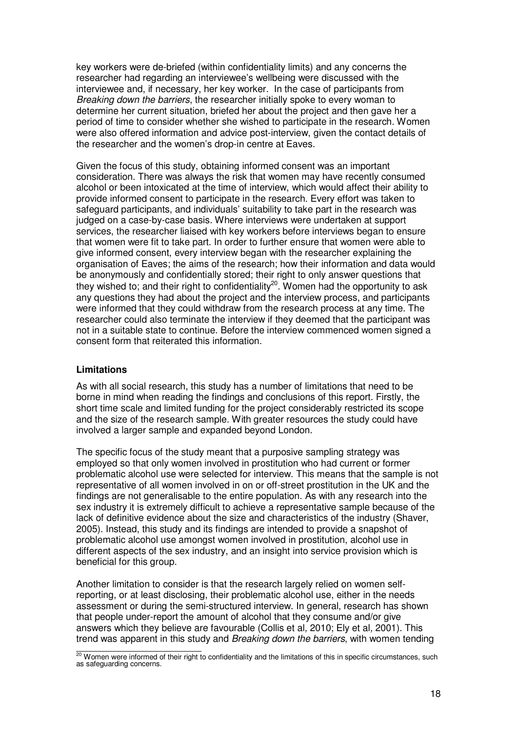key workers were de-briefed (within confidentiality limits) and any concerns the researcher had regarding an interviewee's wellbeing were discussed with the interviewee and, if necessary, her key worker. In the case of participants from *Breaking down the barriers*, the researcher initially spoke to every woman to determine her current situation, briefed her about the project and then gave her a period of time to consider whether she wished to participate in the research. Women were also offered information and advice post-interview, given the contact details of the researcher and the women's drop-in centre at Eaves.

Given the focus of this study, obtaining informed consent was an important consideration. There was always the risk that women may have recently consumed alcohol or been intoxicated at the time of interview, which would affect their ability to provide informed consent to participate in the research. Every effort was taken to safeguard participants, and individuals' suitability to take part in the research was judged on a case-by-case basis. Where interviews were undertaken at support services, the researcher liaised with key workers before interviews began to ensure that women were fit to take part. In order to further ensure that women were able to give informed consent, every interview began with the researcher explaining the organisation of Eaves; the aims of the research; how their information and data would be anonymously and confidentially stored; their right to only answer questions that they wished to; and their right to confidentiality[20]. Women had the opportunity to ask any questions they had about the project and the interview process, and participants were informed that they could withdraw from the research process at any time. The researcher could also terminate the interview if they deemed that the participant was not in a suitable state to continue. Before the interview commenced women signed a consent form that reiterated this information.

**Limitations**

As with all social research, this study has a number of limitations that need to be borne in mind when reading the findings and conclusions of this report. Firstly, the short time scale and limited funding for the project considerably restricted its scope and the size of the research sample. With greater resources the study could have involved a larger sample and expanded beyond London.

The specific focus of the study meant that a purposive sampling strategy was employed so that only women involved in prostitution who had current or former problematic alcohol use were selected for interview. This means that the sample is not representative of all women involved in on or off-street prostitution in the UK and the findings are not generalisable to the entire population. As with any research into the sex industry it is extremely difficult to achieve a representative sample because of the lack of definitive evidence about the size and characteristics of the industry (Shaver, 2005). Instead, this study and its findings are intended to provide a snapshot of problematic alcohol use amongst women involved in prostitution, alcohol use in different aspects of the sex industry, and an insight into service provision which is beneficial for this group.

Another limitation to consider is that the research largely relied on women self-reporting, or at least disclosing, their problematic alcohol use, either in the needs assessment or during the semi-structured interview. In general, research has shown that people under-report the amount of alcohol that they consume and/or give answers which they believe are favourable (Collis et al*,* 2010; Ely et al*,* 2001). This trend was apparent in this study and *Breaking down the barriers*, with women tending

[20] Women were informed of their right to confidentiality and the limitations of this in specific circumstances, such as safeguarding concerns.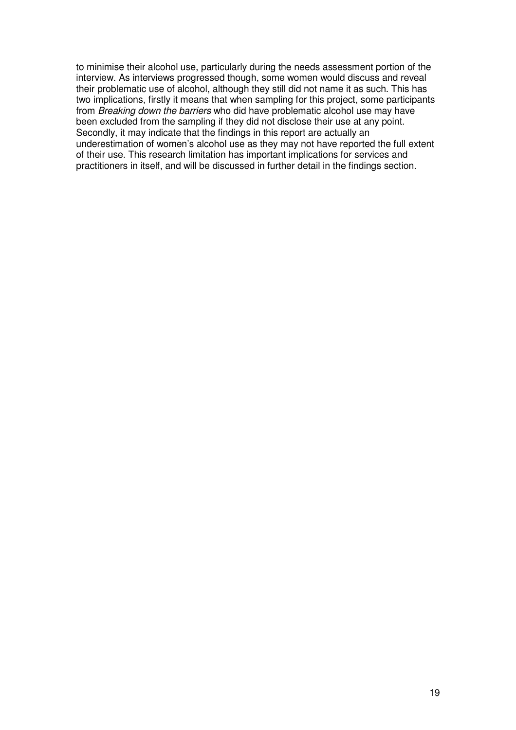to minimise their alcohol use, particularly during the needs assessment portion of the interview. As interviews progressed though, some women would discuss and reveal their problematic use of alcohol, although they still did not name it as such. This has two implications, firstly it means that when sampling for this project, some participants from *Breaking down the barriers* who did have problematic alcohol use may have been excluded from the sampling if they did not disclose their use at any point. Secondly, it may indicate that the findings in this report are actually an underestimation of women's alcohol use as they may not have reported the full extent of their use. This research limitation has important implications for services and practitioners in itself, and will be discussed in further detail in the findings section.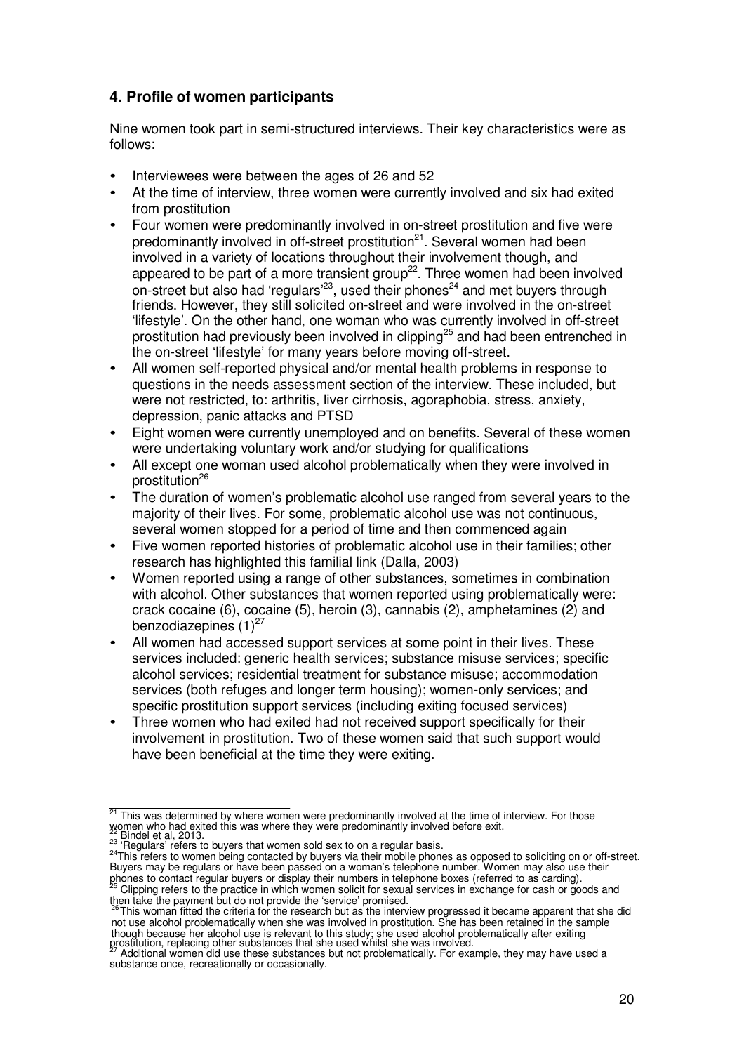## 4. Profile of women participants

Nine women took part in semi-structured interviews. Their key characteristics were as follows:

- Interviewees were between the ages of 26 and 52
- At the time of interview, three women were currently involved and six had exited from prostitution
- Four women were predominantly involved in on-street prostitution and five were predominantly involved in off-street prostitution[21]. Several women had been involved in a variety of locations throughout their involvement though, and appeared to be part of a more transient group[22]. Three women had been involved on-street but also had 'regulars'[23], used their phones[24] and met buyers through friends. However, they still solicited on-street and were involved in the on-street 'lifestyle'. On the other hand, one woman who was currently involved in off-street prostitution had previously been involved in clipping[25] and had been entrenched in the on-street 'lifestyle' for many years before moving off-street.
- All women self-reported physical and/or mental health problems in response to questions in the needs assessment section of the interview. These included, but were not restricted, to: arthritis, liver cirrhosis, agoraphobia, stress, anxiety, depression, panic attacks and PTSD
- Eight women were currently unemployed and on benefits. Several of these women were undertaking voluntary work and/or studying for qualifications
- All except one woman used alcohol problematically when they were involved in prostitution[26]
- The duration of women's problematic alcohol use ranged from several years to the majority of their lives. For some, problematic alcohol use was not continuous, several women stopped for a period of time and then commenced again
- Five women reported histories of problematic alcohol use in their families; other research has highlighted this familial link (Dalla, 2003)
- Women reported using a range of other substances, sometimes in combination with alcohol. Other substances that women reported using problematically were: crack cocaine (6), cocaine (5), heroin (3), cannabis (2), amphetamines (2) and benzodiazepines (1)[27]
- All women had accessed support services at some point in their lives. These services included: generic health services; substance misuse services; specific alcohol services; residential treatment for substance misuse; accommodation services (both refuges and longer term housing); women-only services; and specific prostitution support services (including exiting focused services)
- Three women who had exited had not received support specifically for their involvement in prostitution. Two of these women said that such support would have been beneficial at the time they were exiting.

---

[21] This was determined by where women were predominantly involved at the time of interview. For those women who had exited this was where they were predominantly involved before exit.

[22] Bindel et al, 2013.

[23] 'Regulars' refers to buyers that women sold sex to on a regular basis.

[24] This refers to women being contacted by buyers via their mobile phones as opposed to soliciting on or off-street. Buyers may be regulars or have been passed on a woman's telephone number. Women may also use their phones to contact regular buyers or display their numbers in telephone boxes (referred to as carding).

[25] Clipping refers to the practice in which women solicit for sexual services in exchange for cash or goods and then take the payment but do not provide the 'service' promised.

[26] This woman fitted the criteria for the research but as the interview progressed it became apparent that she did not use alcohol problematically when she was involved in prostitution. She has been retained in the sample though because her alcohol use is relevant to this study; she used alcohol problematically after exiting prostitution, replacing other substances that she used whilst she was involved.

[27] Additional women did use these substances but not problematically. For example, they may have used a substance once, recreationally or occasionally.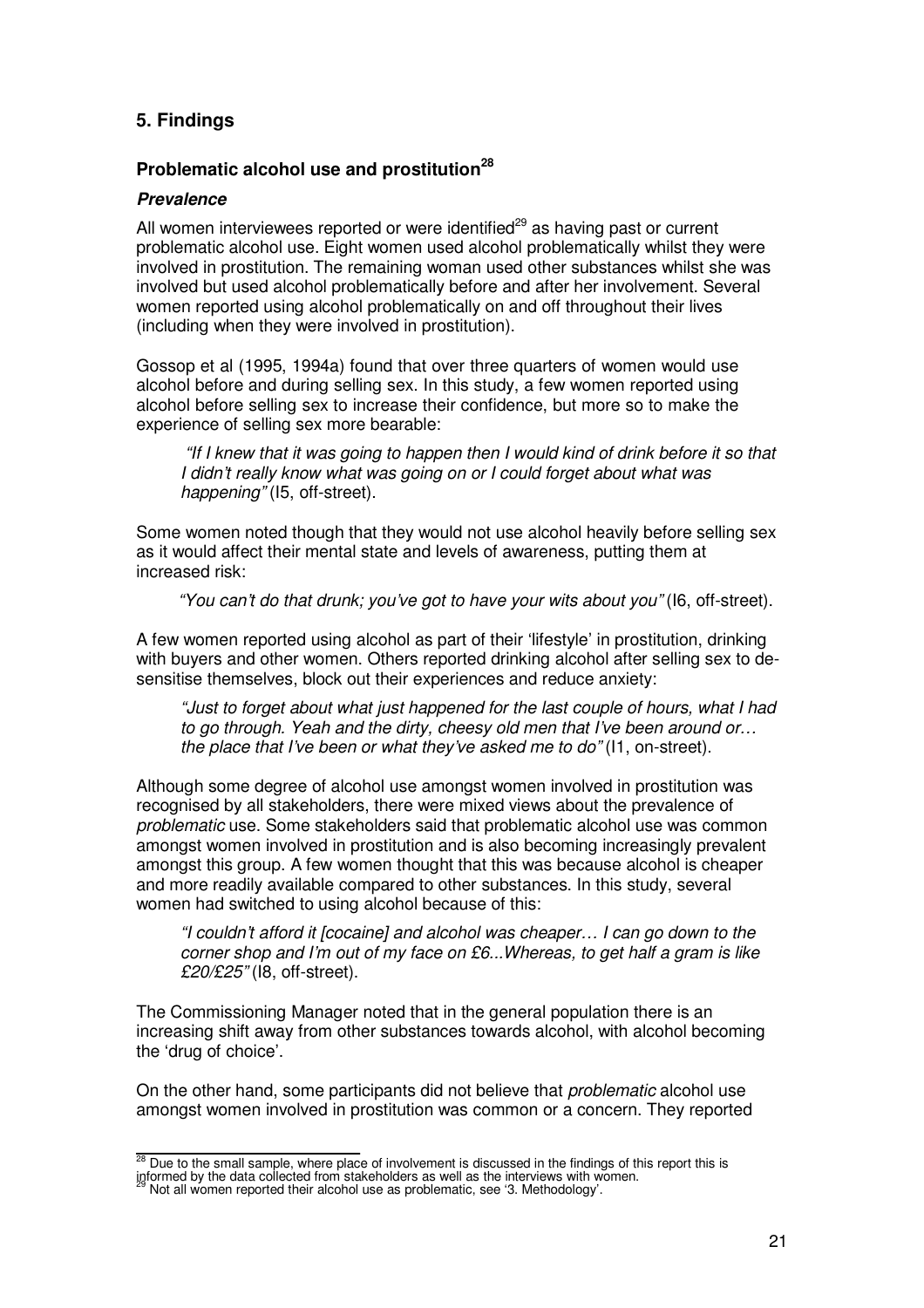## 5. Findings

### Problematic alcohol use and prostitution[28]

#### *Prevalence*

All women interviewees reported or were identified[29] as having past or current problematic alcohol use. Eight women used alcohol problematically whilst they were involved in prostitution. The remaining woman used other substances whilst she was involved but used alcohol problematically before and after her involvement. Several women reported using alcohol problematically on and off throughout their lives (including when they were involved in prostitution).

Gossop et al (1995, 1994a) found that over three quarters of women would use alcohol before and during selling sex. In this study, a few women reported using alcohol before selling sex to increase their confidence, but more so to make the experience of selling sex more bearable:

> *"If I knew that it was going to happen then I would kind of drink before it so that I didn't really know what was going on or I could forget about what was happening"* (I5, off-street).

Some women noted though that they would not use alcohol heavily before selling sex as it would affect their mental state and levels of awareness, putting them at increased risk:

> *"You can't do that drunk; you've got to have your wits about you"* (I6, off-street).

A few women reported using alcohol as part of their 'lifestyle' in prostitution, drinking with buyers and other women. Others reported drinking alcohol after selling sex to de-sensitise themselves, block out their experiences and reduce anxiety:

> *"Just to forget about what just happened for the last couple of hours, what I had to go through. Yeah and the dirty, cheesy old men that I've been around or… the place that I've been or what they've asked me to do"* (I1, on-street).

Although some degree of alcohol use amongst women involved in prostitution was recognised by all stakeholders, there were mixed views about the prevalence of *problematic* use. Some stakeholders said that problematic alcohol use was common amongst women involved in prostitution and is also becoming increasingly prevalent amongst this group. A few women thought that this was because alcohol is cheaper and more readily available compared to other substances. In this study, several women had switched to using alcohol because of this:

> *"I couldn't afford it [cocaine] and alcohol was cheaper… I can go down to the corner shop and I'm out of my face on £6...Whereas, to get half a gram is like £20/£25"* (I8, off-street).

The Commissioning Manager noted that in the general population there is an increasing shift away from other substances towards alcohol, with alcohol becoming the 'drug of choice'.

On the other hand, some participants did not believe that *problematic* alcohol use amongst women involved in prostitution was common or a concern. They reported

---

[28] Due to the small sample, where place of involvement is discussed in the findings of this report this is informed by the data collected from stakeholders as well as the interviews with women.

[29] Not all women reported their alcohol use as problematic, see '3. Methodology'.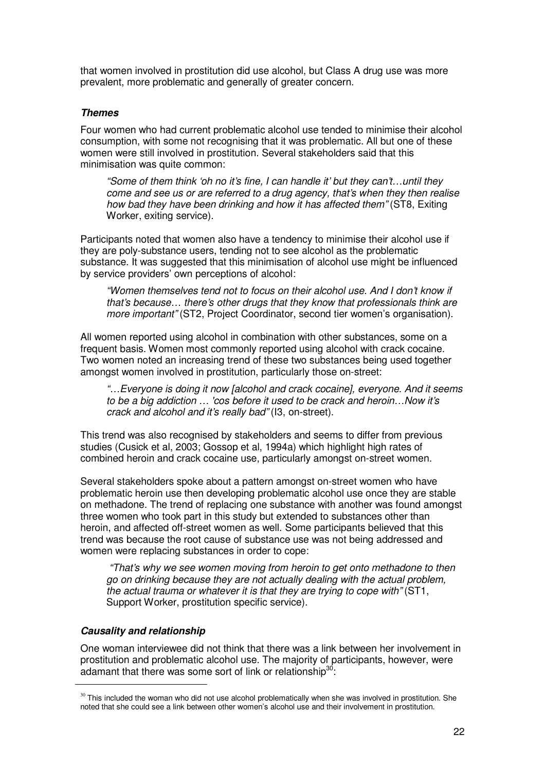that women involved in prostitution did use alcohol, but Class A drug use was more prevalent, more problematic and generally of greater concern.

### *Themes*

Four women who had current problematic alcohol use tended to minimise their alcohol consumption, with some not recognising that it was problematic. All but one of these women were still involved in prostitution. Several stakeholders said that this minimisation was quite common:

> *"Some of them think 'oh no it's fine, I can handle it' but they can't…until they come and see us or are referred to a drug agency, that's when they then realise how bad they have been drinking and how it has affected them"* (ST8, Exiting Worker, exiting service).

Participants noted that women also have a tendency to minimise their alcohol use if they are poly-substance users, tending not to see alcohol as the problematic substance. It was suggested that this minimisation of alcohol use might be influenced by service providers' own perceptions of alcohol:

> *"Women themselves tend not to focus on their alcohol use. And I don't know if that's because… there's other drugs that they know that professionals think are more important"* (ST2, Project Coordinator, second tier women's organisation).

All women reported using alcohol in combination with other substances, some on a frequent basis. Women most commonly reported using alcohol with crack cocaine. Two women noted an increasing trend of these two substances being used together amongst women involved in prostitution, particularly those on-street:

> *"…Everyone is doing it now [alcohol and crack cocaine], everyone. And it seems to be a big addiction … 'cos before it used to be crack and heroin…Now it's crack and alcohol and it's really bad"* (I3, on-street).

This trend was also recognised by stakeholders and seems to differ from previous studies (Cusick et al, 2003; Gossop et al, 1994a) which highlight high rates of combined heroin and crack cocaine use, particularly amongst on-street women.

Several stakeholders spoke about a pattern amongst on-street women who have problematic heroin use then developing problematic alcohol use once they are stable on methadone. The trend of replacing one substance with another was found amongst three women who took part in this study but extended to substances other than heroin, and affected off-street women as well. Some participants believed that this trend was because the root cause of substance use was not being addressed and women were replacing substances in order to cope:

> *"That's why we see women moving from heroin to get onto methadone to then go on drinking because they are not actually dealing with the actual problem, the actual trauma or whatever it is that they are trying to cope with"* (ST1, Support Worker, prostitution specific service).

### *Causality and relationship*

One woman interviewee did not think that there was a link between her involvement in prostitution and problematic alcohol use. The majority of participants, however, were adamant that there was some sort of link or relationship[30]:

[30] This included the woman who did not use alcohol problematically when she was involved in prostitution. She noted that she could see a link between other women's alcohol use and their involvement in prostitution.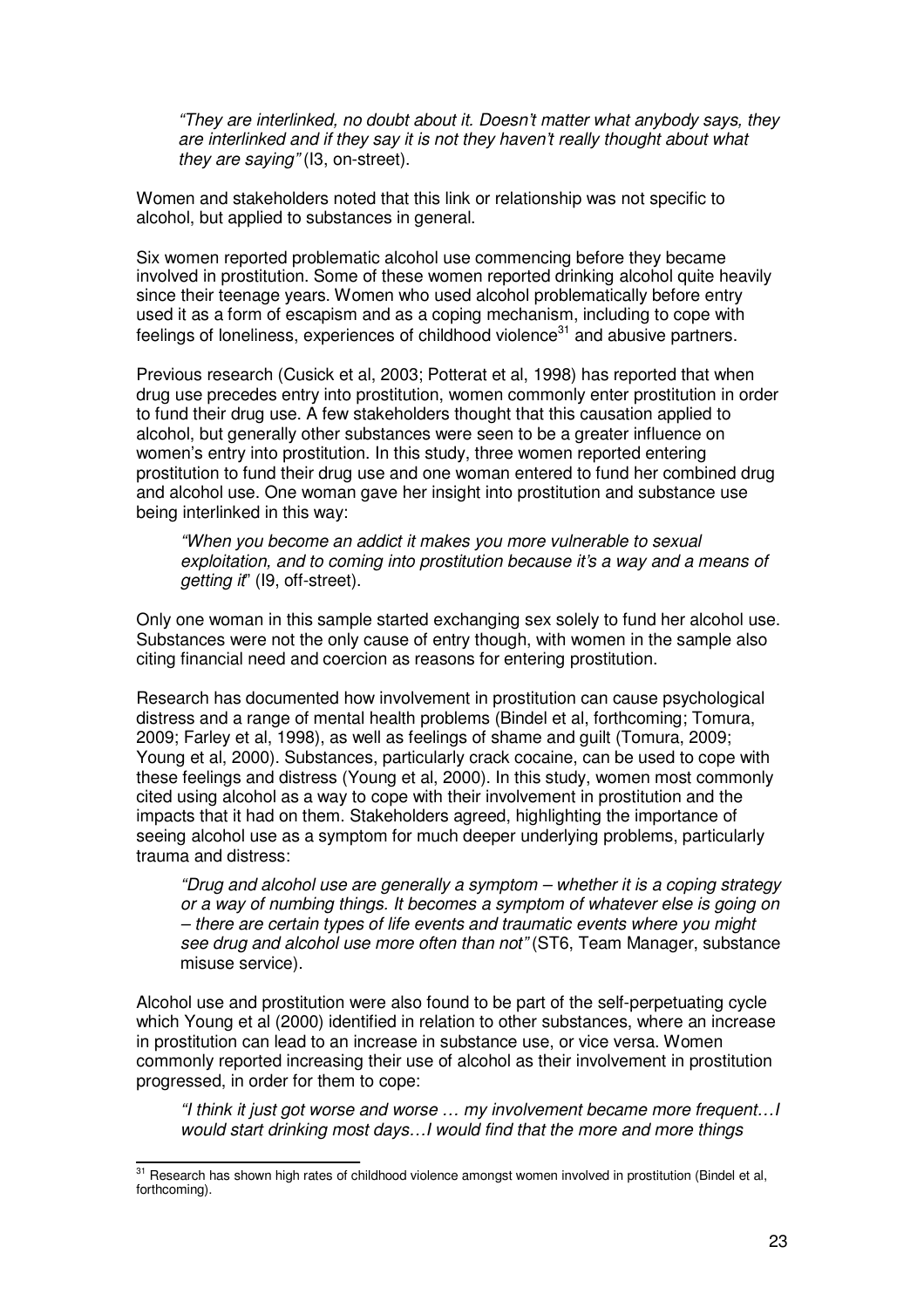*"They are interlinked, no doubt about it. Doesn't matter what anybody says, they are interlinked and if they say it is not they haven't really thought about what they are saying"* (I3, on-street).

Women and stakeholders noted that this link or relationship was not specific to alcohol, but applied to substances in general.

Six women reported problematic alcohol use commencing before they became involved in prostitution. Some of these women reported drinking alcohol quite heavily since their teenage years. Women who used alcohol problematically before entry used it as a form of escapism and as a coping mechanism, including to cope with feelings of loneliness, experiences of childhood violence[31] and abusive partners.

Previous research (Cusick et al, 2003; Potterat et al, 1998) has reported that when drug use precedes entry into prostitution, women commonly enter prostitution in order to fund their drug use. A few stakeholders thought that this causation applied to alcohol, but generally other substances were seen to be a greater influence on women's entry into prostitution. In this study, three women reported entering prostitution to fund their drug use and one woman entered to fund her combined drug and alcohol use. One woman gave her insight into prostitution and substance use being interlinked in this way:

*"When you become an addict it makes you more vulnerable to sexual exploitation, and to coming into prostitution because it's a way and a means of getting it*" (I9, off-street).

Only one woman in this sample started exchanging sex solely to fund her alcohol use. Substances were not the only cause of entry though, with women in the sample also citing financial need and coercion as reasons for entering prostitution.

Research has documented how involvement in prostitution can cause psychological distress and a range of mental health problems (Bindel et al, forthcoming; Tomura, 2009; Farley et al, 1998), as well as feelings of shame and guilt (Tomura, 2009; Young et al, 2000). Substances, particularly crack cocaine, can be used to cope with these feelings and distress (Young et al, 2000). In this study, women most commonly cited using alcohol as a way to cope with their involvement in prostitution and the impacts that it had on them. Stakeholders agreed, highlighting the importance of seeing alcohol use as a symptom for much deeper underlying problems, particularly trauma and distress:

*"Drug and alcohol use are generally a symptom – whether it is a coping strategy or a way of numbing things. It becomes a symptom of whatever else is going on – there are certain types of life events and traumatic events where you might see drug and alcohol use more often than not"* (ST6, Team Manager, substance misuse service).

Alcohol use and prostitution were also found to be part of the self-perpetuating cycle which Young et al (2000) identified in relation to other substances, where an increase in prostitution can lead to an increase in substance use, or vice versa. Women commonly reported increasing their use of alcohol as their involvement in prostitution progressed, in order for them to cope:

*"I think it just got worse and worse … my involvement became more frequent…I would start drinking most days…I would find that the more and more things*

---

[31] Research has shown high rates of childhood violence amongst women involved in prostitution (Bindel et al, forthcoming).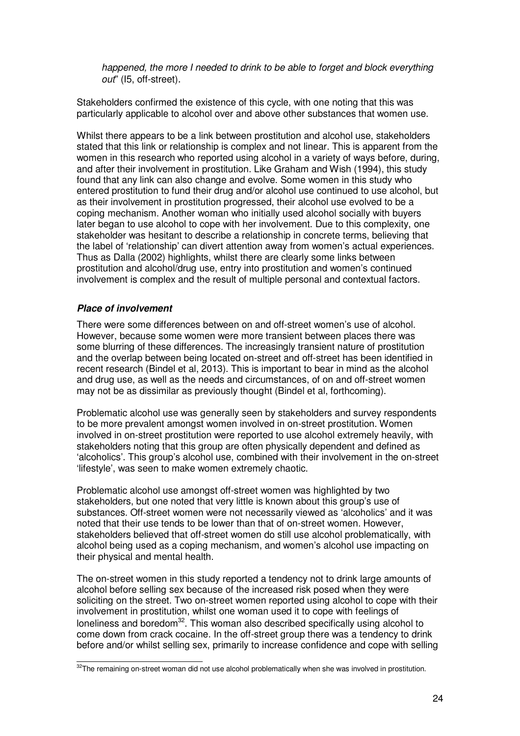*happened, the more I needed to drink to be able to forget and block everything out*" (I5, off-street).

Stakeholders confirmed the existence of this cycle, with one noting that this was particularly applicable to alcohol over and above other substances that women use.

Whilst there appears to be a link between prostitution and alcohol use, stakeholders stated that this link or relationship is complex and not linear. This is apparent from the women in this research who reported using alcohol in a variety of ways before, during, and after their involvement in prostitution. Like Graham and Wish (1994), this study found that any link can also change and evolve. Some women in this study who entered prostitution to fund their drug and/or alcohol use continued to use alcohol, but as their involvement in prostitution progressed, their alcohol use evolved to be a coping mechanism. Another woman who initially used alcohol socially with buyers later began to use alcohol to cope with her involvement. Due to this complexity, one stakeholder was hesitant to describe a relationship in concrete terms, believing that the label of 'relationship' can divert attention away from women's actual experiences. Thus as Dalla (2002) highlights, whilst there are clearly some links between prostitution and alcohol/drug use, entry into prostitution and women's continued involvement is complex and the result of multiple personal and contextual factors.

#### ***Place of involvement***

There were some differences between on and off-street women's use of alcohol. However, because some women were more transient between places there was some blurring of these differences. The increasingly transient nature of prostitution and the overlap between being located on-street and off-street has been identified in recent research (Bindel et al, 2013). This is important to bear in mind as the alcohol and drug use, as well as the needs and circumstances, of on and off-street women may not be as dissimilar as previously thought (Bindel et al, forthcoming).

Problematic alcohol use was generally seen by stakeholders and survey respondents to be more prevalent amongst women involved in on-street prostitution. Women involved in on-street prostitution were reported to use alcohol extremely heavily, with stakeholders noting that this group are often physically dependent and defined as 'alcoholics'. This group's alcohol use, combined with their involvement in the on-street 'lifestyle', was seen to make women extremely chaotic.

Problematic alcohol use amongst off-street women was highlighted by two stakeholders, but one noted that very little is known about this group's use of substances. Off-street women were not necessarily viewed as 'alcoholics' and it was noted that their use tends to be lower than that of on-street women. However, stakeholders believed that off-street women do still use alcohol problematically, with alcohol being used as a coping mechanism, and women's alcohol use impacting on their physical and mental health.

The on-street women in this study reported a tendency not to drink large amounts of alcohol before selling sex because of the increased risk posed when they were soliciting on the street. Two on-street women reported using alcohol to cope with their involvement in prostitution, whilst one woman used it to cope with feelings of loneliness and boredom[32]. This woman also described specifically using alcohol to come down from crack cocaine. In the off-street group there was a tendency to drink before and/or whilst selling sex, primarily to increase confidence and cope with selling

[32]The remaining on-street woman did not use alcohol problematically when she was involved in prostitution.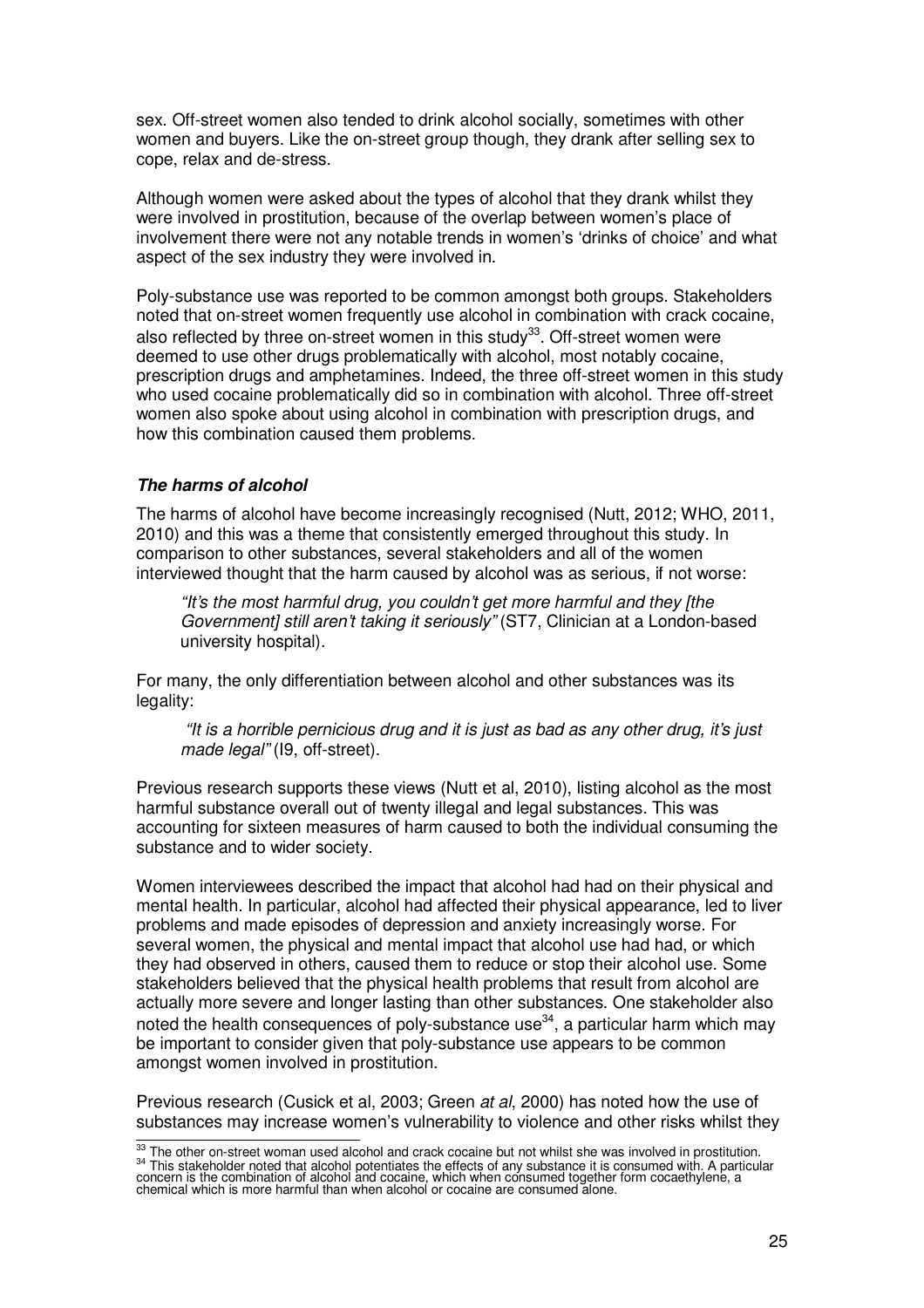sex. Off-street women also tended to drink alcohol socially, sometimes with other women and buyers. Like the on-street group though, they drank after selling sex to cope, relax and de-stress.

Although women were asked about the types of alcohol that they drank whilst they were involved in prostitution, because of the overlap between women's place of involvement there were not any notable trends in women's 'drinks of choice' and what aspect of the sex industry they were involved in.

Poly-substance use was reported to be common amongst both groups. Stakeholders noted that on-street women frequently use alcohol in combination with crack cocaine, also reflected by three on-street women in this study[33]. Off-street women were deemed to use other drugs problematically with alcohol, most notably cocaine, prescription drugs and amphetamines. Indeed, the three off-street women in this study who used cocaine problematically did so in combination with alcohol. Three off-street women also spoke about using alcohol in combination with prescription drugs, and how this combination caused them problems.

### *The harms of alcohol*

The harms of alcohol have become increasingly recognised (Nutt, 2012; WHO, 2011, 2010) and this was a theme that consistently emerged throughout this study. In comparison to other substances, several stakeholders and all of the women interviewed thought that the harm caused by alcohol was as serious, if not worse:

> *"It's the most harmful drug, you couldn't get more harmful and they [the Government] still aren't taking it seriously"* (ST7, Clinician at a London-based university hospital).

For many, the only differentiation between alcohol and other substances was its legality:

> *"It is a horrible pernicious drug and it is just as bad as any other drug, it's just made legal"* (I9, off-street).

Previous research supports these views (Nutt et al, 2010), listing alcohol as the most harmful substance overall out of twenty illegal and legal substances. This was accounting for sixteen measures of harm caused to both the individual consuming the substance and to wider society.

Women interviewees described the impact that alcohol had had on their physical and mental health. In particular, alcohol had affected their physical appearance, led to liver problems and made episodes of depression and anxiety increasingly worse. For several women, the physical and mental impact that alcohol use had had, or which they had observed in others, caused them to reduce or stop their alcohol use. Some stakeholders believed that the physical health problems that result from alcohol are actually more severe and longer lasting than other substances. One stakeholder also noted the health consequences of poly-substance use[34], a particular harm which may be important to consider given that poly-substance use appears to be common amongst women involved in prostitution.

Previous research (Cusick et al, 2003; Green *at al*, 2000) has noted how the use of substances may increase women's vulnerability to violence and other risks whilst they

---

[33] The other on-street woman used alcohol and crack cocaine but not whilst she was involved in prostitution.

[34] This stakeholder noted that alcohol potentiates the effects of any substance it is consumed with. A particular concern is the combination of alcohol and cocaine, which when consumed together form cocaethylene, a chemical which is more harmful than when alcohol or cocaine are consumed alone.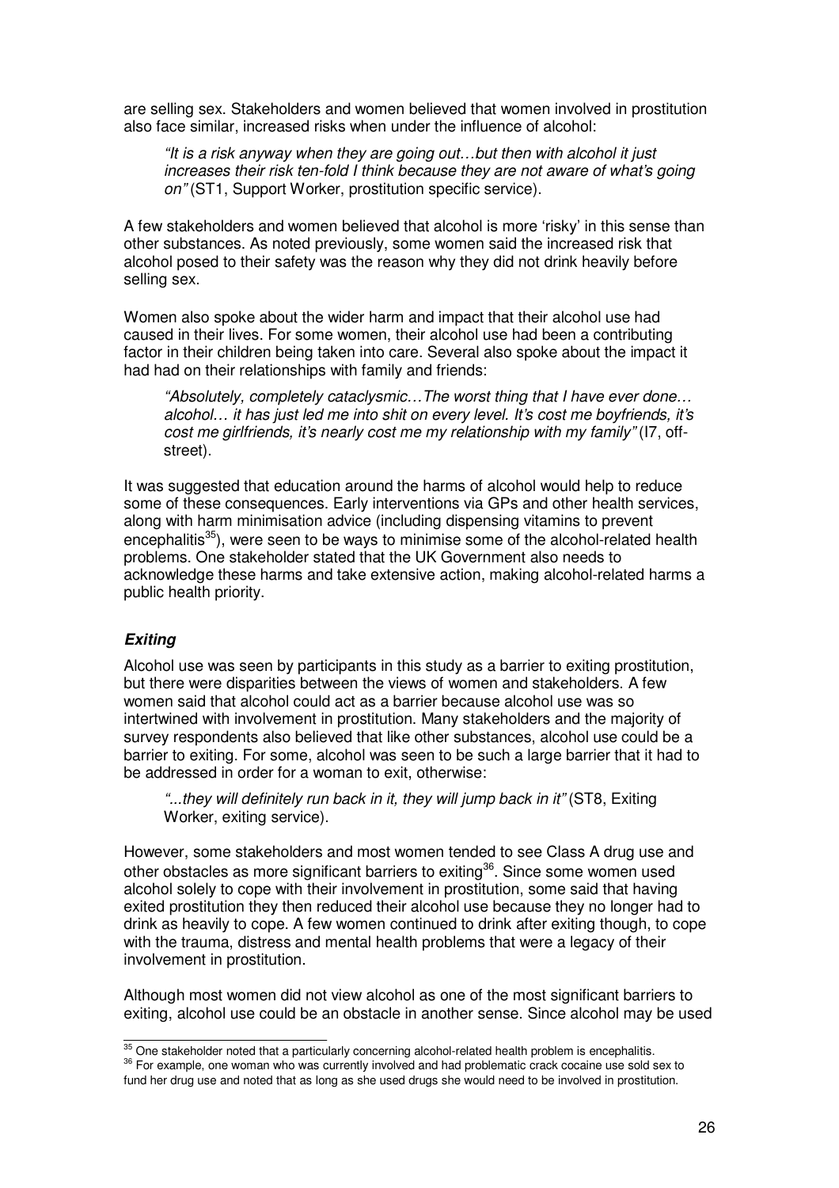are selling sex. Stakeholders and women believed that women involved in prostitution also face similar, increased risks when under the influence of alcohol:

> *"It is a risk anyway when they are going out…but then with alcohol it just increases their risk ten-fold I think because they are not aware of what's going on"* (ST1, Support Worker, prostitution specific service).

A few stakeholders and women believed that alcohol is more 'risky' in this sense than other substances. As noted previously, some women said the increased risk that alcohol posed to their safety was the reason why they did not drink heavily before selling sex.

Women also spoke about the wider harm and impact that their alcohol use had caused in their lives. For some women, their alcohol use had been a contributing factor in their children being taken into care. Several also spoke about the impact it had had on their relationships with family and friends:

> *"Absolutely, completely cataclysmic…The worst thing that I have ever done… alcohol… it has just led me into shit on every level. It's cost me boyfriends, it's cost me girlfriends, it's nearly cost me my relationship with my family"* (I7, off-street).

It was suggested that education around the harms of alcohol would help to reduce some of these consequences. Early interventions via GPs and other health services, along with harm minimisation advice (including dispensing vitamins to prevent encephalitis[35]), were seen to be ways to minimise some of the alcohol-related health problems. One stakeholder stated that the UK Government also needs to acknowledge these harms and take extensive action, making alcohol-related harms a public health priority.

### *Exiting*

Alcohol use was seen by participants in this study as a barrier to exiting prostitution, but there were disparities between the views of women and stakeholders. A few women said that alcohol could act as a barrier because alcohol use was so intertwined with involvement in prostitution. Many stakeholders and the majority of survey respondents also believed that like other substances, alcohol use could be a barrier to exiting. For some, alcohol was seen to be such a large barrier that it had to be addressed in order for a woman to exit, otherwise:

> *"...they will definitely run back in it, they will jump back in it"* (ST8, Exiting Worker, exiting service).

However, some stakeholders and most women tended to see Class A drug use and other obstacles as more significant barriers to exiting[36]. Since some women used alcohol solely to cope with their involvement in prostitution, some said that having exited prostitution they then reduced their alcohol use because they no longer had to drink as heavily to cope. A few women continued to drink after exiting though, to cope with the trauma, distress and mental health problems that were a legacy of their involvement in prostitution.

Although most women did not view alcohol as one of the most significant barriers to exiting, alcohol use could be an obstacle in another sense. Since alcohol may be used

---

[35] One stakeholder noted that a particularly concerning alcohol-related health problem is encephalitis.

[36] For example, one woman who was currently involved and had problematic crack cocaine use sold sex to fund her drug use and noted that as long as she used drugs she would need to be involved in prostitution.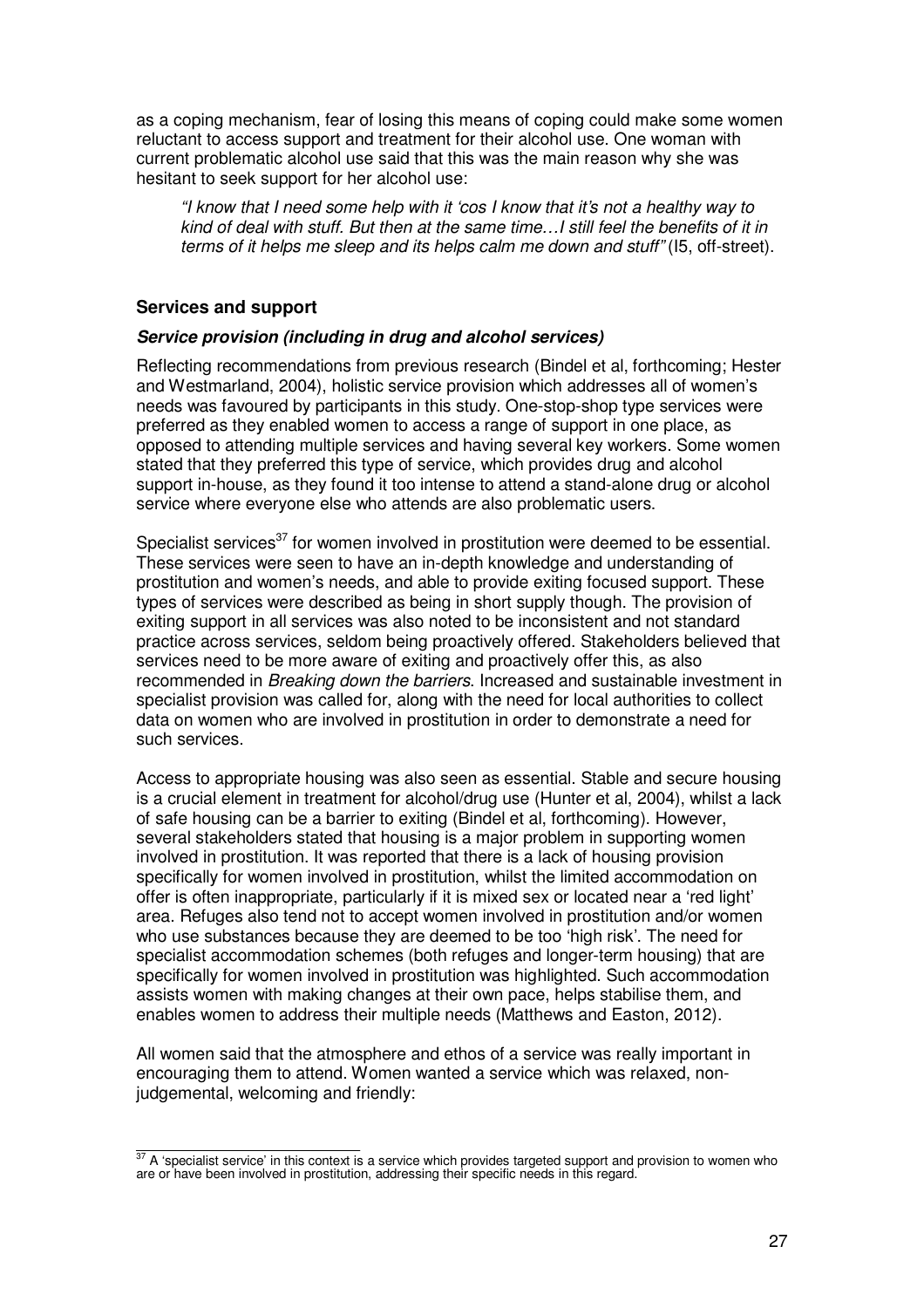as a coping mechanism, fear of losing this means of coping could make some women reluctant to access support and treatment for their alcohol use. One woman with current problematic alcohol use said that this was the main reason why she was hesitant to seek support for her alcohol use:

> *"I know that I need some help with it 'cos I know that it's not a healthy way to kind of deal with stuff. But then at the same time…I still feel the benefits of it in terms of it helps me sleep and its helps calm me down and stuff"* (I5, off-street).

## Services and support

### *Service provision (including in drug and alcohol services)*

Reflecting recommendations from previous research (Bindel et al, forthcoming; Hester and Westmarland, 2004), holistic service provision which addresses all of women's needs was favoured by participants in this study. One-stop-shop type services were preferred as they enabled women to access a range of support in one place, as opposed to attending multiple services and having several key workers. Some women stated that they preferred this type of service, which provides drug and alcohol support in-house, as they found it too intense to attend a stand-alone drug or alcohol service where everyone else who attends are also problematic users.

Specialist services[37] for women involved in prostitution were deemed to be essential. These services were seen to have an in-depth knowledge and understanding of prostitution and women's needs, and able to provide exiting focused support. These types of services were described as being in short supply though. The provision of exiting support in all services was also noted to be inconsistent and not standard practice across services, seldom being proactively offered. Stakeholders believed that services need to be more aware of exiting and proactively offer this, as also recommended in *Breaking down the barriers*. Increased and sustainable investment in specialist provision was called for, along with the need for local authorities to collect data on women who are involved in prostitution in order to demonstrate a need for such services.

Access to appropriate housing was also seen as essential. Stable and secure housing is a crucial element in treatment for alcohol/drug use (Hunter et al, 2004), whilst a lack of safe housing can be a barrier to exiting (Bindel et al, forthcoming). However, several stakeholders stated that housing is a major problem in supporting women involved in prostitution. It was reported that there is a lack of housing provision specifically for women involved in prostitution, whilst the limited accommodation on offer is often inappropriate, particularly if it is mixed sex or located near a 'red light' area. Refuges also tend not to accept women involved in prostitution and/or women who use substances because they are deemed to be too 'high risk'. The need for specialist accommodation schemes (both refuges and longer-term housing) that are specifically for women involved in prostitution was highlighted. Such accommodation assists women with making changes at their own pace, helps stabilise them, and enables women to address their multiple needs (Matthews and Easton, 2012).

All women said that the atmosphere and ethos of a service was really important in encouraging them to attend. Women wanted a service which was relaxed, non-judgemental, welcoming and friendly:

---

[37] A 'specialist service' in this context is a service which provides targeted support and provision to women who are or have been involved in prostitution, addressing their specific needs in this regard.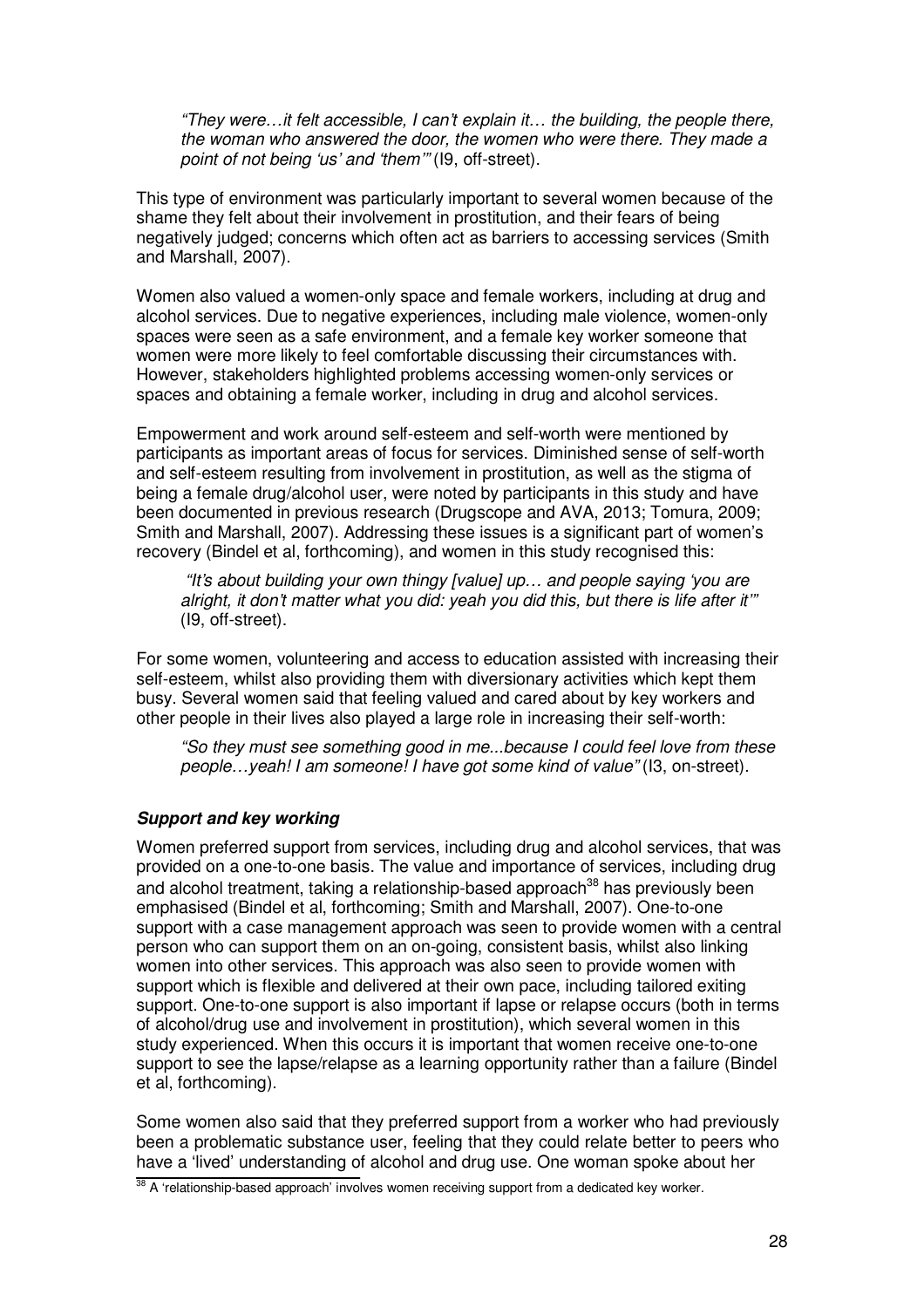*"They were…it felt accessible, I can't explain it… the building, the people there, the woman who answered the door, the women who were there. They made a point of not being 'us' and 'them'"* (I9, off-street).

This type of environment was particularly important to several women because of the shame they felt about their involvement in prostitution, and their fears of being negatively judged; concerns which often act as barriers to accessing services (Smith and Marshall, 2007).

Women also valued a women-only space and female workers, including at drug and alcohol services. Due to negative experiences, including male violence, women-only spaces were seen as a safe environment, and a female key worker someone that women were more likely to feel comfortable discussing their circumstances with. However, stakeholders highlighted problems accessing women-only services or spaces and obtaining a female worker, including in drug and alcohol services.

Empowerment and work around self-esteem and self-worth were mentioned by participants as important areas of focus for services. Diminished sense of self-worth and self-esteem resulting from involvement in prostitution, as well as the stigma of being a female drug/alcohol user, were noted by participants in this study and have been documented in previous research (Drugscope and AVA, 2013; Tomura, 2009; Smith and Marshall, 2007). Addressing these issues is a significant part of women's recovery (Bindel et al, forthcoming), and women in this study recognised this:

*"It's about building your own thingy [value] up… and people saying 'you are alright, it don't matter what you did: yeah you did this, but there is life after it'"* (I9, off-street).

For some women, volunteering and access to education assisted with increasing their self-esteem, whilst also providing them with diversionary activities which kept them busy. Several women said that feeling valued and cared about by key workers and other people in their lives also played a large role in increasing their self-worth:

*"So they must see something good in me...because I could feel love from these people…yeah! I am someone! I have got some kind of value"* (I3, on-street).

### Support and key working

Women preferred support from services, including drug and alcohol services, that was provided on a one-to-one basis. The value and importance of services, including drug and alcohol treatment, taking a relationship-based approach[38] has previously been emphasised (Bindel et al, forthcoming; Smith and Marshall, 2007). One-to-one support with a case management approach was seen to provide women with a central person who can support them on an on-going, consistent basis, whilst also linking women into other services. This approach was also seen to provide women with support which is flexible and delivered at their own pace, including tailored exiting support. One-to-one support is also important if lapse or relapse occurs (both in terms of alcohol/drug use and involvement in prostitution), which several women in this study experienced. When this occurs it is important that women receive one-to-one support to see the lapse/relapse as a learning opportunity rather than a failure (Bindel et al, forthcoming).

Some women also said that they preferred support from a worker who had previously been a problematic substance user, feeling that they could relate better to peers who have a 'lived' understanding of alcohol and drug use. One woman spoke about her

[38] A 'relationship-based approach' involves women receiving support from a dedicated key worker.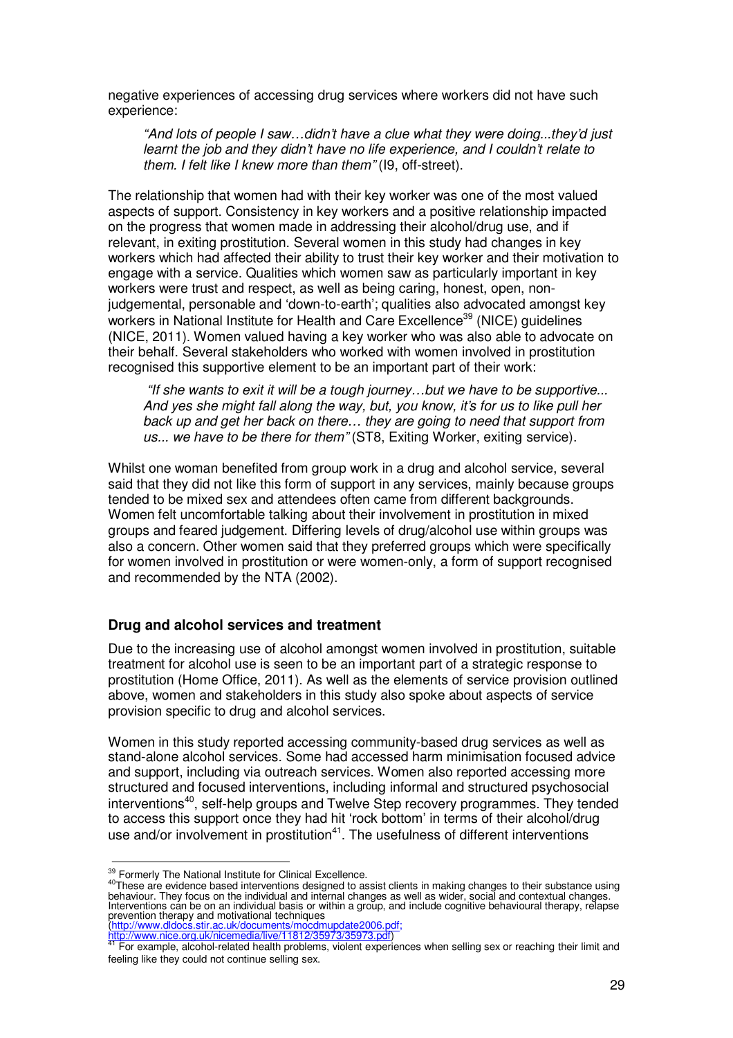negative experiences of accessing drug services where workers did not have such experience:

> *"And lots of people I saw…didn't have a clue what they were doing...they'd just learnt the job and they didn't have no life experience, and I couldn't relate to them. I felt like I knew more than them"* (I9, off-street).

The relationship that women had with their key worker was one of the most valued aspects of support. Consistency in key workers and a positive relationship impacted on the progress that women made in addressing their alcohol/drug use, and if relevant, in exiting prostitution. Several women in this study had changes in key workers which had affected their ability to trust their key worker and their motivation to engage with a service. Qualities which women saw as particularly important in key workers were trust and respect, as well as being caring, honest, open, non-judgemental, personable and 'down-to-earth'; qualities also advocated amongst key workers in National Institute for Health and Care Excellence[39] (NICE) guidelines (NICE, 2011). Women valued having a key worker who was also able to advocate on their behalf. Several stakeholders who worked with women involved in prostitution recognised this supportive element to be an important part of their work:

> *"If she wants to exit it will be a tough journey…but we have to be supportive... And yes she might fall along the way, but, you know, it's for us to like pull her back up and get her back on there… they are going to need that support from us... we have to be there for them"* (ST8, Exiting Worker, exiting service).

Whilst one woman benefited from group work in a drug and alcohol service, several said that they did not like this form of support in any services, mainly because groups tended to be mixed sex and attendees often came from different backgrounds. Women felt uncomfortable talking about their involvement in prostitution in mixed groups and feared judgement. Differing levels of drug/alcohol use within groups was also a concern. Other women said that they preferred groups which were specifically for women involved in prostitution or were women-only, a form of support recognised and recommended by the NTA (2002).

### Drug and alcohol services and treatment

Due to the increasing use of alcohol amongst women involved in prostitution, suitable treatment for alcohol use is seen to be an important part of a strategic response to prostitution (Home Office, 2011). As well as the elements of service provision outlined above, women and stakeholders in this study also spoke about aspects of service provision specific to drug and alcohol services.

Women in this study reported accessing community-based drug services as well as stand-alone alcohol services. Some had accessed harm minimisation focused advice and support, including via outreach services. Women also reported accessing more structured and focused interventions, including informal and structured psychosocial interventions[40], self-help groups and Twelve Step recovery programmes. They tended to access this support once they had hit 'rock bottom' in terms of their alcohol/drug use and/or involvement in prostitution[41]. The usefulness of different interventions

---

[39] Formerly The National Institute for Clinical Excellence.

[40] These are evidence based interventions designed to assist clients in making changes to their substance using behaviour. They focus on the individual and internal changes as well as wider, social and contextual changes. Interventions can be on an individual basis or within a group, and include cognitive behavioural therapy, relapse prevention therapy and motivational techniques (http://www.dldocs.stir.ac.uk/documents/mocdmupdate2006.pdf; http://www.nice.org.uk/nicemedia/live/11812/35973/35973.pdf)

[41] For example, alcohol-related health problems, violent experiences when selling sex or reaching their limit and feeling like they could not continue selling sex.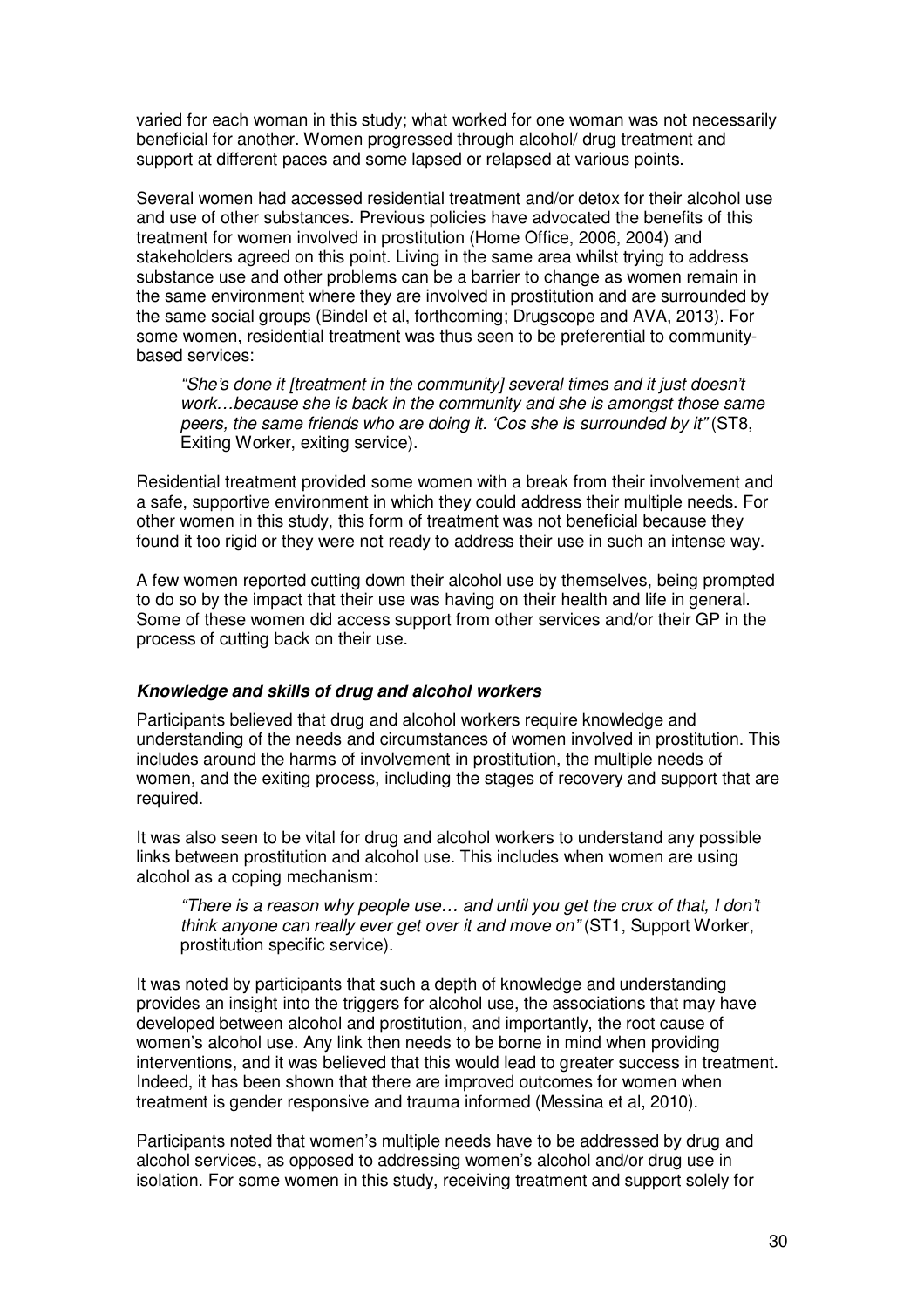varied for each woman in this study; what worked for one woman was not necessarily beneficial for another. Women progressed through alcohol/ drug treatment and support at different paces and some lapsed or relapsed at various points.

Several women had accessed residential treatment and/or detox for their alcohol use and use of other substances. Previous policies have advocated the benefits of this treatment for women involved in prostitution (Home Office, 2006, 2004) and stakeholders agreed on this point. Living in the same area whilst trying to address substance use and other problems can be a barrier to change as women remain in the same environment where they are involved in prostitution and are surrounded by the same social groups (Bindel et al, forthcoming; Drugscope and AVA, 2013). For some women, residential treatment was thus seen to be preferential to community-based services:

> *"She's done it [treatment in the community] several times and it just doesn't work…because she is back in the community and she is amongst those same peers, the same friends who are doing it. 'Cos she is surrounded by it"* (ST8, Exiting Worker, exiting service).

Residential treatment provided some women with a break from their involvement and a safe, supportive environment in which they could address their multiple needs. For other women in this study, this form of treatment was not beneficial because they found it too rigid or they were not ready to address their use in such an intense way.

A few women reported cutting down their alcohol use by themselves, being prompted to do so by the impact that their use was having on their health and life in general. Some of these women did access support from other services and/or their GP in the process of cutting back on their use.

#### ***Knowledge and skills of drug and alcohol workers***

Participants believed that drug and alcohol workers require knowledge and understanding of the needs and circumstances of women involved in prostitution. This includes around the harms of involvement in prostitution, the multiple needs of women, and the exiting process, including the stages of recovery and support that are required.

It was also seen to be vital for drug and alcohol workers to understand any possible links between prostitution and alcohol use. This includes when women are using alcohol as a coping mechanism:

> *"There is a reason why people use… and until you get the crux of that, I don't think anyone can really ever get over it and move on"* (ST1, Support Worker, prostitution specific service).

It was noted by participants that such a depth of knowledge and understanding provides an insight into the triggers for alcohol use, the associations that may have developed between alcohol and prostitution, and importantly, the root cause of women's alcohol use. Any link then needs to be borne in mind when providing interventions, and it was believed that this would lead to greater success in treatment. Indeed, it has been shown that there are improved outcomes for women when treatment is gender responsive and trauma informed (Messina et al, 2010).

Participants noted that women's multiple needs have to be addressed by drug and alcohol services, as opposed to addressing women's alcohol and/or drug use in isolation. For some women in this study, receiving treatment and support solely for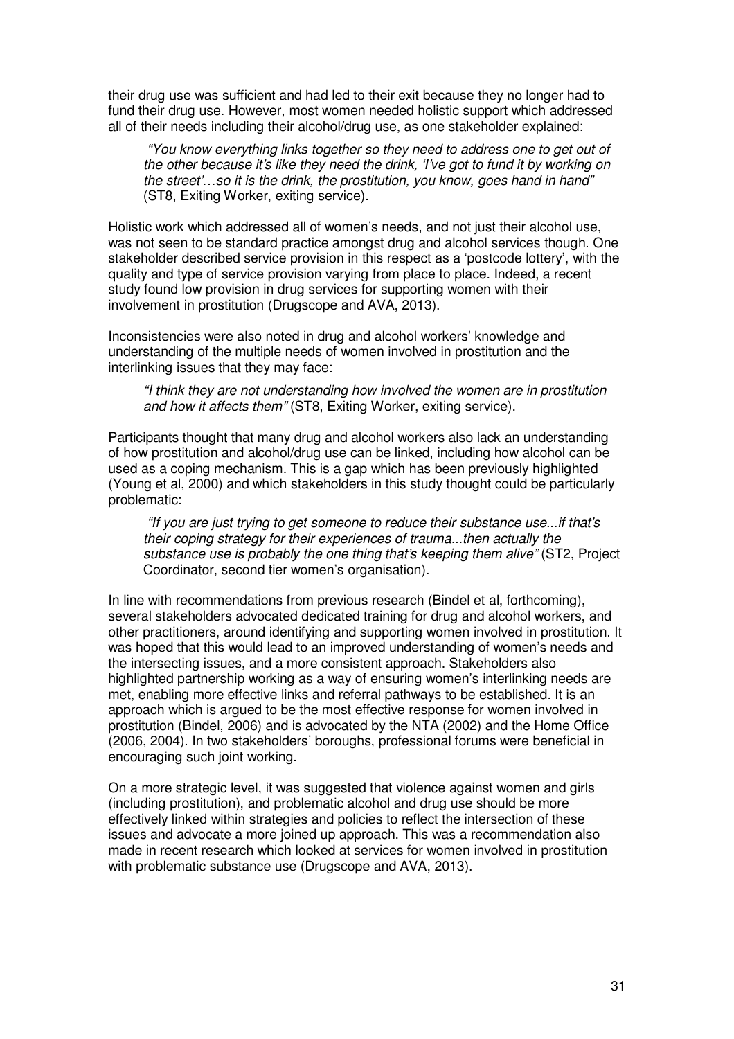their drug use was sufficient and had led to their exit because they no longer had to fund their drug use. However, most women needed holistic support which addressed all of their needs including their alcohol/drug use, as one stakeholder explained:

> *"You know everything links together so they need to address one to get out of the other because it's like they need the drink, 'I've got to fund it by working on the street'…so it is the drink, the prostitution, you know, goes hand in hand"* (ST8, Exiting Worker, exiting service).

Holistic work which addressed all of women's needs, and not just their alcohol use, was not seen to be standard practice amongst drug and alcohol services though. One stakeholder described service provision in this respect as a 'postcode lottery', with the quality and type of service provision varying from place to place. Indeed, a recent study found low provision in drug services for supporting women with their involvement in prostitution (Drugscope and AVA, 2013).

Inconsistencies were also noted in drug and alcohol workers' knowledge and understanding of the multiple needs of women involved in prostitution and the interlinking issues that they may face:

> *"I think they are not understanding how involved the women are in prostitution and how it affects them"* (ST8, Exiting Worker, exiting service).

Participants thought that many drug and alcohol workers also lack an understanding of how prostitution and alcohol/drug use can be linked, including how alcohol can be used as a coping mechanism. This is a gap which has been previously highlighted (Young et al, 2000) and which stakeholders in this study thought could be particularly problematic:

> *"If you are just trying to get someone to reduce their substance use...if that's their coping strategy for their experiences of trauma...then actually the substance use is probably the one thing that's keeping them alive"* (ST2, Project Coordinator, second tier women's organisation).

In line with recommendations from previous research (Bindel et al, forthcoming), several stakeholders advocated dedicated training for drug and alcohol workers, and other practitioners, around identifying and supporting women involved in prostitution. It was hoped that this would lead to an improved understanding of women's needs and the intersecting issues, and a more consistent approach. Stakeholders also highlighted partnership working as a way of ensuring women's interlinking needs are met, enabling more effective links and referral pathways to be established. It is an approach which is argued to be the most effective response for women involved in prostitution (Bindel, 2006) and is advocated by the NTA (2002) and the Home Office (2006, 2004). In two stakeholders' boroughs, professional forums were beneficial in encouraging such joint working.

On a more strategic level, it was suggested that violence against women and girls (including prostitution), and problematic alcohol and drug use should be more effectively linked within strategies and policies to reflect the intersection of these issues and advocate a more joined up approach. This was a recommendation also made in recent research which looked at services for women involved in prostitution with problematic substance use (Drugscope and AVA, 2013).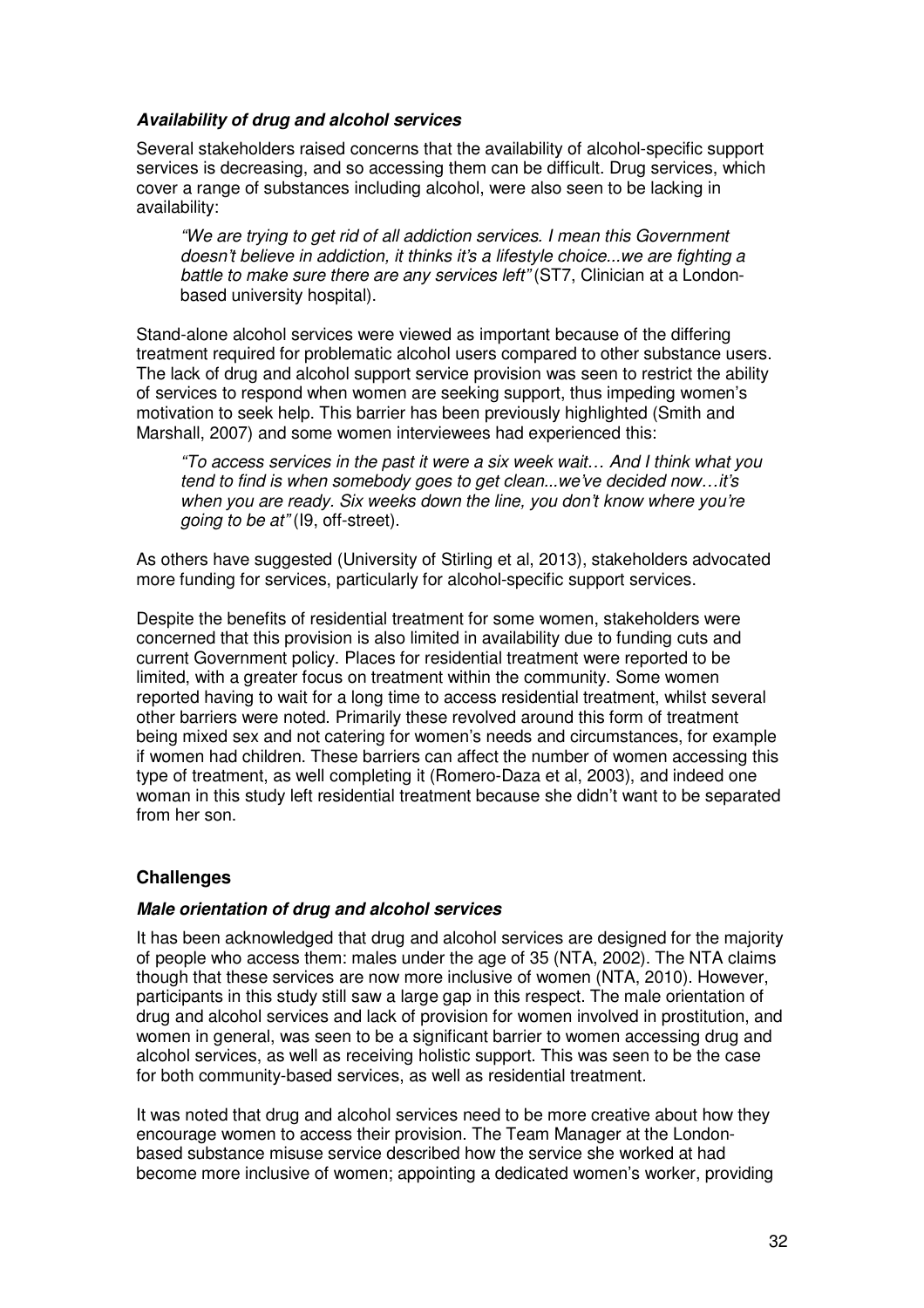### *Availability of drug and alcohol services*

Several stakeholders raised concerns that the availability of alcohol-specific support services is decreasing, and so accessing them can be difficult. Drug services, which cover a range of substances including alcohol, were also seen to be lacking in availability:

> *"We are trying to get rid of all addiction services. I mean this Government doesn't believe in addiction, it thinks it's a lifestyle choice...we are fighting a battle to make sure there are any services left"* (ST7, Clinician at a London-based university hospital).

Stand-alone alcohol services were viewed as important because of the differing treatment required for problematic alcohol users compared to other substance users. The lack of drug and alcohol support service provision was seen to restrict the ability of services to respond when women are seeking support, thus impeding women's motivation to seek help. This barrier has been previously highlighted (Smith and Marshall, 2007) and some women interviewees had experienced this:

> *"To access services in the past it were a six week wait… And I think what you tend to find is when somebody goes to get clean...we've decided now…it's when you are ready. Six weeks down the line, you don't know where you're going to be at"* (I9, off-street).

As others have suggested (University of Stirling et al, 2013), stakeholders advocated more funding for services, particularly for alcohol-specific support services.

Despite the benefits of residential treatment for some women, stakeholders were concerned that this provision is also limited in availability due to funding cuts and current Government policy. Places for residential treatment were reported to be limited, with a greater focus on treatment within the community. Some women reported having to wait for a long time to access residential treatment, whilst several other barriers were noted. Primarily these revolved around this form of treatment being mixed sex and not catering for women's needs and circumstances, for example if women had children. These barriers can affect the number of women accessing this type of treatment, as well completing it (Romero-Daza et al, 2003), and indeed one woman in this study left residential treatment because she didn't want to be separated from her son.

## Challenges

### *Male orientation of drug and alcohol services*

It has been acknowledged that drug and alcohol services are designed for the majority of people who access them: males under the age of 35 (NTA, 2002). The NTA claims though that these services are now more inclusive of women (NTA, 2010). However, participants in this study still saw a large gap in this respect. The male orientation of drug and alcohol services and lack of provision for women involved in prostitution, and women in general, was seen to be a significant barrier to women accessing drug and alcohol services, as well as receiving holistic support. This was seen to be the case for both community-based services, as well as residential treatment.

It was noted that drug and alcohol services need to be more creative about how they encourage women to access their provision. The Team Manager at the London-based substance misuse service described how the service she worked at had become more inclusive of women; appointing a dedicated women's worker, providing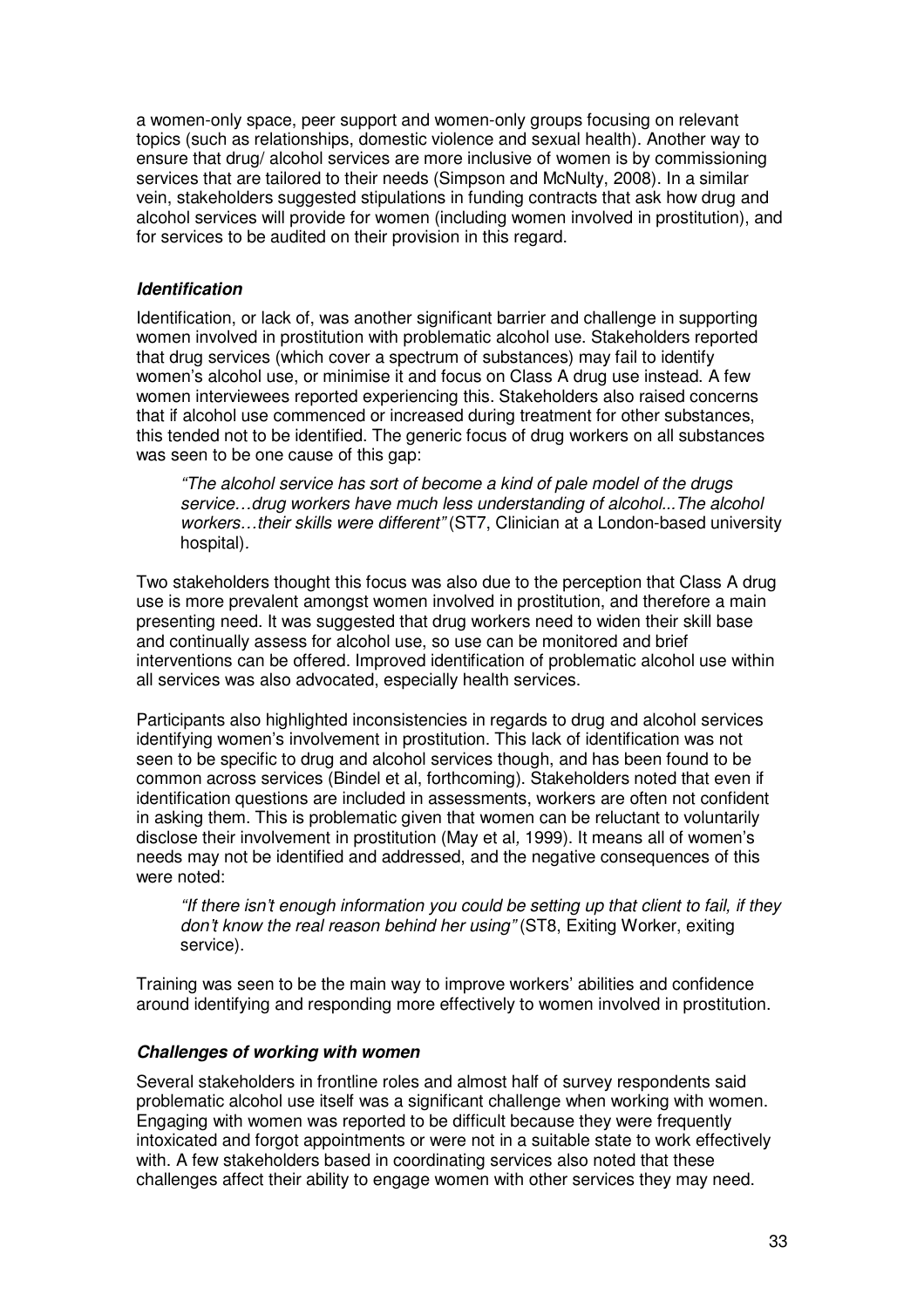a women-only space, peer support and women-only groups focusing on relevant topics (such as relationships, domestic violence and sexual health). Another way to ensure that drug/ alcohol services are more inclusive of women is by commissioning services that are tailored to their needs (Simpson and McNulty, 2008). In a similar vein, stakeholders suggested stipulations in funding contracts that ask how drug and alcohol services will provide for women (including women involved in prostitution), and for services to be audited on their provision in this regard.

### ***Identification***

Identification, or lack of, was another significant barrier and challenge in supporting women involved in prostitution with problematic alcohol use. Stakeholders reported that drug services (which cover a spectrum of substances) may fail to identify women's alcohol use, or minimise it and focus on Class A drug use instead. A few women interviewees reported experiencing this. Stakeholders also raised concerns that if alcohol use commenced or increased during treatment for other substances, this tended not to be identified. The generic focus of drug workers on all substances was seen to be one cause of this gap:

> *"The alcohol service has sort of become a kind of pale model of the drugs service…drug workers have much less understanding of alcohol...The alcohol workers…their skills were different"* (ST7, Clinician at a London-based university hospital).

Two stakeholders thought this focus was also due to the perception that Class A drug use is more prevalent amongst women involved in prostitution, and therefore a main presenting need. It was suggested that drug workers need to widen their skill base and continually assess for alcohol use, so use can be monitored and brief interventions can be offered. Improved identification of problematic alcohol use within all services was also advocated, especially health services.

Participants also highlighted inconsistencies in regards to drug and alcohol services identifying women's involvement in prostitution. This lack of identification was not seen to be specific to drug and alcohol services though, and has been found to be common across services (Bindel et al, forthcoming). Stakeholders noted that even if identification questions are included in assessments, workers are often not confident in asking them. This is problematic given that women can be reluctant to voluntarily disclose their involvement in prostitution (May et al, 1999). It means all of women's needs may not be identified and addressed, and the negative consequences of this were noted:

> *"If there isn't enough information you could be setting up that client to fail, if they don't know the real reason behind her using"* (ST8, Exiting Worker, exiting service).

Training was seen to be the main way to improve workers' abilities and confidence around identifying and responding more effectively to women involved in prostitution.

### ***Challenges of working with women***

Several stakeholders in frontline roles and almost half of survey respondents said problematic alcohol use itself was a significant challenge when working with women. Engaging with women was reported to be difficult because they were frequently intoxicated and forgot appointments or were not in a suitable state to work effectively with. A few stakeholders based in coordinating services also noted that these challenges affect their ability to engage women with other services they may need.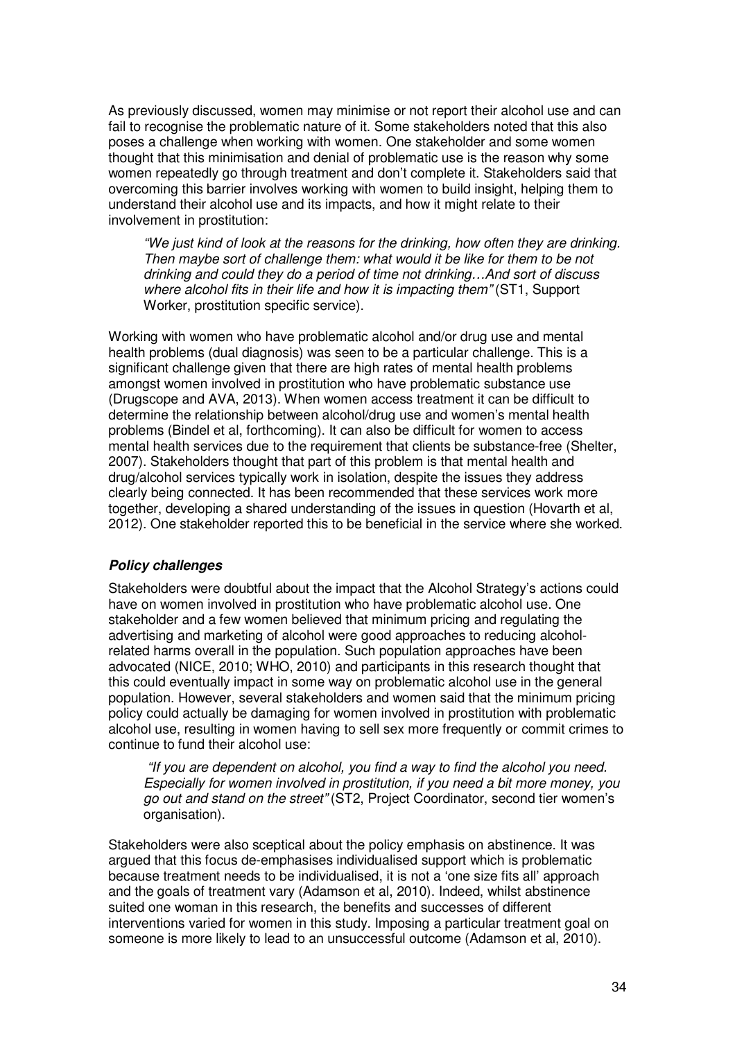As previously discussed, women may minimise or not report their alcohol use and can fail to recognise the problematic nature of it. Some stakeholders noted that this also poses a challenge when working with women. One stakeholder and some women thought that this minimisation and denial of problematic use is the reason why some women repeatedly go through treatment and don't complete it. Stakeholders said that overcoming this barrier involves working with women to build insight, helping them to understand their alcohol use and its impacts, and how it might relate to their involvement in prostitution:

> *"We just kind of look at the reasons for the drinking, how often they are drinking. Then maybe sort of challenge them: what would it be like for them to be not drinking and could they do a period of time not drinking…And sort of discuss where alcohol fits in their life and how it is impacting them"* (ST1, Support Worker, prostitution specific service).

Working with women who have problematic alcohol and/or drug use and mental health problems (dual diagnosis) was seen to be a particular challenge. This is a significant challenge given that there are high rates of mental health problems amongst women involved in prostitution who have problematic substance use (Drugscope and AVA, 2013). When women access treatment it can be difficult to determine the relationship between alcohol/drug use and women's mental health problems (Bindel et al, forthcoming). It can also be difficult for women to access mental health services due to the requirement that clients be substance-free (Shelter, 2007). Stakeholders thought that part of this problem is that mental health and drug/alcohol services typically work in isolation, despite the issues they address clearly being connected. It has been recommended that these services work more together, developing a shared understanding of the issues in question (Hovarth et al, 2012). One stakeholder reported this to be beneficial in the service where she worked.

### *Policy challenges*

Stakeholders were doubtful about the impact that the Alcohol Strategy's actions could have on women involved in prostitution who have problematic alcohol use. One stakeholder and a few women believed that minimum pricing and regulating the advertising and marketing of alcohol were good approaches to reducing alcohol-related harms overall in the population. Such population approaches have been advocated (NICE, 2010; WHO, 2010) and participants in this research thought that this could eventually impact in some way on problematic alcohol use in the general population. However, several stakeholders and women said that the minimum pricing policy could actually be damaging for women involved in prostitution with problematic alcohol use, resulting in women having to sell sex more frequently or commit crimes to continue to fund their alcohol use:

> *"If you are dependent on alcohol, you find a way to find the alcohol you need. Especially for women involved in prostitution, if you need a bit more money, you go out and stand on the street"* (ST2, Project Coordinator, second tier women's organisation).

Stakeholders were also sceptical about the policy emphasis on abstinence. It was argued that this focus de-emphasises individualised support which is problematic because treatment needs to be individualised, it is not a 'one size fits all' approach and the goals of treatment vary (Adamson et al, 2010). Indeed, whilst abstinence suited one woman in this research, the benefits and successes of different interventions varied for women in this study. Imposing a particular treatment goal on someone is more likely to lead to an unsuccessful outcome (Adamson et al, 2010).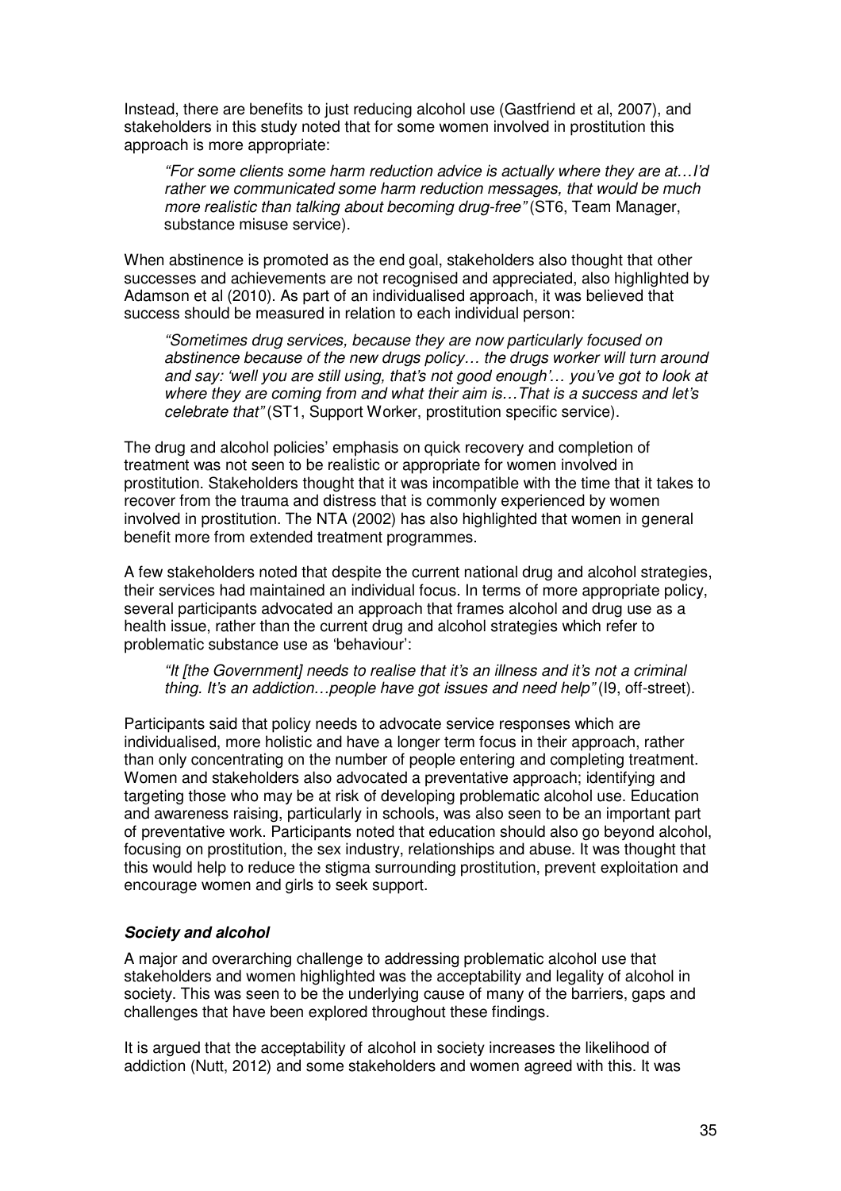Instead, there are benefits to just reducing alcohol use (Gastfriend et al, 2007), and stakeholders in this study noted that for some women involved in prostitution this approach is more appropriate:

> *"For some clients some harm reduction advice is actually where they are at…I'd rather we communicated some harm reduction messages, that would be much more realistic than talking about becoming drug-free"* (ST6, Team Manager, substance misuse service).

When abstinence is promoted as the end goal, stakeholders also thought that other successes and achievements are not recognised and appreciated, also highlighted by Adamson et al (2010). As part of an individualised approach, it was believed that success should be measured in relation to each individual person:

> *"Sometimes drug services, because they are now particularly focused on abstinence because of the new drugs policy… the drugs worker will turn around and say: 'well you are still using, that's not good enough'… you've got to look at where they are coming from and what their aim is…That is a success and let's celebrate that"* (ST1, Support Worker, prostitution specific service).

The drug and alcohol policies' emphasis on quick recovery and completion of treatment was not seen to be realistic or appropriate for women involved in prostitution. Stakeholders thought that it was incompatible with the time that it takes to recover from the trauma and distress that is commonly experienced by women involved in prostitution. The NTA (2002) has also highlighted that women in general benefit more from extended treatment programmes.

A few stakeholders noted that despite the current national drug and alcohol strategies, their services had maintained an individual focus. In terms of more appropriate policy, several participants advocated an approach that frames alcohol and drug use as a health issue, rather than the current drug and alcohol strategies which refer to problematic substance use as 'behaviour':

> *"It [the Government] needs to realise that it's an illness and it's not a criminal thing. It's an addiction…people have got issues and need help"* (I9, off-street).

Participants said that policy needs to advocate service responses which are individualised, more holistic and have a longer term focus in their approach, rather than only concentrating on the number of people entering and completing treatment. Women and stakeholders also advocated a preventative approach; identifying and targeting those who may be at risk of developing problematic alcohol use. Education and awareness raising, particularly in schools, was also seen to be an important part of preventative work. Participants noted that education should also go beyond alcohol, focusing on prostitution, the sex industry, relationships and abuse. It was thought that this would help to reduce the stigma surrounding prostitution, prevent exploitation and encourage women and girls to seek support.

### ***Society and alcohol***

A major and overarching challenge to addressing problematic alcohol use that stakeholders and women highlighted was the acceptability and legality of alcohol in society. This was seen to be the underlying cause of many of the barriers, gaps and challenges that have been explored throughout these findings.

It is argued that the acceptability of alcohol in society increases the likelihood of addiction (Nutt, 2012) and some stakeholders and women agreed with this. It was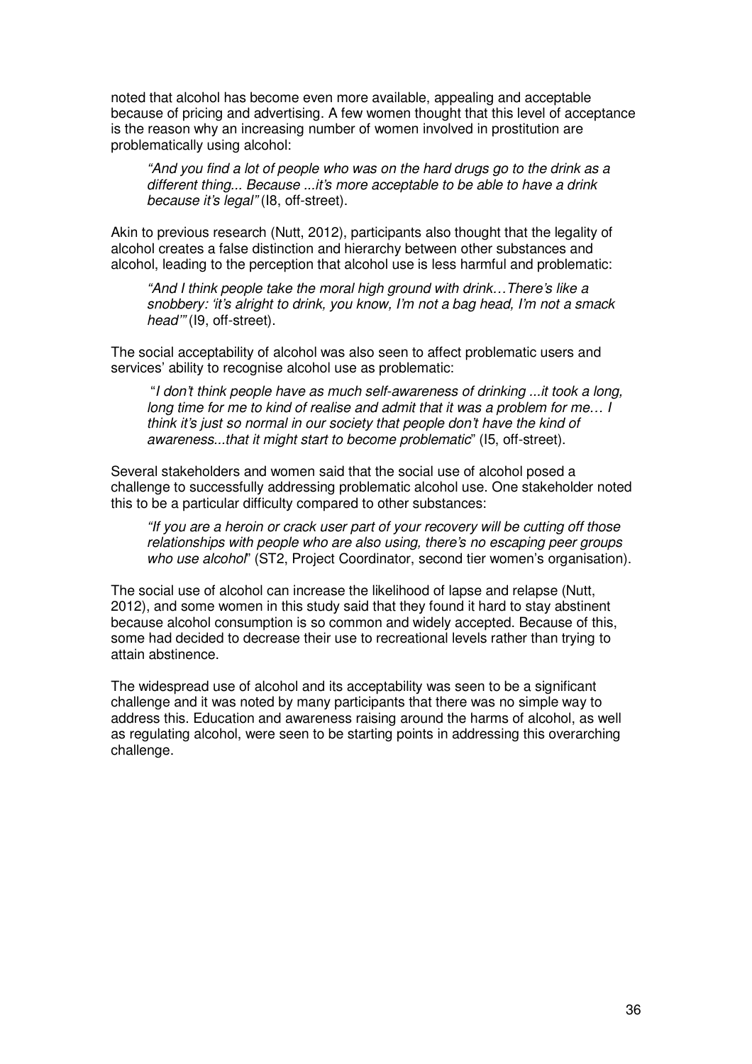noted that alcohol has become even more available, appealing and acceptable because of pricing and advertising. A few women thought that this level of acceptance is the reason why an increasing number of women involved in prostitution are problematically using alcohol:

> *"And you find a lot of people who was on the hard drugs go to the drink as a different thing... Because ...it's more acceptable to be able to have a drink because it's legal"* (I8, off-street).

Akin to previous research (Nutt, 2012), participants also thought that the legality of alcohol creates a false distinction and hierarchy between other substances and alcohol, leading to the perception that alcohol use is less harmful and problematic:

> *"And I think people take the moral high ground with drink…There's like a snobbery: 'it's alright to drink, you know, I'm not a bag head, I'm not a smack head'"* (I9, off-street).

The social acceptability of alcohol was also seen to affect problematic users and services' ability to recognise alcohol use as problematic:

> "*I don't think people have as much self-awareness of drinking ...it took a long, long time for me to kind of realise and admit that it was a problem for me… I think it's just so normal in our society that people don't have the kind of awareness...that it might start to become problematic*" (I5, off-street).

Several stakeholders and women said that the social use of alcohol posed a challenge to successfully addressing problematic alcohol use. One stakeholder noted this to be a particular difficulty compared to other substances:

> *"If you are a heroin or crack user part of your recovery will be cutting off those relationships with people who are also using, there's no escaping peer groups who use alcohol*" (ST2, Project Coordinator, second tier women's organisation).

The social use of alcohol can increase the likelihood of lapse and relapse (Nutt, 2012), and some women in this study said that they found it hard to stay abstinent because alcohol consumption is so common and widely accepted. Because of this, some had decided to decrease their use to recreational levels rather than trying to attain abstinence.

The widespread use of alcohol and its acceptability was seen to be a significant challenge and it was noted by many participants that there was no simple way to address this. Education and awareness raising around the harms of alcohol, as well as regulating alcohol, were seen to be starting points in addressing this overarching challenge.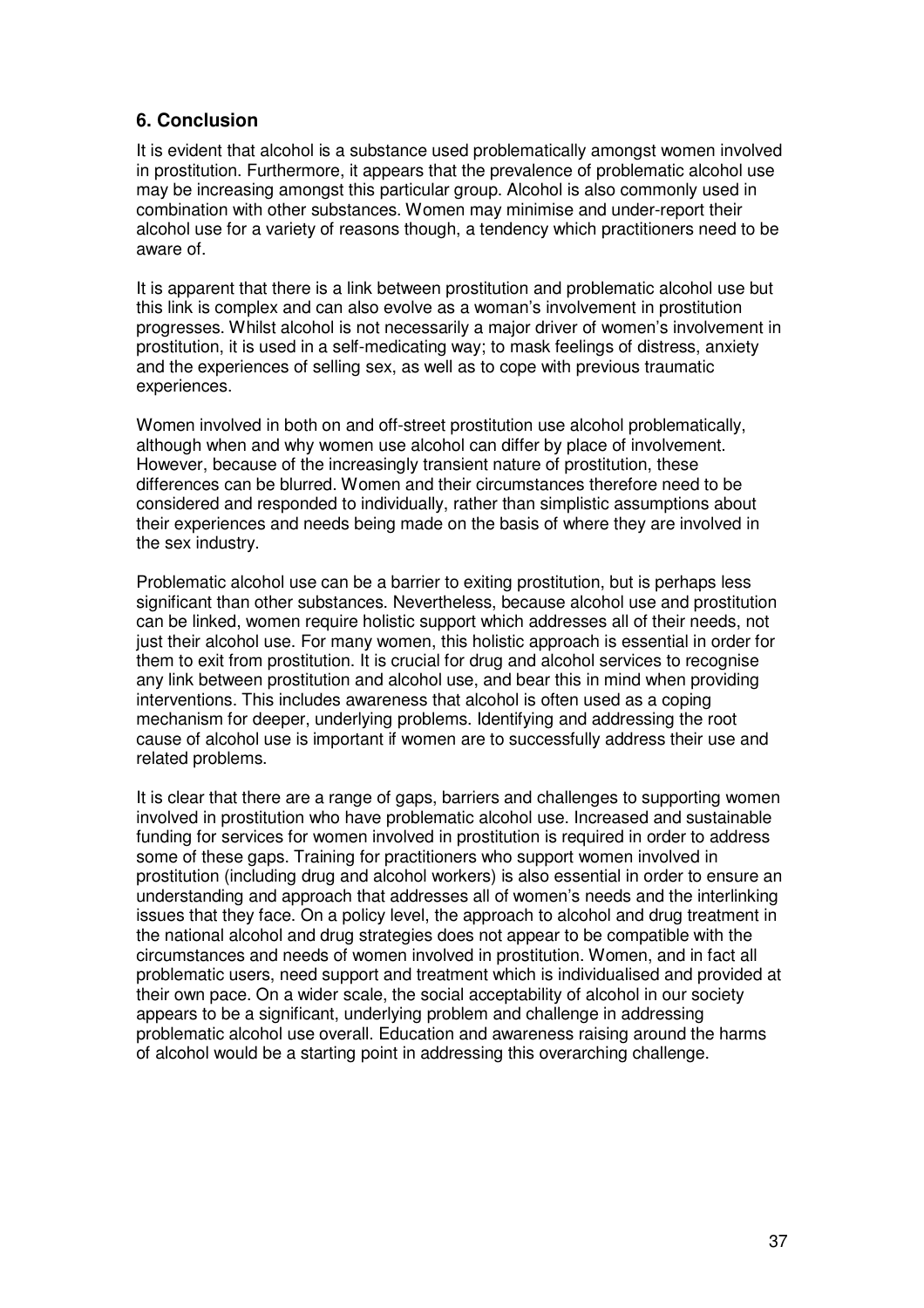## 6. Conclusion

It is evident that alcohol is a substance used problematically amongst women involved in prostitution. Furthermore, it appears that the prevalence of problematic alcohol use may be increasing amongst this particular group. Alcohol is also commonly used in combination with other substances. Women may minimise and under-report their alcohol use for a variety of reasons though, a tendency which practitioners need to be aware of.

It is apparent that there is a link between prostitution and problematic alcohol use but this link is complex and can also evolve as a woman's involvement in prostitution progresses. Whilst alcohol is not necessarily a major driver of women's involvement in prostitution, it is used in a self-medicating way; to mask feelings of distress, anxiety and the experiences of selling sex, as well as to cope with previous traumatic experiences.

Women involved in both on and off-street prostitution use alcohol problematically, although when and why women use alcohol can differ by place of involvement. However, because of the increasingly transient nature of prostitution, these differences can be blurred. Women and their circumstances therefore need to be considered and responded to individually, rather than simplistic assumptions about their experiences and needs being made on the basis of where they are involved in the sex industry.

Problematic alcohol use can be a barrier to exiting prostitution, but is perhaps less significant than other substances. Nevertheless, because alcohol use and prostitution can be linked, women require holistic support which addresses all of their needs, not just their alcohol use. For many women, this holistic approach is essential in order for them to exit from prostitution. It is crucial for drug and alcohol services to recognise any link between prostitution and alcohol use, and bear this in mind when providing interventions. This includes awareness that alcohol is often used as a coping mechanism for deeper, underlying problems. Identifying and addressing the root cause of alcohol use is important if women are to successfully address their use and related problems.

It is clear that there are a range of gaps, barriers and challenges to supporting women involved in prostitution who have problematic alcohol use. Increased and sustainable funding for services for women involved in prostitution is required in order to address some of these gaps. Training for practitioners who support women involved in prostitution (including drug and alcohol workers) is also essential in order to ensure an understanding and approach that addresses all of women's needs and the interlinking issues that they face. On a policy level, the approach to alcohol and drug treatment in the national alcohol and drug strategies does not appear to be compatible with the circumstances and needs of women involved in prostitution. Women, and in fact all problematic users, need support and treatment which is individualised and provided at their own pace. On a wider scale, the social acceptability of alcohol in our society appears to be a significant, underlying problem and challenge in addressing problematic alcohol use overall. Education and awareness raising around the harms of alcohol would be a starting point in addressing this overarching challenge.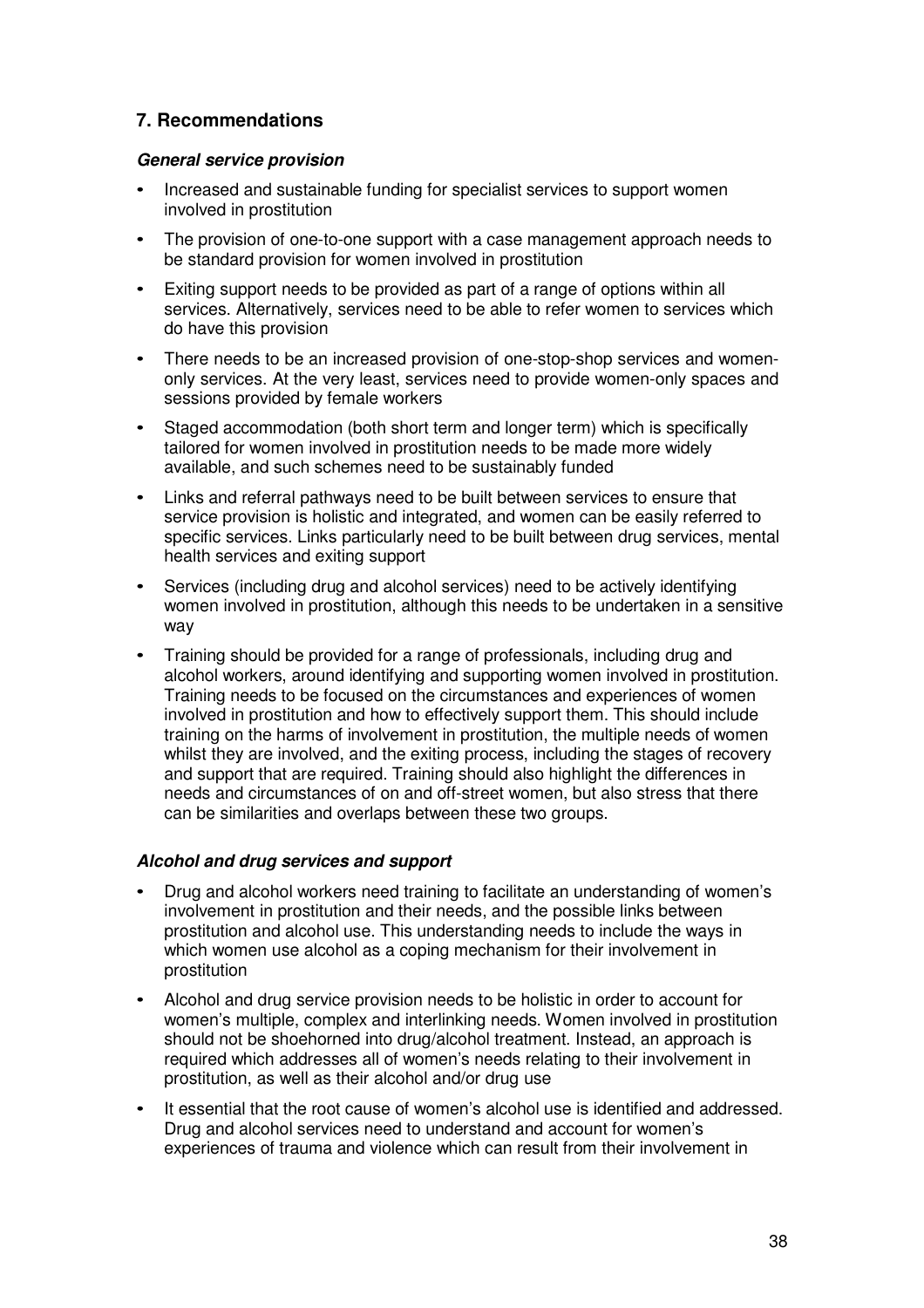## 7. Recommendations

### *General service provision*

- Increased and sustainable funding for specialist services to support women involved in prostitution
- The provision of one-to-one support with a case management approach needs to be standard provision for women involved in prostitution
- Exiting support needs to be provided as part of a range of options within all services. Alternatively, services need to be able to refer women to services which do have this provision
- There needs to be an increased provision of one-stop-shop services and women-only services. At the very least, services need to provide women-only spaces and sessions provided by female workers
- Staged accommodation (both short term and longer term) which is specifically tailored for women involved in prostitution needs to be made more widely available, and such schemes need to be sustainably funded
- Links and referral pathways need to be built between services to ensure that service provision is holistic and integrated, and women can be easily referred to specific services. Links particularly need to be built between drug services, mental health services and exiting support
- Services (including drug and alcohol services) need to be actively identifying women involved in prostitution, although this needs to be undertaken in a sensitive way
- Training should be provided for a range of professionals, including drug and alcohol workers, around identifying and supporting women involved in prostitution. Training needs to be focused on the circumstances and experiences of women involved in prostitution and how to effectively support them. This should include training on the harms of involvement in prostitution, the multiple needs of women whilst they are involved, and the exiting process, including the stages of recovery and support that are required. Training should also highlight the differences in needs and circumstances of on and off-street women, but also stress that there can be similarities and overlaps between these two groups.

### *Alcohol and drug services and support*

- Drug and alcohol workers need training to facilitate an understanding of women's involvement in prostitution and their needs, and the possible links between prostitution and alcohol use. This understanding needs to include the ways in which women use alcohol as a coping mechanism for their involvement in prostitution
- Alcohol and drug service provision needs to be holistic in order to account for women's multiple, complex and interlinking needs. Women involved in prostitution should not be shoehorned into drug/alcohol treatment. Instead, an approach is required which addresses all of women's needs relating to their involvement in prostitution, as well as their alcohol and/or drug use
- It essential that the root cause of women's alcohol use is identified and addressed. Drug and alcohol services need to understand and account for women's experiences of trauma and violence which can result from their involvement in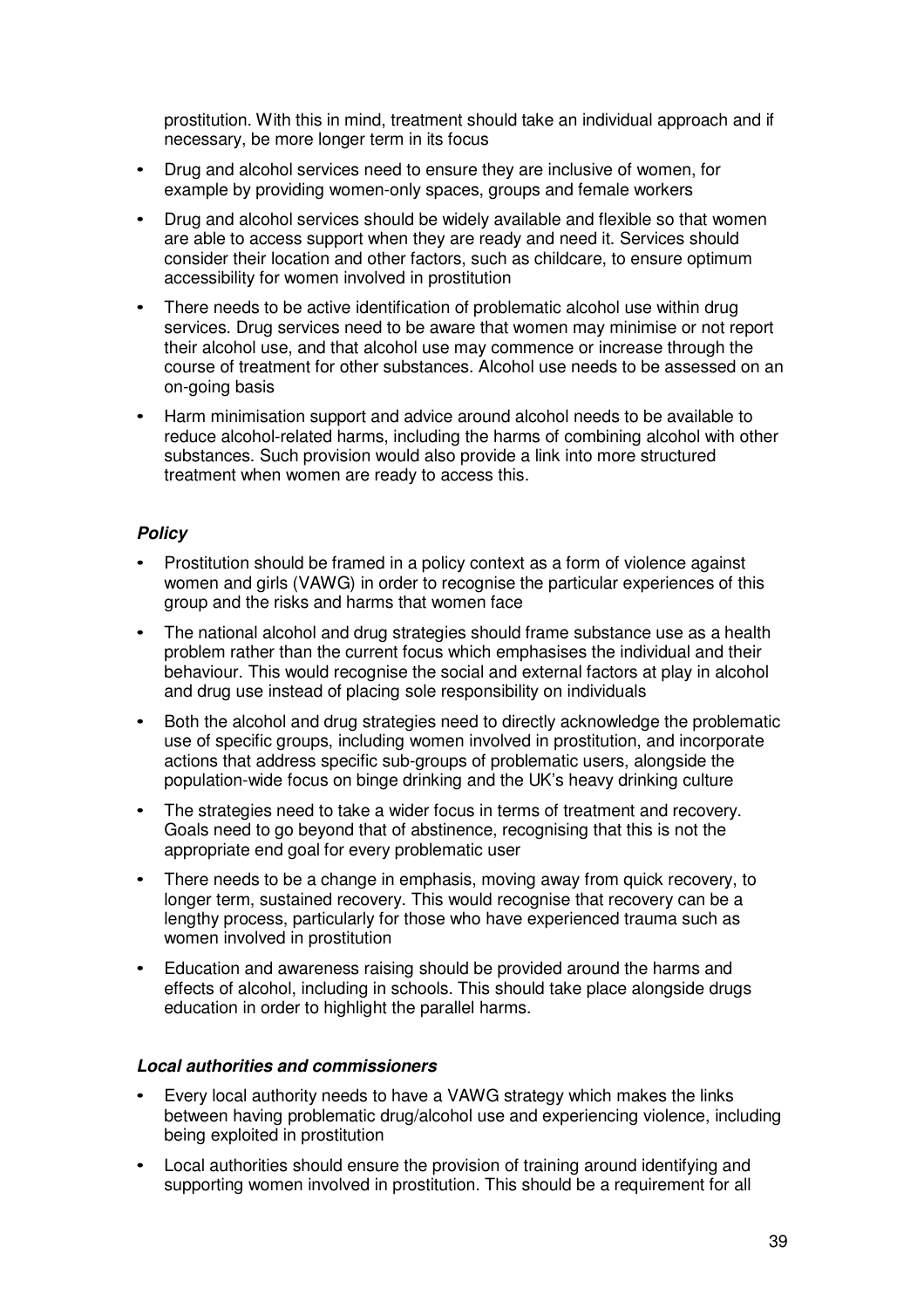prostitution. With this in mind, treatment should take an individual approach and if necessary, be more longer term in its focus

- Drug and alcohol services need to ensure they are inclusive of women, for example by providing women-only spaces, groups and female workers
- Drug and alcohol services should be widely available and flexible so that women are able to access support when they are ready and need it. Services should consider their location and other factors, such as childcare, to ensure optimum accessibility for women involved in prostitution
- There needs to be active identification of problematic alcohol use within drug services. Drug services need to be aware that women may minimise or not report their alcohol use, and that alcohol use may commence or increase through the course of treatment for other substances. Alcohol use needs to be assessed on an on-going basis
- Harm minimisation support and advice around alcohol needs to be available to reduce alcohol-related harms, including the harms of combining alcohol with other substances. Such provision would also provide a link into more structured treatment when women are ready to access this.

***Policy***

- Prostitution should be framed in a policy context as a form of violence against women and girls (VAWG) in order to recognise the particular experiences of this group and the risks and harms that women face
- The national alcohol and drug strategies should frame substance use as a health problem rather than the current focus which emphasises the individual and their behaviour. This would recognise the social and external factors at play in alcohol and drug use instead of placing sole responsibility on individuals
- Both the alcohol and drug strategies need to directly acknowledge the problematic use of specific groups, including women involved in prostitution, and incorporate actions that address specific sub-groups of problematic users, alongside the population-wide focus on binge drinking and the UK's heavy drinking culture
- The strategies need to take a wider focus in terms of treatment and recovery. Goals need to go beyond that of abstinence, recognising that this is not the appropriate end goal for every problematic user
- There needs to be a change in emphasis, moving away from quick recovery, to longer term, sustained recovery. This would recognise that recovery can be a lengthy process, particularly for those who have experienced trauma such as women involved in prostitution
- Education and awareness raising should be provided around the harms and effects of alcohol, including in schools. This should take place alongside drugs education in order to highlight the parallel harms.

***Local authorities and commissioners***

- Every local authority needs to have a VAWG strategy which makes the links between having problematic drug/alcohol use and experiencing violence, including being exploited in prostitution
- Local authorities should ensure the provision of training around identifying and supporting women involved in prostitution. This should be a requirement for all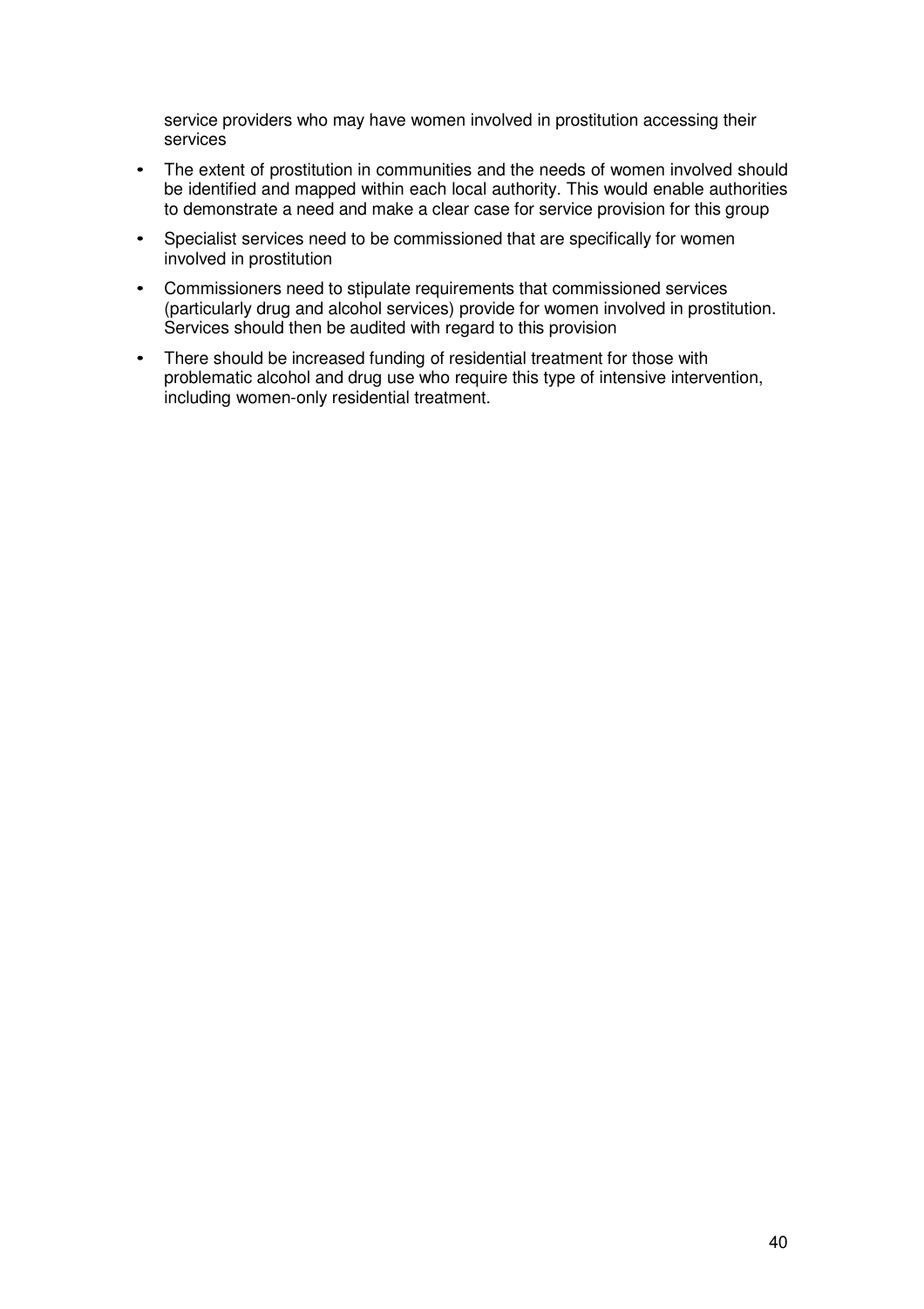service providers who may have women involved in prostitution accessing their services

- The extent of prostitution in communities and the needs of women involved should be identified and mapped within each local authority. This would enable authorities to demonstrate a need and make a clear case for service provision for this group
- Specialist services need to be commissioned that are specifically for women involved in prostitution
- Commissioners need to stipulate requirements that commissioned services (particularly drug and alcohol services) provide for women involved in prostitution. Services should then be audited with regard to this provision
- There should be increased funding of residential treatment for those with problematic alcohol and drug use who require this type of intensive intervention, including women-only residential treatment.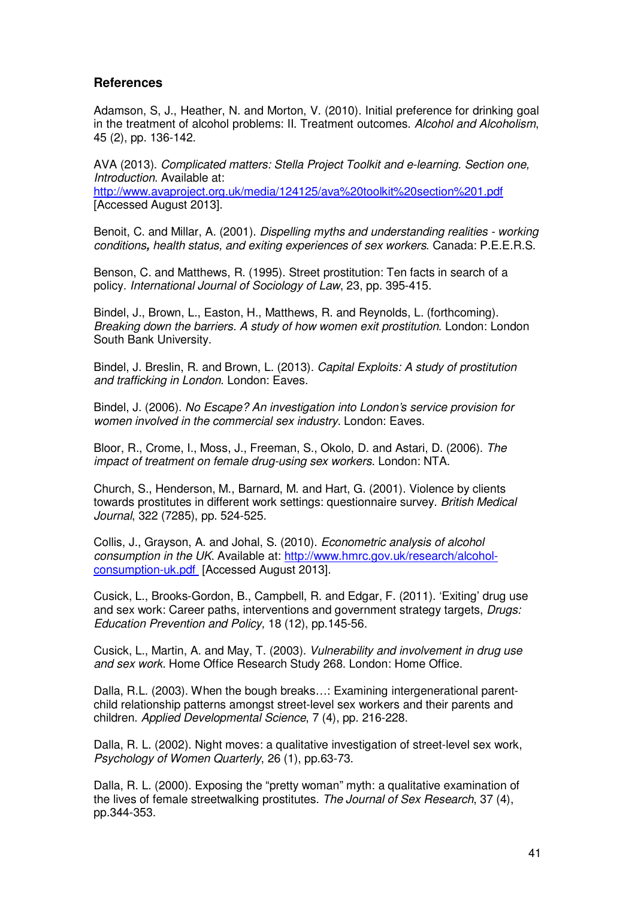## References

Adamson, S, J., Heather, N. and Morton, V. (2010). Initial preference for drinking goal in the treatment of alcohol problems: II. Treatment outcomes. *Alcohol and Alcoholism*, 45 (2), pp. 136-142.

AVA (2013). *Complicated matters: Stella Project Toolkit and e-learning. Section one, Introduction*. Available at: [http://www.avaproject.org.uk/media/124125/ava%20toolkit%20section%201.pdf](http://www.avaproject.org.uk/media/124125/ava%20toolkit%20section%201.pdf) [Accessed August 2013].

Benoit, C. and Millar, A. (2001). *Dispelling myths and understanding realities - working conditions, health status, and exiting experiences of sex workers*. Canada: P.E.E.R.S.

Benson, C. and Matthews, R. (1995). Street prostitution: Ten facts in search of a policy. *International Journal of Sociology of Law*, 23, pp. 395-415.

Bindel, J., Brown, L., Easton, H., Matthews, R. and Reynolds, L. (forthcoming). *Breaking down the barriers. A study of how women exit prostitution*. London: London South Bank University.

Bindel, J. Breslin, R. and Brown, L. (2013). *Capital Exploits: A study of prostitution and trafficking in London*. London: Eaves.

Bindel, J. (2006). *No Escape? An investigation into London's service provision for women involved in the commercial sex industry*. London: Eaves.

Bloor, R., Crome, I., Moss, J., Freeman, S., Okolo, D. and Astari, D. (2006). *The impact of treatment on female drug-using sex workers*. London: NTA.

Church, S., Henderson, M., Barnard, M. and Hart, G. (2001). Violence by clients towards prostitutes in different work settings: questionnaire survey. *British Medical Journal*, 322 (7285), pp. 524-525.

Collis, J., Grayson, A. and Johal, S. (2010). *Econometric analysis of alcohol consumption in the UK*. Available at: [http://www.hmrc.gov.uk/research/alcohol-consumption-uk.pdf](http://www.hmrc.gov.uk/research/alcohol-consumption-uk.pdf) [Accessed August 2013].

Cusick, L., Brooks-Gordon, B., Campbell, R. and Edgar, F. (2011). 'Exiting' drug use and sex work: Career paths, interventions and government strategy targets, *Drugs: Education Prevention and Policy,* 18 (12), pp.145-56.

Cusick, L., Martin, A. and May, T. (2003). *Vulnerability and involvement in drug use and sex work*. Home Office Research Study 268. London: Home Office.

Dalla, R.L. (2003). When the bough breaks…: Examining intergenerational parent-child relationship patterns amongst street-level sex workers and their parents and children. *Applied Developmental Science*, 7 (4), pp. 216-228.

Dalla, R. L. (2002). Night moves: a qualitative investigation of street-level sex work, *Psychology of Women Quarterly*, 26 (1), pp.63-73.

Dalla, R. L. (2000). Exposing the "pretty woman" myth: a qualitative examination of the lives of female streetwalking prostitutes. *The Journal of Sex Research*, 37 (4), pp.344-353.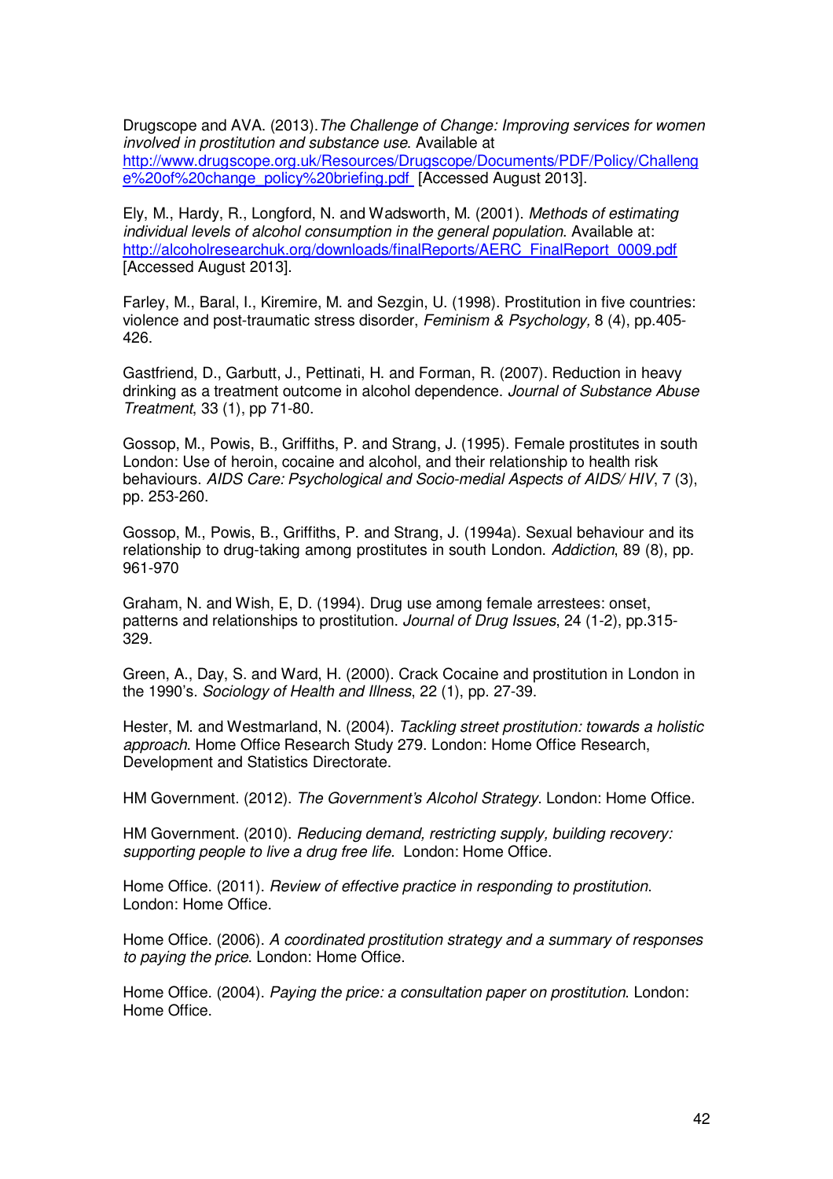Drugscope and AVA. (2013). *The Challenge of Change: Improving services for women involved in prostitution and substance use*. Available at http://www.drugscope.org.uk/Resources/Drugscope/Documents/PDF/Policy/Challenge%20of%20change_policy%20briefing.pdf [Accessed August 2013].

Ely, M., Hardy, R., Longford, N. and Wadsworth, M. (2001). *Methods of estimating individual levels of alcohol consumption in the general population*. Available at: http://alcoholresearchuk.org/downloads/finalReports/AERC_FinalReport_0009.pdf [Accessed August 2013].

Farley, M., Baral, I., Kiremire, M. and Sezgin, U. (1998). Prostitution in five countries: violence and post-traumatic stress disorder, *Feminism & Psychology,* 8 (4), pp.405-426.

Gastfriend, D., Garbutt, J., Pettinati, H. and Forman, R. (2007). Reduction in heavy drinking as a treatment outcome in alcohol dependence. *Journal of Substance Abuse Treatment*, 33 (1), pp 71-80.

Gossop, M., Powis, B., Griffiths, P. and Strang, J. (1995). Female prostitutes in south London: Use of heroin, cocaine and alcohol, and their relationship to health risk behaviours. *AIDS Care: Psychological and Socio-medial Aspects of AIDS/ HIV*, 7 (3), pp. 253-260.

Gossop, M., Powis, B., Griffiths, P. and Strang, J. (1994a). Sexual behaviour and its relationship to drug-taking among prostitutes in south London. *Addiction*, 89 (8), pp. 961-970

Graham, N. and Wish, E, D. (1994). Drug use among female arrestees: onset, patterns and relationships to prostitution. *Journal of Drug Issues*, 24 (1-2), pp.315-329.

Green, A., Day, S. and Ward, H. (2000). Crack Cocaine and prostitution in London in the 1990's. *Sociology of Health and Illness*, 22 (1), pp. 27-39.

Hester, M. and Westmarland, N. (2004). *Tackling street prostitution: towards a holistic approach*. Home Office Research Study 279. London: Home Office Research, Development and Statistics Directorate.

HM Government. (2012). *The Government's Alcohol Strategy*. London: Home Office.

HM Government. (2010). *Reducing demand, restricting supply, building recovery: supporting people to live a drug free life.* London: Home Office.

Home Office. (2011). *Review of effective practice in responding to prostitution*. London: Home Office.

Home Office. (2006). *A coordinated prostitution strategy and a summary of responses to paying the price*. London: Home Office.

Home Office. (2004). *Paying the price: a consultation paper on prostitution*. London: Home Office.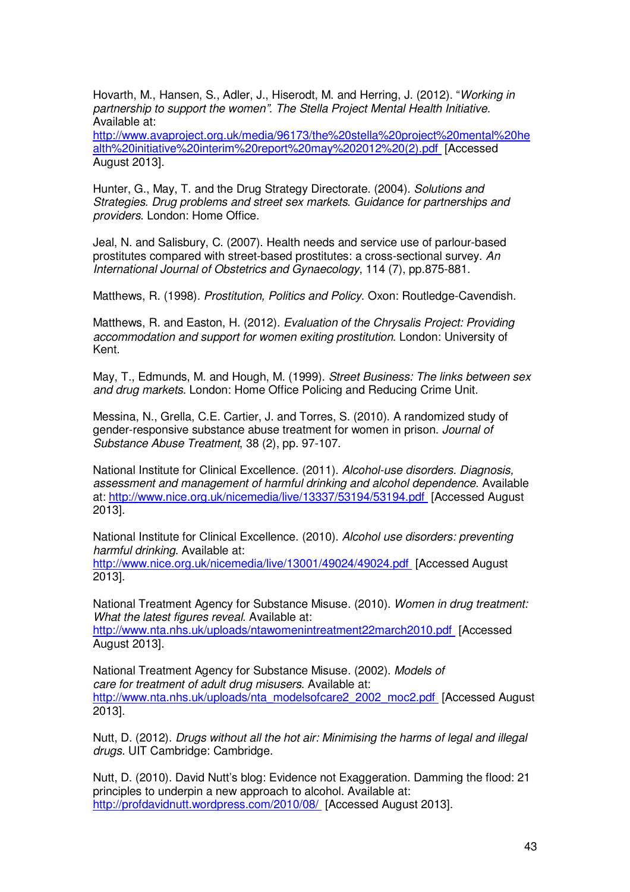Hovarth, M., Hansen, S., Adler, J., Hiserodt, M. and Herring, J. (2012). "*Working in partnership to support the women*". *The Stella Project Mental Health Initiative*. Available at: http://www.avaproject.org.uk/media/96173/the%20stella%20project%20mental%20health%20initiative%20interim%20report%20may%202012%20(2).pdf [Accessed August 2013].

Hunter, G., May, T. and the Drug Strategy Directorate. (2004). *Solutions and Strategies. Drug problems and street sex markets. Guidance for partnerships and providers*. London: Home Office.

Jeal, N. and Salisbury, C. (2007). Health needs and service use of parlour-based prostitutes compared with street-based prostitutes: a cross-sectional survey. *An International Journal of Obstetrics and Gynaecology*, 114 (7), pp.875-881.

Matthews, R. (1998). *Prostitution, Politics and Policy*. Oxon: Routledge-Cavendish.

Matthews, R. and Easton, H. (2012). *Evaluation of the Chrysalis Project: Providing accommodation and support for women exiting prostitution*. London: University of Kent.

May, T., Edmunds, M. and Hough, M. (1999). *Street Business: The links between sex and drug markets*. London: Home Office Policing and Reducing Crime Unit.

Messina, N., Grella, C.E. Cartier, J. and Torres, S. (2010). A randomized study of gender-responsive substance abuse treatment for women in prison. *Journal of Substance Abuse Treatment*, 38 (2), pp. 97-107.

National Institute for Clinical Excellence. (2011). *Alcohol-use disorders. Diagnosis, assessment and management of harmful drinking and alcohol dependence*. Available at: http://www.nice.org.uk/nicemedia/live/13337/53194/53194.pdf [Accessed August 2013].

National Institute for Clinical Excellence. (2010). *Alcohol use disorders: preventing harmful drinking*. Available at: http://www.nice.org.uk/nicemedia/live/13001/49024/49024.pdf [Accessed August 2013].

National Treatment Agency for Substance Misuse. (2010). *Women in drug treatment: What the latest figures reveal*. Available at: http://www.nta.nhs.uk/uploads/ntawomenintreatment22march2010.pdf [Accessed August 2013].

National Treatment Agency for Substance Misuse. (2002). *Models of care for treatment of adult drug misusers*. Available at: http://www.nta.nhs.uk/uploads/nta_modelsofcare2_2002_moc2.pdf [Accessed August 2013].

Nutt, D. (2012). *Drugs without all the hot air: Minimising the harms of legal and illegal drugs*. UIT Cambridge: Cambridge.

Nutt, D. (2010). David Nutt's blog: Evidence not Exaggeration. Damming the flood: 21 principles to underpin a new approach to alcohol. Available at: http://profdavidnutt.wordpress.com/2010/08/ [Accessed August 2013].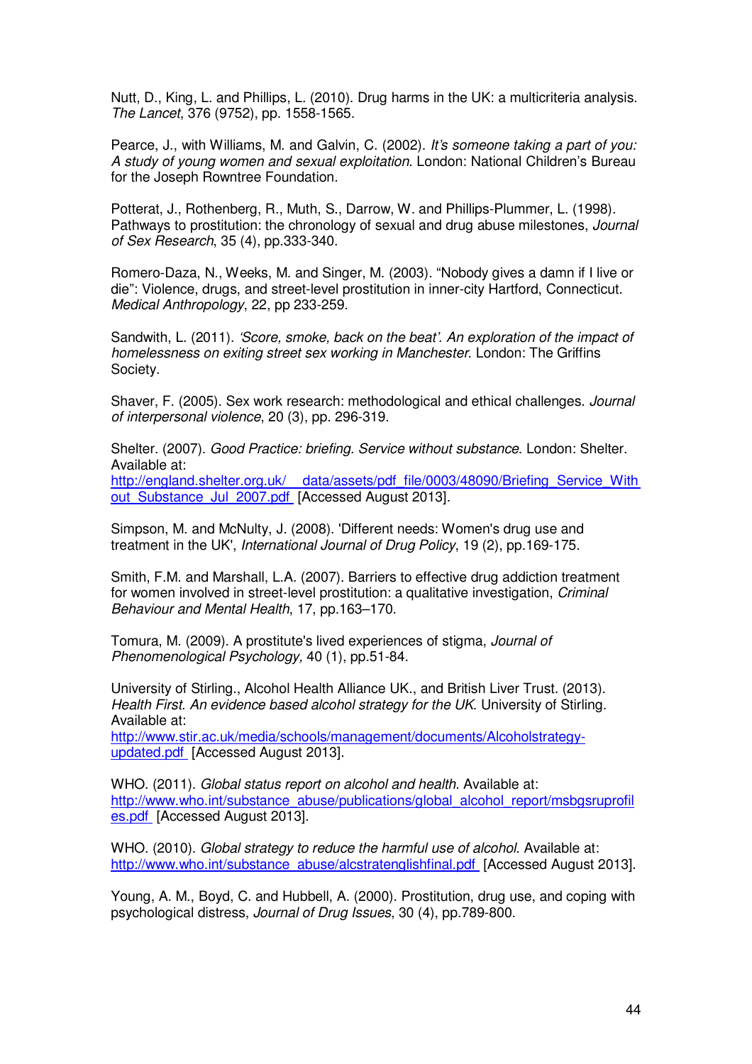Nutt, D., King, L. and Phillips, L. (2010). Drug harms in the UK: a multicriteria analysis. *The Lancet*, 376 (9752), pp. 1558-1565.

Pearce, J., with Williams, M. and Galvin, C. (2002). *It's someone taking a part of you: A study of young women and sexual exploitation*. London: National Children's Bureau for the Joseph Rowntree Foundation.

Potterat, J., Rothenberg, R., Muth, S., Darrow, W. and Phillips-Plummer, L. (1998). Pathways to prostitution: the chronology of sexual and drug abuse milestones, *Journal of Sex Research*, 35 (4), pp.333-340.

Romero-Daza, N., Weeks, M. and Singer, M. (2003). "Nobody gives a damn if I live or die": Violence, drugs, and street-level prostitution in inner-city Hartford, Connecticut. *Medical Anthropology*, 22, pp 233-259.

Sandwith, L. (2011). *'Score, smoke, back on the beat'. An exploration of the impact of homelessness on exiting street sex working in Manchester*. London: The Griffins Society.

Shaver, F. (2005). Sex work research: methodological and ethical challenges. *Journal of interpersonal violence*, 20 (3), pp. 296-319.

Shelter. (2007). *Good Practice: briefing. Service without substance*. London: Shelter. Available at:
http://england.shelter.org.uk/__data/assets/pdf_file/0003/48090/Briefing_Service_Without_Substance_Jul_2007.pdf [Accessed August 2013].

Simpson, M. and McNulty, J. (2008). 'Different needs: Women's drug use and treatment in the UK', *International Journal of Drug Policy*, 19 (2), pp.169-175.

Smith, F.M. and Marshall, L.A. (2007). Barriers to effective drug addiction treatment for women involved in street-level prostitution: a qualitative investigation, *Criminal Behaviour and Mental Health*, 17, pp.163–170.

Tomura, M. (2009). A prostitute's lived experiences of stigma, *Journal of Phenomenological Psychology,* 40 (1), pp.51-84.

University of Stirling., Alcohol Health Alliance UK., and British Liver Trust. (2013). *Health First. An evidence based alcohol strategy for the UK*. University of Stirling. Available at:
http://www.stir.ac.uk/media/schools/management/documents/Alcoholstrategy-updated.pdf [Accessed August 2013].

WHO. (2011). *Global status report on alcohol and health*. Available at:
http://www.who.int/substance_abuse/publications/global_alcohol_report/msbgsruprofiles.pdf [Accessed August 2013].

WHO. (2010). *Global strategy to reduce the harmful use of alcohol*. Available at:
http://www.who.int/substance_abuse/alcstratenglishfinal.pdf [Accessed August 2013].

Young, A. M., Boyd, C. and Hubbell, A. (2000). Prostitution, drug use, and coping with psychological distress, *Journal of Drug Issues*, 30 (4), pp.789-800.